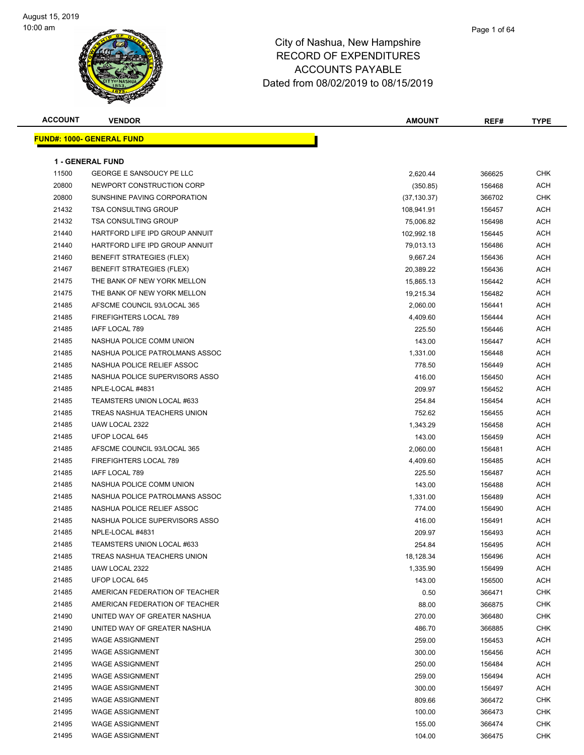August 15, 2019
10:00 am

# City of Nashua, New Hampshire
## RECORD OF EXPENDITURES
## ACCOUNTS PAYABLE
### Dated from 08/02/2019 to 08/15/2019

**FUND#: 1000- GENERAL FUND**

**1 - GENERAL FUND**

| ACCOUNT | VENDOR | AMOUNT | REF# | TYPE |
|---|---|---|---|---|
| 11500 | GEORGE E SANSOUCY PE LLC | 2,620.44 | 366625 | CHK |
| 20800 | NEWPORT CONSTRUCTION CORP | (350.85) | 156468 | ACH |
| 20800 | SUNSHINE PAVING CORPORATION | (37,130.37) | 366702 | CHK |
| 21432 | TSA CONSULTING GROUP | 108,941.91 | 156457 | ACH |
| 21432 | TSA CONSULTING GROUP | 75,006.82 | 156498 | ACH |
| 21440 | HARTFORD LIFE IPD GROUP ANNUIT | 102,992.18 | 156445 | ACH |
| 21440 | HARTFORD LIFE IPD GROUP ANNUIT | 79,013.13 | 156486 | ACH |
| 21460 | BENEFIT STRATEGIES (FLEX) | 9,667.24 | 156436 | ACH |
| 21467 | BENEFIT STRATEGIES (FLEX) | 20,389.22 | 156436 | ACH |
| 21475 | THE BANK OF NEW YORK MELLON | 15,865.13 | 156442 | ACH |
| 21475 | THE BANK OF NEW YORK MELLON | 19,215.34 | 156482 | ACH |
| 21485 | AFSCME COUNCIL 93/LOCAL 365 | 2,060.00 | 156441 | ACH |
| 21485 | FIREFIGHTERS LOCAL 789 | 4,409.60 | 156444 | ACH |
| 21485 | IAFF LOCAL 789 | 225.50 | 156446 | ACH |
| 21485 | NASHUA POLICE COMM UNION | 143.00 | 156447 | ACH |
| 21485 | NASHUA POLICE PATROLMANS ASSOC | 1,331.00 | 156448 | ACH |
| 21485 | NASHUA POLICE RELIEF ASSOC | 778.50 | 156449 | ACH |
| 21485 | NASHUA POLICE SUPERVISORS ASSO | 416.00 | 156450 | ACH |
| 21485 | NPLE-LOCAL #4831 | 209.97 | 156452 | ACH |
| 21485 | TEAMSTERS UNION LOCAL #633 | 254.84 | 156454 | ACH |
| 21485 | TREAS NASHUA TEACHERS UNION | 752.62 | 156455 | ACH |
| 21485 | UAW LOCAL 2322 | 1,343.29 | 156458 | ACH |
| 21485 | UFOP LOCAL 645 | 143.00 | 156459 | ACH |
| 21485 | AFSCME COUNCIL 93/LOCAL 365 | 2,060.00 | 156481 | ACH |
| 21485 | FIREFIGHTERS LOCAL 789 | 4,409.60 | 156485 | ACH |
| 21485 | IAFF LOCAL 789 | 225.50 | 156487 | ACH |
| 21485 | NASHUA POLICE COMM UNION | 143.00 | 156488 | ACH |
| 21485 | NASHUA POLICE PATROLMANS ASSOC | 1,331.00 | 156489 | ACH |
| 21485 | NASHUA POLICE RELIEF ASSOC | 774.00 | 156490 | ACH |
| 21485 | NASHUA POLICE SUPERVISORS ASSO | 416.00 | 156491 | ACH |
| 21485 | NPLE-LOCAL #4831 | 209.97 | 156493 | ACH |
| 21485 | TEAMSTERS UNION LOCAL #633 | 254.84 | 156495 | ACH |
| 21485 | TREAS NASHUA TEACHERS UNION | 18,128.34 | 156496 | ACH |
| 21485 | UAW LOCAL 2322 | 1,335.90 | 156499 | ACH |
| 21485 | UFOP LOCAL 645 | 143.00 | 156500 | ACH |
| 21485 | AMERICAN FEDERATION OF TEACHER | 0.50 | 366471 | CHK |
| 21485 | AMERICAN FEDERATION OF TEACHER | 88.00 | 366875 | CHK |
| 21490 | UNITED WAY OF GREATER NASHUA | 270.00 | 366480 | CHK |
| 21490 | UNITED WAY OF GREATER NASHUA | 486.70 | 366885 | CHK |
| 21495 | WAGE ASSIGNMENT | 259.00 | 156453 | ACH |
| 21495 | WAGE ASSIGNMENT | 300.00 | 156456 | ACH |
| 21495 | WAGE ASSIGNMENT | 250.00 | 156484 | ACH |
| 21495 | WAGE ASSIGNMENT | 259.00 | 156494 | ACH |
| 21495 | WAGE ASSIGNMENT | 300.00 | 156497 | ACH |
| 21495 | WAGE ASSIGNMENT | 809.66 | 366472 | CHK |
| 21495 | WAGE ASSIGNMENT | 100.00 | 366473 | CHK |
| 21495 | WAGE ASSIGNMENT | 155.00 | 366474 | CHK |
| 21495 | WAGE ASSIGNMENT | 104.00 | 366475 | CHK |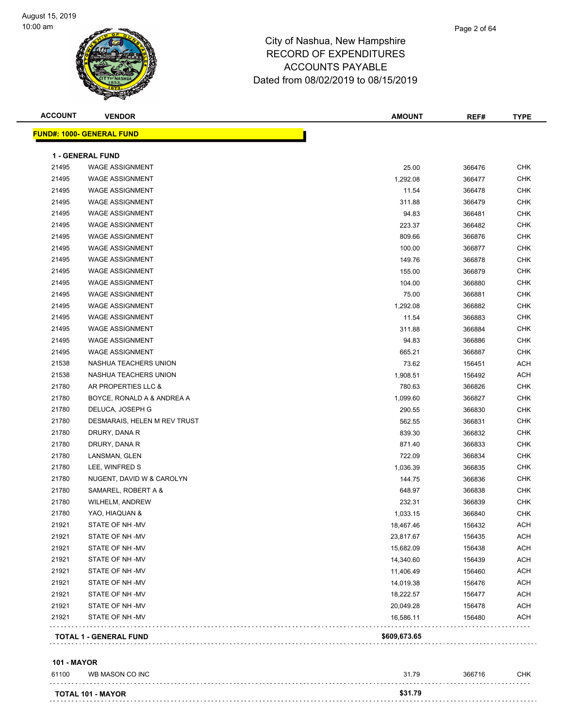# City of Nashua, New Hampshire
## RECORD OF EXPENDITURES
## ACCOUNTS PAYABLE
## Dated from 08/02/2019 to 08/15/2019

| ACCOUNT | VENDOR | AMOUNT | REF# | TYPE |
|---|---|---|---|---|
| **FUND#: 1000- GENERAL FUND** | | | | |
| **1 - GENERAL FUND** | | | | |
| 21495 | WAGE ASSIGNMENT | 25.00 | 366476 | CHK |
| 21495 | WAGE ASSIGNMENT | 1,292.08 | 366477 | CHK |
| 21495 | WAGE ASSIGNMENT | 11.54 | 366478 | CHK |
| 21495 | WAGE ASSIGNMENT | 311.88 | 366479 | CHK |
| 21495 | WAGE ASSIGNMENT | 94.83 | 366481 | CHK |
| 21495 | WAGE ASSIGNMENT | 223.37 | 366482 | CHK |
| 21495 | WAGE ASSIGNMENT | 809.66 | 366876 | CHK |
| 21495 | WAGE ASSIGNMENT | 100.00 | 366877 | CHK |
| 21495 | WAGE ASSIGNMENT | 149.76 | 366878 | CHK |
| 21495 | WAGE ASSIGNMENT | 155.00 | 366879 | CHK |
| 21495 | WAGE ASSIGNMENT | 104.00 | 366880 | CHK |
| 21495 | WAGE ASSIGNMENT | 75.00 | 366881 | CHK |
| 21495 | WAGE ASSIGNMENT | 1,292.08 | 366882 | CHK |
| 21495 | WAGE ASSIGNMENT | 11.54 | 366883 | CHK |
| 21495 | WAGE ASSIGNMENT | 311.88 | 366884 | CHK |
| 21495 | WAGE ASSIGNMENT | 94.83 | 366886 | CHK |
| 21495 | WAGE ASSIGNMENT | 665.21 | 366887 | CHK |
| 21538 | NASHUA TEACHERS UNION | 73.62 | 156451 | ACH |
| 21538 | NASHUA TEACHERS UNION | 1,908.51 | 156492 | ACH |
| 21780 | AR PROPERTIES LLC & | 780.63 | 366826 | CHK |
| 21780 | BOYCE, RONALD A & ANDREA A | 1,099.60 | 366827 | CHK |
| 21780 | DELUCA, JOSEPH G | 290.55 | 366830 | CHK |
| 21780 | DESMARAIS, HELEN M REV TRUST | 562.55 | 366831 | CHK |
| 21780 | DRURY, DANA R | 839.30 | 366832 | CHK |
| 21780 | DRURY, DANA R | 871.40 | 366833 | CHK |
| 21780 | LANSMAN, GLEN | 722.09 | 366834 | CHK |
| 21780 | LEE, WINFRED S | 1,036.39 | 366835 | CHK |
| 21780 | NUGENT, DAVID W & CAROLYN | 144.75 | 366836 | CHK |
| 21780 | SAMAREL, ROBERT A & | 648.97 | 366838 | CHK |
| 21780 | WILHELM, ANDREW | 232.31 | 366839 | CHK |
| 21780 | YAO, HIAQUAN & | 1,033.15 | 366840 | CHK |
| 21921 | STATE OF NH -MV | 18,467.46 | 156432 | ACH |
| 21921 | STATE OF NH -MV | 23,817.67 | 156435 | ACH |
| 21921 | STATE OF NH -MV | 15,682.09 | 156438 | ACH |
| 21921 | STATE OF NH -MV | 14,340.60 | 156439 | ACH |
| 21921 | STATE OF NH -MV | 11,406.49 | 156460 | ACH |
| 21921 | STATE OF NH -MV | 14,019.38 | 156476 | ACH |
| 21921 | STATE OF NH -MV | 18,222.57 | 156477 | ACH |
| 21921 | STATE OF NH -MV | 20,049.28 | 156478 | ACH |
| 21921 | STATE OF NH -MV | 16,586.11 | 156480 | ACH |
| **TOTAL 1 - GENERAL FUND** | | **$609,673.65** | | |
| **101 - MAYOR** | | | | |
| 61100 | WB MASON CO INC | 31.79 | 366716 | CHK |
| **TOTAL 101 - MAYOR** | | **$31.79** | | |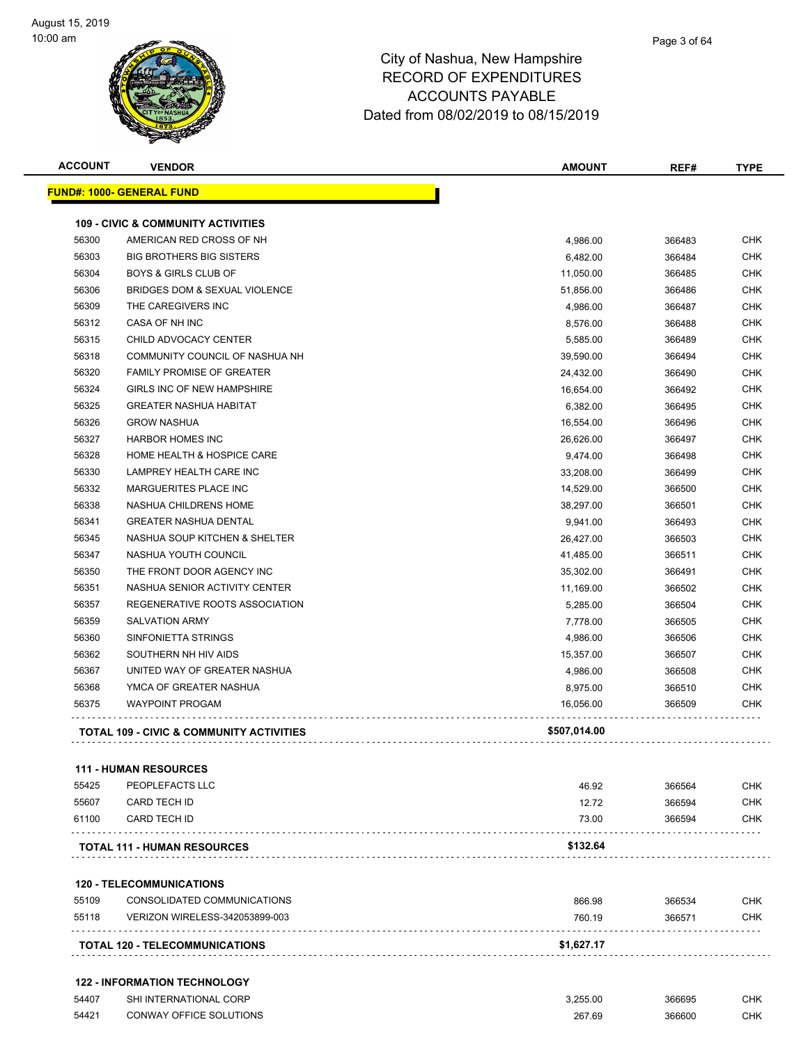# City of Nashua, New Hampshire
## RECORD OF EXPENDITURES
## ACCOUNTS PAYABLE
## Dated from 08/02/2019 to 08/15/2019

| ACCOUNT | VENDOR | AMOUNT | REF# | TYPE |
|---|---|---|---|---|
| **FUND#: 1000- GENERAL FUND** | | | | |
| **109 - CIVIC & COMMUNITY ACTIVITIES** | | | | |
| 56300 | AMERICAN RED CROSS OF NH | 4,986.00 | 366483 | CHK |
| 56303 | BIG BROTHERS BIG SISTERS | 6,482.00 | 366484 | CHK |
| 56304 | BOYS & GIRLS CLUB OF | 11,050.00 | 366485 | CHK |
| 56306 | BRIDGES DOM & SEXUAL VIOLENCE | 51,856.00 | 366486 | CHK |
| 56309 | THE CAREGIVERS INC | 4,986.00 | 366487 | CHK |
| 56312 | CASA OF NH INC | 8,576.00 | 366488 | CHK |
| 56315 | CHILD ADVOCACY CENTER | 5,585.00 | 366489 | CHK |
| 56318 | COMMUNITY COUNCIL OF NASHUA NH | 39,590.00 | 366494 | CHK |
| 56320 | FAMILY PROMISE OF GREATER | 24,432.00 | 366490 | CHK |
| 56324 | GIRLS INC OF NEW HAMPSHIRE | 16,654.00 | 366492 | CHK |
| 56325 | GREATER NASHUA HABITAT | 6,382.00 | 366495 | CHK |
| 56326 | GROW NASHUA | 16,554.00 | 366496 | CHK |
| 56327 | HARBOR HOMES INC | 26,626.00 | 366497 | CHK |
| 56328 | HOME HEALTH & HOSPICE CARE | 9,474.00 | 366498 | CHK |
| 56330 | LAMPREY HEALTH CARE INC | 33,208.00 | 366499 | CHK |
| 56332 | MARGUERITES PLACE INC | 14,529.00 | 366500 | CHK |
| 56338 | NASHUA CHILDRENS HOME | 38,297.00 | 366501 | CHK |
| 56341 | GREATER NASHUA DENTAL | 9,941.00 | 366493 | CHK |
| 56345 | NASHUA SOUP KITCHEN & SHELTER | 26,427.00 | 366503 | CHK |
| 56347 | NASHUA YOUTH COUNCIL | 41,485.00 | 366511 | CHK |
| 56350 | THE FRONT DOOR AGENCY INC | 35,302.00 | 366491 | CHK |
| 56351 | NASHUA SENIOR ACTIVITY CENTER | 11,169.00 | 366502 | CHK |
| 56357 | REGENERATIVE ROOTS ASSOCIATION | 5,285.00 | 366504 | CHK |
| 56359 | SALVATION ARMY | 7,778.00 | 366505 | CHK |
| 56360 | SINFONIETTA STRINGS | 4,986.00 | 366506 | CHK |
| 56362 | SOUTHERN NH HIV AIDS | 15,357.00 | 366507 | CHK |
| 56367 | UNITED WAY OF GREATER NASHUA | 4,986.00 | 366508 | CHK |
| 56368 | YMCA OF GREATER NASHUA | 8,975.00 | 366510 | CHK |
| 56375 | WAYPOINT PROGAM | 16,056.00 | 366509 | CHK |
| **TOTAL 109 - CIVIC & COMMUNITY ACTIVITIES** | | **$507,014.00** | | |
| **111 - HUMAN RESOURCES** | | | | |
| 55425 | PEOPLEFACTS LLC | 46.92 | 366564 | CHK |
| 55607 | CARD TECH ID | 12.72 | 366594 | CHK |
| 61100 | CARD TECH ID | 73.00 | 366594 | CHK |
| **TOTAL 111 - HUMAN RESOURCES** | | **$132.64** | | |
| **120 - TELECOMMUNICATIONS** | | | | |
| 55109 | CONSOLIDATED COMMUNICATIONS | 866.98 | 366534 | CHK |
| 55118 | VERIZON WIRELESS-342053899-003 | 760.19 | 366571 | CHK |
| **TOTAL 120 - TELECOMMUNICATIONS** | | **$1,627.17** | | |
| **122 - INFORMATION TECHNOLOGY** | | | | |
| 54407 | SHI INTERNATIONAL CORP | 3,255.00 | 366695 | CHK |
| 54421 | CONWAY OFFICE SOLUTIONS | 267.69 | 366600 | CHK |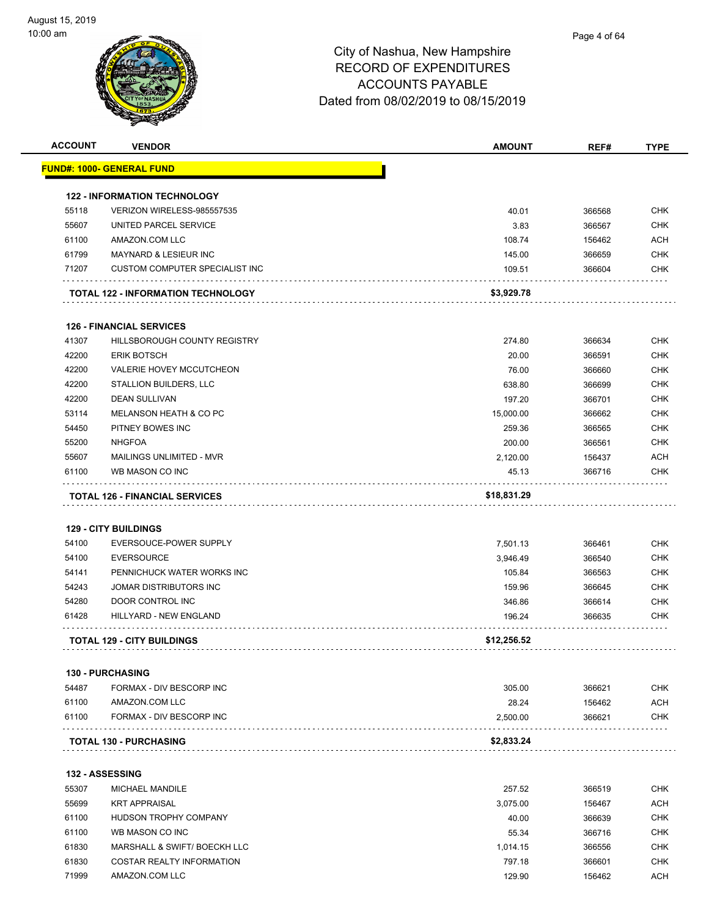# City of Nashua, New Hampshire
## RECORD OF EXPENDITURES
## ACCOUNTS PAYABLE
## Dated from 08/02/2019 to 08/15/2019

| ACCOUNT | VENDOR | AMOUNT | REF# | TYPE |
|---|---|---|---|---|
| **FUND#: 1000- GENERAL FUND** | | | | |
| **122 - INFORMATION TECHNOLOGY** | | | | |
| 55118 | VERIZON WIRELESS-985557535 | 40.01 | 366568 | CHK |
| 55607 | UNITED PARCEL SERVICE | 3.83 | 366567 | CHK |
| 61100 | AMAZON.COM LLC | 108.74 | 156462 | ACH |
| 61799 | MAYNARD & LESIEUR INC | 145.00 | 366659 | CHK |
| 71207 | CUSTOM COMPUTER SPECIALIST INC | 109.51 | 366604 | CHK |
| | **TOTAL 122 - INFORMATION TECHNOLOGY** | **$3,929.78** | | |
| **126 - FINANCIAL SERVICES** | | | | |
| 41307 | HILLSBOROUGH COUNTY REGISTRY | 274.80 | 366634 | CHK |
| 42200 | ERIK BOTSCH | 20.00 | 366591 | CHK |
| 42200 | VALERIE HOVEY MCCUTCHEON | 76.00 | 366660 | CHK |
| 42200 | STALLION BUILDERS, LLC | 638.80 | 366699 | CHK |
| 42200 | DEAN SULLIVAN | 197.20 | 366701 | CHK |
| 53114 | MELANSON HEATH & CO PC | 15,000.00 | 366662 | CHK |
| 54450 | PITNEY BOWES INC | 259.36 | 366565 | CHK |
| 55200 | NHGFOA | 200.00 | 366561 | CHK |
| 55607 | MAILINGS UNLIMITED - MVR | 2,120.00 | 156437 | ACH |
| 61100 | WB MASON CO INC | 45.13 | 366716 | CHK |
| | **TOTAL 126 - FINANCIAL SERVICES** | **$18,831.29** | | |
| **129 - CITY BUILDINGS** | | | | |
| 54100 | EVERSOUCE-POWER SUPPLY | 7,501.13 | 366461 | CHK |
| 54100 | EVERSOURCE | 3,946.49 | 366540 | CHK |
| 54141 | PENNICHUCK WATER WORKS INC | 105.84 | 366563 | CHK |
| 54243 | JOMAR DISTRIBUTORS INC | 159.96 | 366645 | CHK |
| 54280 | DOOR CONTROL INC | 346.86 | 366614 | CHK |
| 61428 | HILLYARD - NEW ENGLAND | 196.24 | 366635 | CHK |
| | **TOTAL 129 - CITY BUILDINGS** | **$12,256.52** | | |
| **130 - PURCHASING** | | | | |
| 54487 | FORMAX - DIV BESCORP INC | 305.00 | 366621 | CHK |
| 61100 | AMAZON.COM LLC | 28.24 | 156462 | ACH |
| 61100 | FORMAX - DIV BESCORP INC | 2,500.00 | 366621 | CHK |
| | **TOTAL 130 - PURCHASING** | **$2,833.24** | | |
| **132 - ASSESSING** | | | | |
| 55307 | MICHAEL MANDILE | 257.52 | 366519 | CHK |
| 55699 | KRT APPRAISAL | 3,075.00 | 156467 | ACH |
| 61100 | HUDSON TROPHY COMPANY | 40.00 | 366639 | CHK |
| 61100 | WB MASON CO INC | 55.34 | 366716 | CHK |
| 61830 | MARSHALL & SWIFT/ BOECKH LLC | 1,014.15 | 366556 | CHK |
| 61830 | COSTAR REALTY INFORMATION | 797.18 | 366601 | CHK |
| 71999 | AMAZON.COM LLC | 129.90 | 156462 | ACH |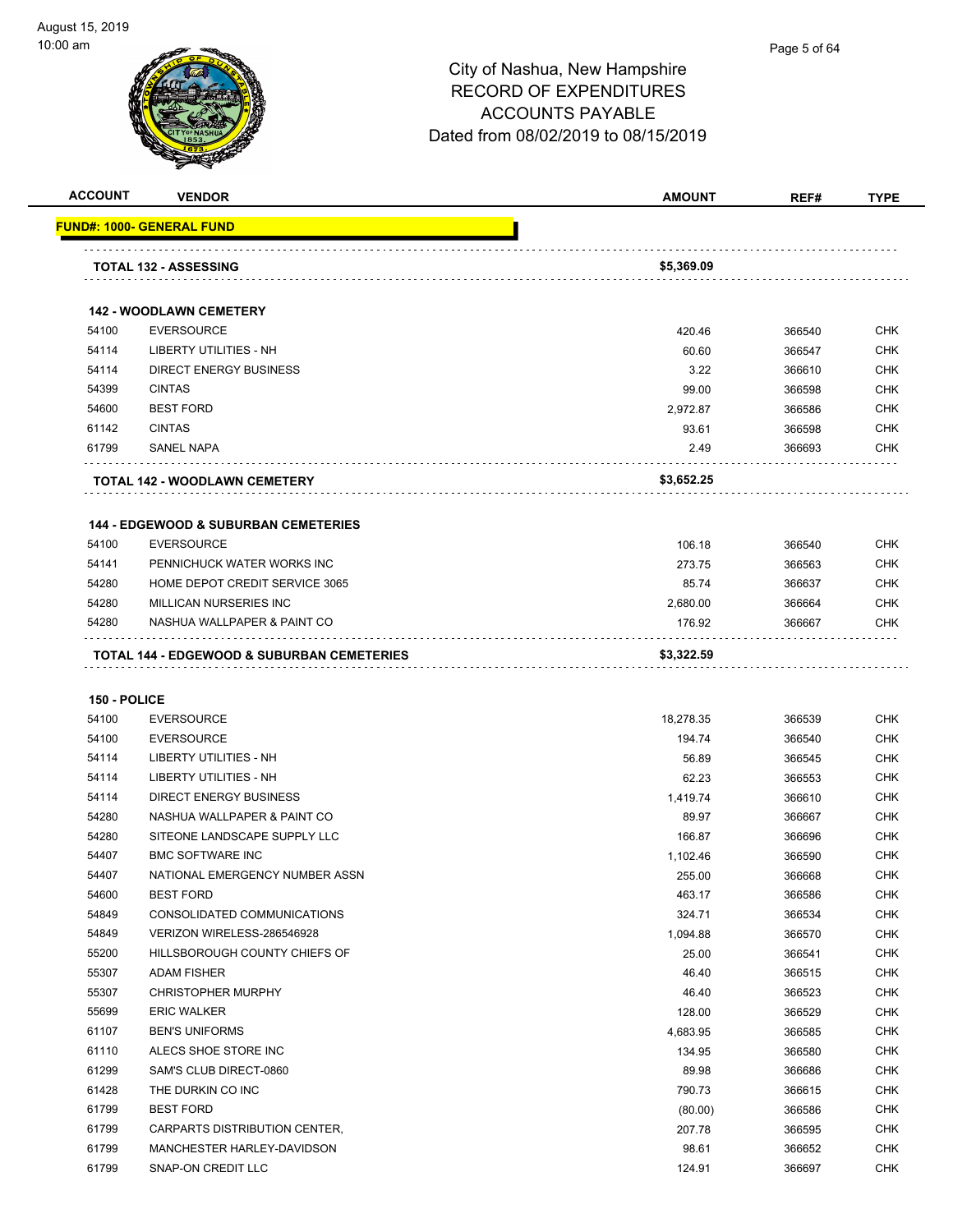City of Nashua, New Hampshire
RECORD OF EXPENDITURES
ACCOUNTS PAYABLE
Dated from 08/02/2019 to 08/15/2019

| ACCOUNT | VENDOR | AMOUNT | REF# | TYPE |
|---|---|---|---|---|
| **FUND#: 1000- GENERAL FUND** | | | | |
| | **TOTAL 132 - ASSESSING** | **$5,369.09** | | |
| | **142 - WOODLAWN CEMETERY** | | | |
| 54100 | EVERSOURCE | 420.46 | 366540 | CHK |
| 54114 | LIBERTY UTILITIES - NH | 60.60 | 366547 | CHK |
| 54114 | DIRECT ENERGY BUSINESS | 3.22 | 366610 | CHK |
| 54399 | CINTAS | 99.00 | 366598 | CHK |
| 54600 | BEST FORD | 2,972.87 | 366586 | CHK |
| 61142 | CINTAS | 93.61 | 366598 | CHK |
| 61799 | SANEL NAPA | 2.49 | 366693 | CHK |
| | **TOTAL 142 - WOODLAWN CEMETERY** | **$3,652.25** | | |
| | **144 - EDGEWOOD & SUBURBAN CEMETERIES** | | | |
| 54100 | EVERSOURCE | 106.18 | 366540 | CHK |
| 54141 | PENNICHUCK WATER WORKS INC | 273.75 | 366563 | CHK |
| 54280 | HOME DEPOT CREDIT SERVICE 3065 | 85.74 | 366637 | CHK |
| 54280 | MILLICAN NURSERIES INC | 2,680.00 | 366664 | CHK |
| 54280 | NASHUA WALLPAPER & PAINT CO | 176.92 | 366667 | CHK |
| | **TOTAL 144 - EDGEWOOD & SUBURBAN CEMETERIES** | **$3,322.59** | | |
| | **150 - POLICE** | | | |
| 54100 | EVERSOURCE | 18,278.35 | 366539 | CHK |
| 54100 | EVERSOURCE | 194.74 | 366540 | CHK |
| 54114 | LIBERTY UTILITIES - NH | 56.89 | 366545 | CHK |
| 54114 | LIBERTY UTILITIES - NH | 62.23 | 366553 | CHK |
| 54114 | DIRECT ENERGY BUSINESS | 1,419.74 | 366610 | CHK |
| 54280 | NASHUA WALLPAPER & PAINT CO | 89.97 | 366667 | CHK |
| 54280 | SITEONE LANDSCAPE SUPPLY LLC | 166.87 | 366696 | CHK |
| 54407 | BMC SOFTWARE INC | 1,102.46 | 366590 | CHK |
| 54407 | NATIONAL EMERGENCY NUMBER ASSN | 255.00 | 366668 | CHK |
| 54600 | BEST FORD | 463.17 | 366586 | CHK |
| 54849 | CONSOLIDATED COMMUNICATIONS | 324.71 | 366534 | CHK |
| 54849 | VERIZON WIRELESS-286546928 | 1,094.88 | 366570 | CHK |
| 55200 | HILLSBOROUGH COUNTY CHIEFS OF | 25.00 | 366541 | CHK |
| 55307 | ADAM FISHER | 46.40 | 366515 | CHK |
| 55307 | CHRISTOPHER MURPHY | 46.40 | 366523 | CHK |
| 55699 | ERIC WALKER | 128.00 | 366529 | CHK |
| 61107 | BEN'S UNIFORMS | 4,683.95 | 366585 | CHK |
| 61110 | ALECS SHOE STORE INC | 134.95 | 366580 | CHK |
| 61299 | SAM'S CLUB DIRECT-0860 | 89.98 | 366686 | CHK |
| 61428 | THE DURKIN CO INC | 790.73 | 366615 | CHK |
| 61799 | BEST FORD | (80.00) | 366586 | CHK |
| 61799 | CARPARTS DISTRIBUTION CENTER, | 207.78 | 366595 | CHK |
| 61799 | MANCHESTER HARLEY-DAVIDSON | 98.61 | 366652 | CHK |
| 61799 | SNAP-ON CREDIT LLC | 124.91 | 366697 | CHK |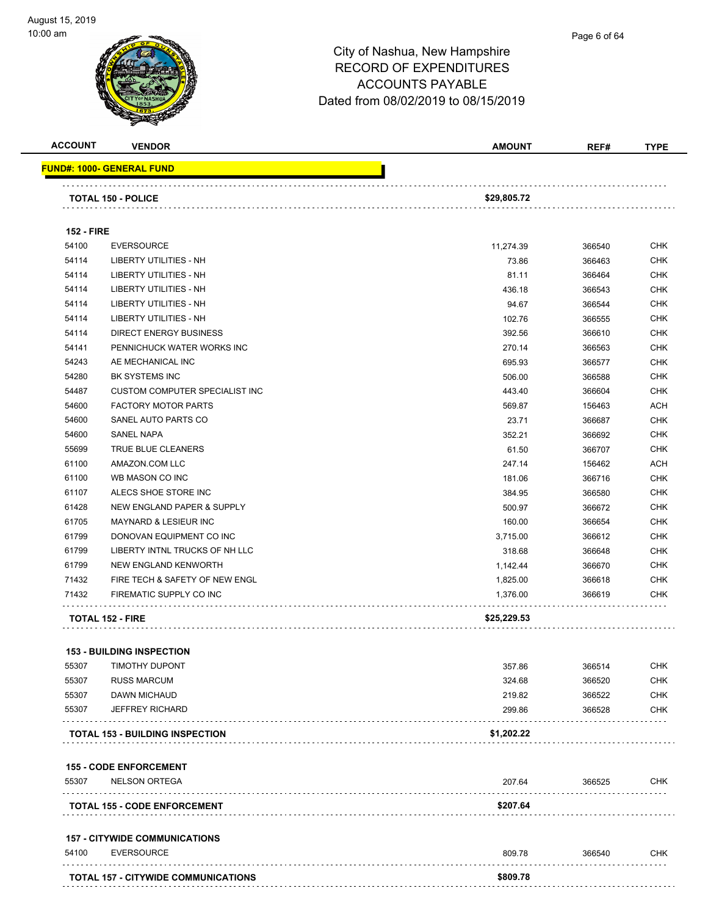City of Nashua, New Hampshire
RECORD OF EXPENDITURES
ACCOUNTS PAYABLE
Dated from 08/02/2019 to 08/15/2019

| ACCOUNT | VENDOR | AMOUNT | REF# | TYPE |
|---|---|---|---|---|
| **FUND#: 1000- GENERAL FUND** | | | | |
| | **TOTAL 150 - POLICE** | **$29,805.72** | | |
| **152 - FIRE** | | | | |
| 54100 | EVERSOURCE | 11,274.39 | 366540 | CHK |
| 54114 | LIBERTY UTILITIES - NH | 73.86 | 366463 | CHK |
| 54114 | LIBERTY UTILITIES - NH | 81.11 | 366464 | CHK |
| 54114 | LIBERTY UTILITIES - NH | 436.18 | 366543 | CHK |
| 54114 | LIBERTY UTILITIES - NH | 94.67 | 366544 | CHK |
| 54114 | LIBERTY UTILITIES - NH | 102.76 | 366555 | CHK |
| 54114 | DIRECT ENERGY BUSINESS | 392.56 | 366610 | CHK |
| 54141 | PENNICHUCK WATER WORKS INC | 270.14 | 366563 | CHK |
| 54243 | AE MECHANICAL INC | 695.93 | 366577 | CHK |
| 54280 | BK SYSTEMS INC | 506.00 | 366588 | CHK |
| 54487 | CUSTOM COMPUTER SPECIALIST INC | 443.40 | 366604 | CHK |
| 54600 | FACTORY MOTOR PARTS | 569.87 | 156463 | ACH |
| 54600 | SANEL AUTO PARTS CO | 23.71 | 366687 | CHK |
| 54600 | SANEL NAPA | 352.21 | 366692 | CHK |
| 55699 | TRUE BLUE CLEANERS | 61.50 | 366707 | CHK |
| 61100 | AMAZON.COM LLC | 247.14 | 156462 | ACH |
| 61100 | WB MASON CO INC | 181.06 | 366716 | CHK |
| 61107 | ALECS SHOE STORE INC | 384.95 | 366580 | CHK |
| 61428 | NEW ENGLAND PAPER & SUPPLY | 500.97 | 366672 | CHK |
| 61705 | MAYNARD & LESIEUR INC | 160.00 | 366654 | CHK |
| 61799 | DONOVAN EQUIPMENT CO INC | 3,715.00 | 366612 | CHK |
| 61799 | LIBERTY INTNL TRUCKS OF NH LLC | 318.68 | 366648 | CHK |
| 61799 | NEW ENGLAND KENWORTH | 1,142.44 | 366670 | CHK |
| 71432 | FIRE TECH & SAFETY OF NEW ENGL | 1,825.00 | 366618 | CHK |
| 71432 | FIREMATIC SUPPLY CO INC | 1,376.00 | 366619 | CHK |
| | **TOTAL 152 - FIRE** | **$25,229.53** | | |
| **153 - BUILDING INSPECTION** | | | | |
| 55307 | TIMOTHY DUPONT | 357.86 | 366514 | CHK |
| 55307 | RUSS MARCUM | 324.68 | 366520 | CHK |
| 55307 | DAWN MICHAUD | 219.82 | 366522 | CHK |
| 55307 | JEFFREY RICHARD | 299.86 | 366528 | CHK |
| | **TOTAL 153 - BUILDING INSPECTION** | **$1,202.22** | | |
| **155 - CODE ENFORCEMENT** | | | | |
| 55307 | NELSON ORTEGA | 207.64 | 366525 | CHK |
| | **TOTAL 155 - CODE ENFORCEMENT** | **$207.64** | | |
| **157 - CITYWIDE COMMUNICATIONS** | | | | |
| 54100 | EVERSOURCE | 809.78 | 366540 | CHK |
| | **TOTAL 157 - CITYWIDE COMMUNICATIONS** | **$809.78** | | |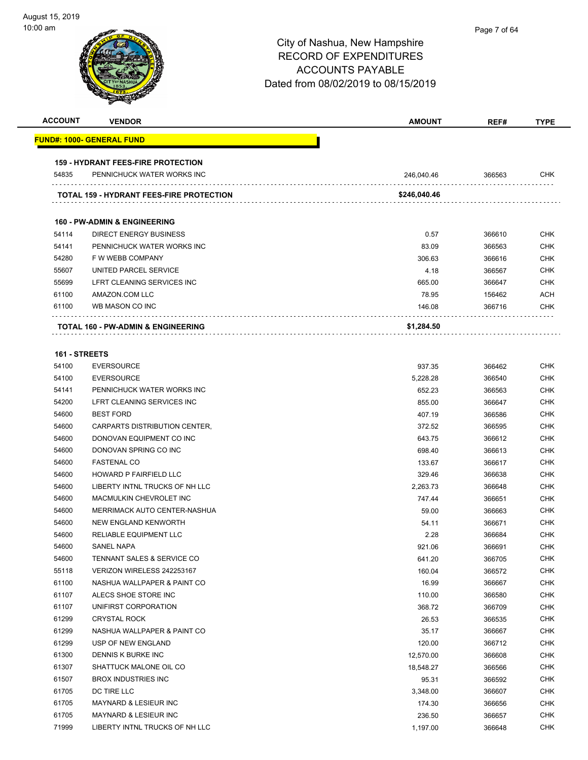# City of Nashua, New Hampshire
# RECORD OF EXPENDITURES
# ACCOUNTS PAYABLE
# Dated from 08/02/2019 to 08/15/2019

| ACCOUNT | VENDOR | AMOUNT | REF# | TYPE |
|---|---|---|---|---|
| **FUND#: 1000- GENERAL FUND** | | | | |
| **159 - HYDRANT FEES-FIRE PROTECTION** | | | | |
| 54835 | PENNICHUCK WATER WORKS INC | 246,040.46 | 366563 | CHK |
| **TOTAL 159 - HYDRANT FEES-FIRE PROTECTION** | | **$246,040.46** | | |
| **160 - PW-ADMIN & ENGINEERING** | | | | |
| 54114 | DIRECT ENERGY BUSINESS | 0.57 | 366610 | CHK |
| 54141 | PENNICHUCK WATER WORKS INC | 83.09 | 366563 | CHK |
| 54280 | F W WEBB COMPANY | 306.63 | 366616 | CHK |
| 55607 | UNITED PARCEL SERVICE | 4.18 | 366567 | CHK |
| 55699 | LFRT CLEANING SERVICES INC | 665.00 | 366647 | CHK |
| 61100 | AMAZON.COM LLC | 78.95 | 156462 | ACH |
| 61100 | WB MASON CO INC | 146.08 | 366716 | CHK |
| **TOTAL 160 - PW-ADMIN & ENGINEERING** | | **$1,284.50** | | |
| **161 - STREETS** | | | | |
| 54100 | EVERSOURCE | 937.35 | 366462 | CHK |
| 54100 | EVERSOURCE | 5,228.28 | 366540 | CHK |
| 54141 | PENNICHUCK WATER WORKS INC | 652.23 | 366563 | CHK |
| 54200 | LFRT CLEANING SERVICES INC | 855.00 | 366647 | CHK |
| 54600 | BEST FORD | 407.19 | 366586 | CHK |
| 54600 | CARPARTS DISTRIBUTION CENTER, | 372.52 | 366595 | CHK |
| 54600 | DONOVAN EQUIPMENT CO INC | 643.75 | 366612 | CHK |
| 54600 | DONOVAN SPRING CO INC | 698.40 | 366613 | CHK |
| 54600 | FASTENAL CO | 133.67 | 366617 | CHK |
| 54600 | HOWARD P FAIRFIELD LLC | 329.46 | 366638 | CHK |
| 54600 | LIBERTY INTNL TRUCKS OF NH LLC | 2,263.73 | 366648 | CHK |
| 54600 | MACMULKIN CHEVROLET INC | 747.44 | 366651 | CHK |
| 54600 | MERRIMACK AUTO CENTER-NASHUA | 59.00 | 366663 | CHK |
| 54600 | NEW ENGLAND KENWORTH | 54.11 | 366671 | CHK |
| 54600 | RELIABLE EQUIPMENT LLC | 2.28 | 366684 | CHK |
| 54600 | SANEL NAPA | 921.06 | 366691 | CHK |
| 54600 | TENNANT SALES & SERVICE CO | 641.20 | 366705 | CHK |
| 55118 | VERIZON WIRELESS 242253167 | 160.04 | 366572 | CHK |
| 61100 | NASHUA WALLPAPER & PAINT CO | 16.99 | 366667 | CHK |
| 61107 | ALECS SHOE STORE INC | 110.00 | 366580 | CHK |
| 61107 | UNIFIRST CORPORATION | 368.72 | 366709 | CHK |
| 61299 | CRYSTAL ROCK | 26.53 | 366535 | CHK |
| 61299 | NASHUA WALLPAPER & PAINT CO | 35.17 | 366667 | CHK |
| 61299 | USP OF NEW ENGLAND | 120.00 | 366712 | CHK |
| 61300 | DENNIS K BURKE INC | 12,570.00 | 366608 | CHK |
| 61307 | SHATTUCK MALONE OIL CO | 18,548.27 | 366566 | CHK |
| 61507 | BROX INDUSTRIES INC | 95.31 | 366592 | CHK |
| 61705 | DC TIRE LLC | 3,348.00 | 366607 | CHK |
| 61705 | MAYNARD & LESIEUR INC | 174.30 | 366656 | CHK |
| 61705 | MAYNARD & LESIEUR INC | 236.50 | 366657 | CHK |
| 71999 | LIBERTY INTNL TRUCKS OF NH LLC | 1,197.00 | 366648 | CHK |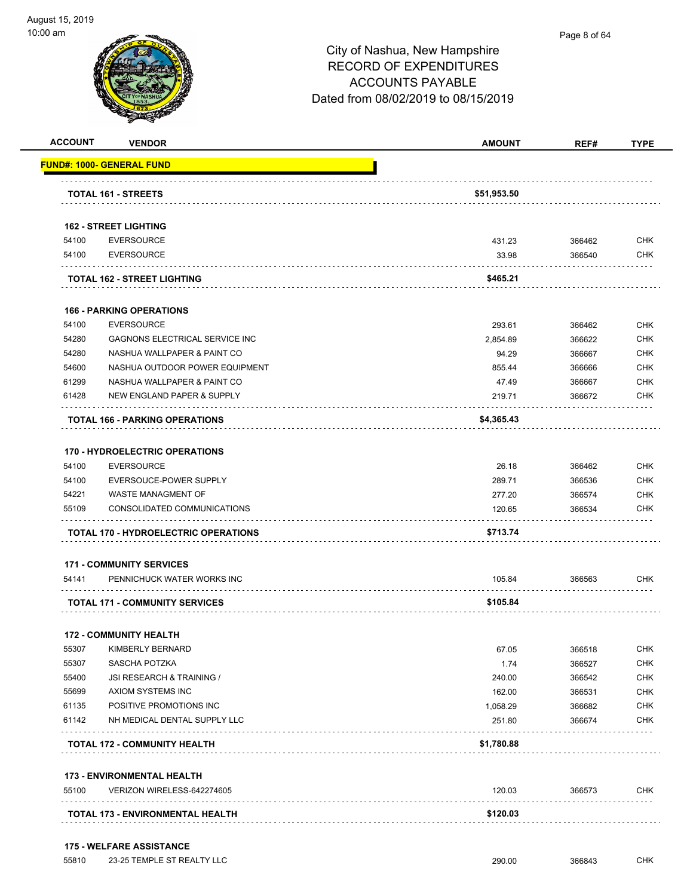City of Nashua, New Hampshire
RECORD OF EXPENDITURES
ACCOUNTS PAYABLE
Dated from 08/02/2019 to 08/15/2019

| ACCOUNT | VENDOR | AMOUNT | REF# | TYPE |
|---|---|---|---|---|
| **FUND#: 1000- GENERAL FUND** | | | | |
| | **TOTAL 161 - STREETS** | **$51,953.50** | | |
| | **162 - STREET LIGHTING** | | | |
| 54100 | EVERSOURCE | 431.23 | 366462 | CHK |
| 54100 | EVERSOURCE | 33.98 | 366540 | CHK |
| | **TOTAL 162 - STREET LIGHTING** | **$465.21** | | |
| | **166 - PARKING OPERATIONS** | | | |
| 54100 | EVERSOURCE | 293.61 | 366462 | CHK |
| 54280 | GAGNONS ELECTRICAL SERVICE INC | 2,854.89 | 366622 | CHK |
| 54280 | NASHUA WALLPAPER & PAINT CO | 94.29 | 366667 | CHK |
| 54600 | NASHUA OUTDOOR POWER EQUIPMENT | 855.44 | 366666 | CHK |
| 61299 | NASHUA WALLPAPER & PAINT CO | 47.49 | 366667 | CHK |
| 61428 | NEW ENGLAND PAPER & SUPPLY | 219.71 | 366672 | CHK |
| | **TOTAL 166 - PARKING OPERATIONS** | **$4,365.43** | | |
| | **170 - HYDROELECTRIC OPERATIONS** | | | |
| 54100 | EVERSOURCE | 26.18 | 366462 | CHK |
| 54100 | EVERSOUCE-POWER SUPPLY | 289.71 | 366536 | CHK |
| 54221 | WASTE MANAGMENT OF | 277.20 | 366574 | CHK |
| 55109 | CONSOLIDATED COMMUNICATIONS | 120.65 | 366534 | CHK |
| | **TOTAL 170 - HYDROELECTRIC OPERATIONS** | **$713.74** | | |
| | **171 - COMMUNITY SERVICES** | | | |
| 54141 | PENNICHUCK WATER WORKS INC | 105.84 | 366563 | CHK |
| | **TOTAL 171 - COMMUNITY SERVICES** | **$105.84** | | |
| | **172 - COMMUNITY HEALTH** | | | |
| 55307 | KIMBERLY BERNARD | 67.05 | 366518 | CHK |
| 55307 | SASCHA POTZKA | 1.74 | 366527 | CHK |
| 55400 | JSI RESEARCH & TRAINING / | 240.00 | 366542 | CHK |
| 55699 | AXIOM SYSTEMS INC | 162.00 | 366531 | CHK |
| 61135 | POSITIVE PROMOTIONS INC | 1,058.29 | 366682 | CHK |
| 61142 | NH MEDICAL DENTAL SUPPLY LLC | 251.80 | 366674 | CHK |
| | **TOTAL 172 - COMMUNITY HEALTH** | **$1,780.88** | | |
| | **173 - ENVIRONMENTAL HEALTH** | | | |
| 55100 | VERIZON WIRELESS-642274605 | 120.03 | 366573 | CHK |
| | **TOTAL 173 - ENVIRONMENTAL HEALTH** | **$120.03** | | |
| | **175 - WELFARE ASSISTANCE** | | | |
| 55810 | 23-25 TEMPLE ST REALTY LLC | 290.00 | 366843 | CHK |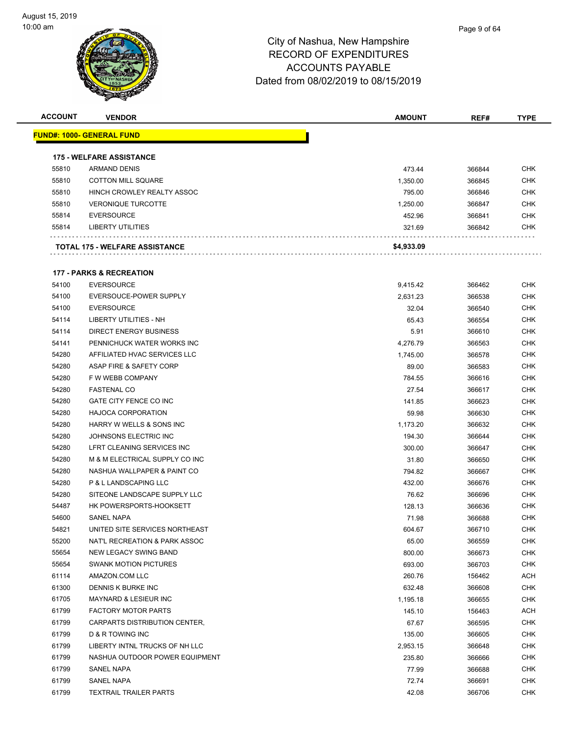# City of Nashua, New Hampshire
# RECORD OF EXPENDITURES
# ACCOUNTS PAYABLE
# Dated from 08/02/2019 to 08/15/2019

| ACCOUNT | VENDOR | AMOUNT | REF# | TYPE |
|---|---|---|---|---|
| **FUND#: 1000- GENERAL FUND** | | | | |
| **175 - WELFARE ASSISTANCE** | | | | |
| 55810 | ARMAND DENIS | 473.44 | 366844 | CHK |
| 55810 | COTTON MILL SQUARE | 1,350.00 | 366845 | CHK |
| 55810 | HINCH CROWLEY REALTY ASSOC | 795.00 | 366846 | CHK |
| 55810 | VERONIQUE TURCOTTE | 1,250.00 | 366847 | CHK |
| 55814 | EVERSOURCE | 452.96 | 366841 | CHK |
| 55814 | LIBERTY UTILITIES | 321.69 | 366842 | CHK |
| | **TOTAL 175 - WELFARE ASSISTANCE** | **$4,933.09** | | |
| **177 - PARKS & RECREATION** | | | | |
| 54100 | EVERSOURCE | 9,415.42 | 366462 | CHK |
| 54100 | EVERSOUCE-POWER SUPPLY | 2,631.23 | 366538 | CHK |
| 54100 | EVERSOURCE | 32.04 | 366540 | CHK |
| 54114 | LIBERTY UTILITIES - NH | 65.43 | 366554 | CHK |
| 54114 | DIRECT ENERGY BUSINESS | 5.91 | 366610 | CHK |
| 54141 | PENNICHUCK WATER WORKS INC | 4,276.79 | 366563 | CHK |
| 54280 | AFFILIATED HVAC SERVICES LLC | 1,745.00 | 366578 | CHK |
| 54280 | ASAP FIRE & SAFETY CORP | 89.00 | 366583 | CHK |
| 54280 | F W WEBB COMPANY | 784.55 | 366616 | CHK |
| 54280 | FASTENAL CO | 27.54 | 366617 | CHK |
| 54280 | GATE CITY FENCE CO INC | 141.85 | 366623 | CHK |
| 54280 | HAJOCA CORPORATION | 59.98 | 366630 | CHK |
| 54280 | HARRY W WELLS & SONS INC | 1,173.20 | 366632 | CHK |
| 54280 | JOHNSONS ELECTRIC INC | 194.30 | 366644 | CHK |
| 54280 | LFRT CLEANING SERVICES INC | 300.00 | 366647 | CHK |
| 54280 | M & M ELECTRICAL SUPPLY CO INC | 31.80 | 366650 | CHK |
| 54280 | NASHUA WALLPAPER & PAINT CO | 794.82 | 366667 | CHK |
| 54280 | P & L LANDSCAPING LLC | 432.00 | 366676 | CHK |
| 54280 | SITEONE LANDSCAPE SUPPLY LLC | 76.62 | 366696 | CHK |
| 54487 | HK POWERSPORTS-HOOKSETT | 128.13 | 366636 | CHK |
| 54600 | SANEL NAPA | 71.98 | 366688 | CHK |
| 54821 | UNITED SITE SERVICES NORTHEAST | 604.67 | 366710 | CHK |
| 55200 | NAT'L RECREATION & PARK ASSOC | 65.00 | 366559 | CHK |
| 55654 | NEW LEGACY SWING BAND | 800.00 | 366673 | CHK |
| 55654 | SWANK MOTION PICTURES | 693.00 | 366703 | CHK |
| 61114 | AMAZON.COM LLC | 260.76 | 156462 | ACH |
| 61300 | DENNIS K BURKE INC | 632.48 | 366608 | CHK |
| 61705 | MAYNARD & LESIEUR INC | 1,195.18 | 366655 | CHK |
| 61799 | FACTORY MOTOR PARTS | 145.10 | 156463 | ACH |
| 61799 | CARPARTS DISTRIBUTION CENTER, | 67.67 | 366595 | CHK |
| 61799 | D & R TOWING INC | 135.00 | 366605 | CHK |
| 61799 | LIBERTY INTNL TRUCKS OF NH LLC | 2,953.15 | 366648 | CHK |
| 61799 | NASHUA OUTDOOR POWER EQUIPMENT | 235.80 | 366666 | CHK |
| 61799 | SANEL NAPA | 77.99 | 366688 | CHK |
| 61799 | SANEL NAPA | 72.74 | 366691 | CHK |
| 61799 | TEXTRAIL TRAILER PARTS | 42.08 | 366706 | CHK |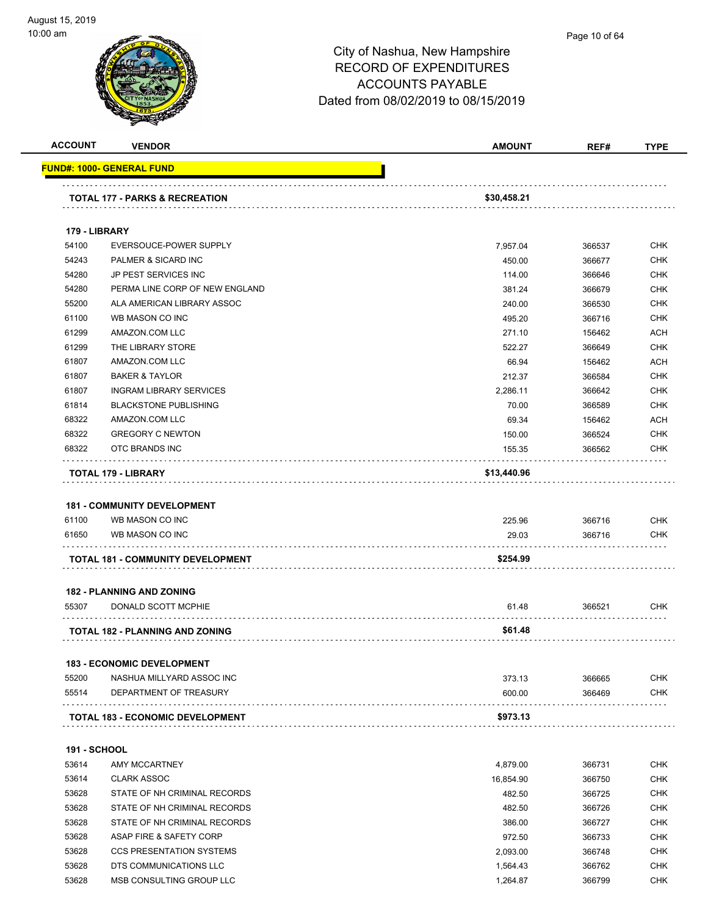# City of Nashua, New Hampshire
# RECORD OF EXPENDITURES
# ACCOUNTS PAYABLE
## Dated from 08/02/2019 to 08/15/2019

| ACCOUNT | VENDOR | AMOUNT | REF# | TYPE |
|---|---|---|---|---|
| **FUND#: 1000- GENERAL FUND** | | | | |
| | **TOTAL 177 - PARKS & RECREATION** | **$30,458.21** | | |
| **179 - LIBRARY** | | | | |
| 54100 | EVERSOUCE-POWER SUPPLY | 7,957.04 | 366537 | CHK |
| 54243 | PALMER & SICARD INC | 450.00 | 366677 | CHK |
| 54280 | JP PEST SERVICES INC | 114.00 | 366646 | CHK |
| 54280 | PERMA LINE CORP OF NEW ENGLAND | 381.24 | 366679 | CHK |
| 55200 | ALA AMERICAN LIBRARY ASSOC | 240.00 | 366530 | CHK |
| 61100 | WB MASON CO INC | 495.20 | 366716 | CHK |
| 61299 | AMAZON.COM LLC | 271.10 | 156462 | ACH |
| 61299 | THE LIBRARY STORE | 522.27 | 366649 | CHK |
| 61807 | AMAZON.COM LLC | 66.94 | 156462 | ACH |
| 61807 | BAKER & TAYLOR | 212.37 | 366584 | CHK |
| 61807 | INGRAM LIBRARY SERVICES | 2,286.11 | 366642 | CHK |
| 61814 | BLACKSTONE PUBLISHING | 70.00 | 366589 | CHK |
| 68322 | AMAZON.COM LLC | 69.34 | 156462 | ACH |
| 68322 | GREGORY C NEWTON | 150.00 | 366524 | CHK |
| 68322 | OTC BRANDS INC | 155.35 | 366562 | CHK |
| | **TOTAL 179 - LIBRARY** | **$13,440.96** | | |
| **181 - COMMUNITY DEVELOPMENT** | | | | |
| 61100 | WB MASON CO INC | 225.96 | 366716 | CHK |
| 61650 | WB MASON CO INC | 29.03 | 366716 | CHK |
| | **TOTAL 181 - COMMUNITY DEVELOPMENT** | **$254.99** | | |
| **182 - PLANNING AND ZONING** | | | | |
| 55307 | DONALD SCOTT MCPHIE | 61.48 | 366521 | CHK |
| | **TOTAL 182 - PLANNING AND ZONING** | **$61.48** | | |
| **183 - ECONOMIC DEVELOPMENT** | | | | |
| 55200 | NASHUA MILLYARD ASSOC INC | 373.13 | 366665 | CHK |
| 55514 | DEPARTMENT OF TREASURY | 600.00 | 366469 | CHK |
| | **TOTAL 183 - ECONOMIC DEVELOPMENT** | **$973.13** | | |
| **191 - SCHOOL** | | | | |
| 53614 | AMY MCCARTNEY | 4,879.00 | 366731 | CHK |
| 53614 | CLARK ASSOC | 16,854.90 | 366750 | CHK |
| 53628 | STATE OF NH CRIMINAL RECORDS | 482.50 | 366725 | CHK |
| 53628 | STATE OF NH CRIMINAL RECORDS | 482.50 | 366726 | CHK |
| 53628 | STATE OF NH CRIMINAL RECORDS | 386.00 | 366727 | CHK |
| 53628 | ASAP FIRE & SAFETY CORP | 972.50 | 366733 | CHK |
| 53628 | CCS PRESENTATION SYSTEMS | 2,093.00 | 366748 | CHK |
| 53628 | DTS COMMUNICATIONS LLC | 1,564.43 | 366762 | CHK |
| 53628 | MSB CONSULTING GROUP LLC | 1,264.87 | 366799 | CHK |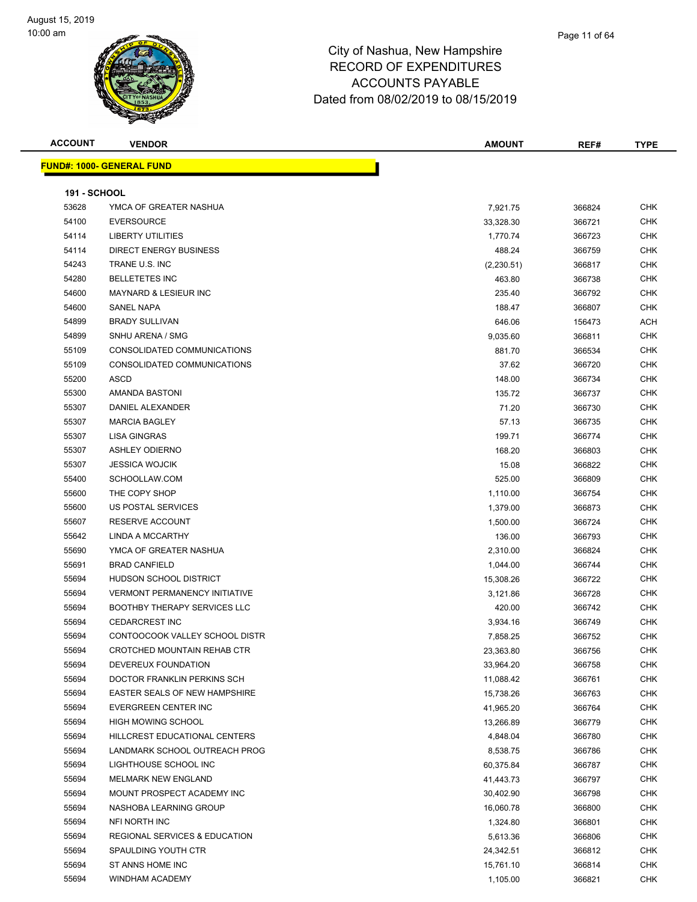City of Nashua, New Hampshire
RECORD OF EXPENDITURES
ACCOUNTS PAYABLE
Dated from 08/02/2019 to 08/15/2019

| ACCOUNT | VENDOR | AMOUNT | REF# | TYPE |
|---|---|---|---|---|

**FUND#: 1000- GENERAL FUND**

**191 - SCHOOL**

| ACCOUNT | VENDOR | AMOUNT | REF# | TYPE |
|---|---|---|---|---|
| 53628 | YMCA OF GREATER NASHUA | 7,921.75 | 366824 | CHK |
| 54100 | EVERSOURCE | 33,328.30 | 366721 | CHK |
| 54114 | LIBERTY UTILITIES | 1,770.74 | 366723 | CHK |
| 54114 | DIRECT ENERGY BUSINESS | 488.24 | 366759 | CHK |
| 54243 | TRANE U.S. INC | (2,230.51) | 366817 | CHK |
| 54280 | BELLETETES INC | 463.80 | 366738 | CHK |
| 54600 | MAYNARD & LESIEUR INC | 235.40 | 366792 | CHK |
| 54600 | SANEL NAPA | 188.47 | 366807 | CHK |
| 54899 | BRADY SULLIVAN | 646.06 | 156473 | ACH |
| 54899 | SNHU ARENA / SMG | 9,035.60 | 366811 | CHK |
| 55109 | CONSOLIDATED COMMUNICATIONS | 881.70 | 366534 | CHK |
| 55109 | CONSOLIDATED COMMUNICATIONS | 37.62 | 366720 | CHK |
| 55200 | ASCD | 148.00 | 366734 | CHK |
| 55300 | AMANDA BASTONI | 135.72 | 366737 | CHK |
| 55307 | DANIEL ALEXANDER | 71.20 | 366730 | CHK |
| 55307 | MARCIA BAGLEY | 57.13 | 366735 | CHK |
| 55307 | LISA GINGRAS | 199.71 | 366774 | CHK |
| 55307 | ASHLEY ODIERNO | 168.20 | 366803 | CHK |
| 55307 | JESSICA WOJCIK | 15.08 | 366822 | CHK |
| 55400 | SCHOOLLAW.COM | 525.00 | 366809 | CHK |
| 55600 | THE COPY SHOP | 1,110.00 | 366754 | CHK |
| 55600 | US POSTAL SERVICES | 1,379.00 | 366873 | CHK |
| 55607 | RESERVE ACCOUNT | 1,500.00 | 366724 | CHK |
| 55642 | LINDA A MCCARTHY | 136.00 | 366793 | CHK |
| 55690 | YMCA OF GREATER NASHUA | 2,310.00 | 366824 | CHK |
| 55691 | BRAD CANFIELD | 1,044.00 | 366744 | CHK |
| 55694 | HUDSON SCHOOL DISTRICT | 15,308.26 | 366722 | CHK |
| 55694 | VERMONT PERMANENCY INITIATIVE | 3,121.86 | 366728 | CHK |
| 55694 | BOOTHBY THERAPY SERVICES LLC | 420.00 | 366742 | CHK |
| 55694 | CEDARCREST INC | 3,934.16 | 366749 | CHK |
| 55694 | CONTOOCOOK VALLEY SCHOOL DISTR | 7,858.25 | 366752 | CHK |
| 55694 | CROTCHED MOUNTAIN REHAB CTR | 23,363.80 | 366756 | CHK |
| 55694 | DEVEREUX FOUNDATION | 33,964.20 | 366758 | CHK |
| 55694 | DOCTOR FRANKLIN PERKINS SCH | 11,088.42 | 366761 | CHK |
| 55694 | EASTER SEALS OF NEW HAMPSHIRE | 15,738.26 | 366763 | CHK |
| 55694 | EVERGREEN CENTER INC | 41,965.20 | 366764 | CHK |
| 55694 | HIGH MOWING SCHOOL | 13,266.89 | 366779 | CHK |
| 55694 | HILLCREST EDUCATIONAL CENTERS | 4,848.04 | 366780 | CHK |
| 55694 | LANDMARK SCHOOL OUTREACH PROG | 8,538.75 | 366786 | CHK |
| 55694 | LIGHTHOUSE SCHOOL INC | 60,375.84 | 366787 | CHK |
| 55694 | MELMARK NEW ENGLAND | 41,443.73 | 366797 | CHK |
| 55694 | MOUNT PROSPECT ACADEMY INC | 30,402.90 | 366798 | CHK |
| 55694 | NASHOBA LEARNING GROUP | 16,060.78 | 366800 | CHK |
| 55694 | NFI NORTH INC | 1,324.80 | 366801 | CHK |
| 55694 | REGIONAL SERVICES & EDUCATION | 5,613.36 | 366806 | CHK |
| 55694 | SPAULDING YOUTH CTR | 24,342.51 | 366812 | CHK |
| 55694 | ST ANNS HOME INC | 15,761.10 | 366814 | CHK |
| 55694 | WINDHAM ACADEMY | 1,105.00 | 366821 | CHK |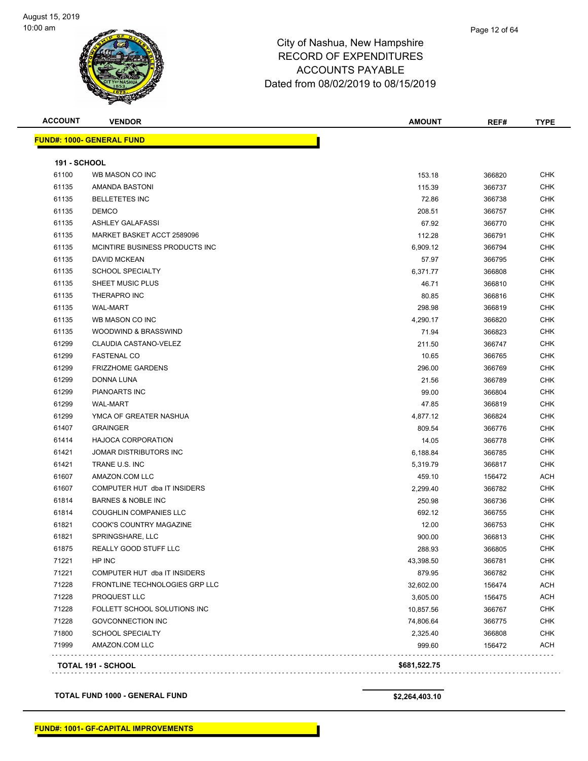# City of Nashua, New Hampshire
## RECORD OF EXPENDITURES
## ACCOUNTS PAYABLE
## Dated from 08/02/2019 to 08/15/2019

| ACCOUNT | VENDOR | AMOUNT | REF# | TYPE |
|---|---|---|---|---|
| **FUND#: 1000- GENERAL FUND** | | | | |
| **191 - SCHOOL** | | | | |
| 61100 | WB MASON CO INC | 153.18 | 366820 | CHK |
| 61135 | AMANDA BASTONI | 115.39 | 366737 | CHK |
| 61135 | BELLETETES INC | 72.86 | 366738 | CHK |
| 61135 | DEMCO | 208.51 | 366757 | CHK |
| 61135 | ASHLEY GALAFASSI | 67.92 | 366770 | CHK |
| 61135 | MARKET BASKET ACCT 2589096 | 112.28 | 366791 | CHK |
| 61135 | MCINTIRE BUSINESS PRODUCTS INC | 6,909.12 | 366794 | CHK |
| 61135 | DAVID MCKEAN | 57.97 | 366795 | CHK |
| 61135 | SCHOOL SPECIALTY | 6,371.77 | 366808 | CHK |
| 61135 | SHEET MUSIC PLUS | 46.71 | 366810 | CHK |
| 61135 | THERAPRO INC | 80.85 | 366816 | CHK |
| 61135 | WAL-MART | 298.98 | 366819 | CHK |
| 61135 | WB MASON CO INC | 4,290.17 | 366820 | CHK |
| 61135 | WOODWIND & BRASSWIND | 71.94 | 366823 | CHK |
| 61299 | CLAUDIA CASTANO-VELEZ | 211.50 | 366747 | CHK |
| 61299 | FASTENAL CO | 10.65 | 366765 | CHK |
| 61299 | FRIZZHOME GARDENS | 296.00 | 366769 | CHK |
| 61299 | DONNA LUNA | 21.56 | 366789 | CHK |
| 61299 | PIANOARTS INC | 99.00 | 366804 | CHK |
| 61299 | WAL-MART | 47.85 | 366819 | CHK |
| 61299 | YMCA OF GREATER NASHUA | 4,877.12 | 366824 | CHK |
| 61407 | GRAINGER | 809.54 | 366776 | CHK |
| 61414 | HAJOCA CORPORATION | 14.05 | 366778 | CHK |
| 61421 | JOMAR DISTRIBUTORS INC | 6,188.84 | 366785 | CHK |
| 61421 | TRANE U.S. INC | 5,319.79 | 366817 | CHK |
| 61607 | AMAZON.COM LLC | 459.10 | 156472 | ACH |
| 61607 | COMPUTER HUT dba IT INSIDERS | 2,299.40 | 366782 | CHK |
| 61814 | BARNES & NOBLE INC | 250.98 | 366736 | CHK |
| 61814 | COUGHLIN COMPANIES LLC | 692.12 | 366755 | CHK |
| 61821 | COOK'S COUNTRY MAGAZINE | 12.00 | 366753 | CHK |
| 61821 | SPRINGSHARE, LLC | 900.00 | 366813 | CHK |
| 61875 | REALLY GOOD STUFF LLC | 288.93 | 366805 | CHK |
| 71221 | HP INC | 43,398.50 | 366781 | CHK |
| 71221 | COMPUTER HUT dba IT INSIDERS | 879.95 | 366782 | CHK |
| 71228 | FRONTLINE TECHNOLOGIES GRP LLC | 32,602.00 | 156474 | ACH |
| 71228 | PROQUEST LLC | 3,605.00 | 156475 | ACH |
| 71228 | FOLLETT SCHOOL SOLUTIONS INC | 10,857.56 | 366767 | CHK |
| 71228 | GOVCONNECTION INC | 74,806.64 | 366775 | CHK |
| 71800 | SCHOOL SPECIALTY | 2,325.40 | 366808 | CHK |
| 71999 | AMAZON.COM LLC | 999.60 | 156472 | ACH |
| **TOTAL 191 - SCHOOL** | | **$681,522.75** | | |
| **TOTAL FUND 1000 - GENERAL FUND** | | **$2,264,403.10** | | |

**FUND#: 1001- GF-CAPITAL IMPROVEMENTS**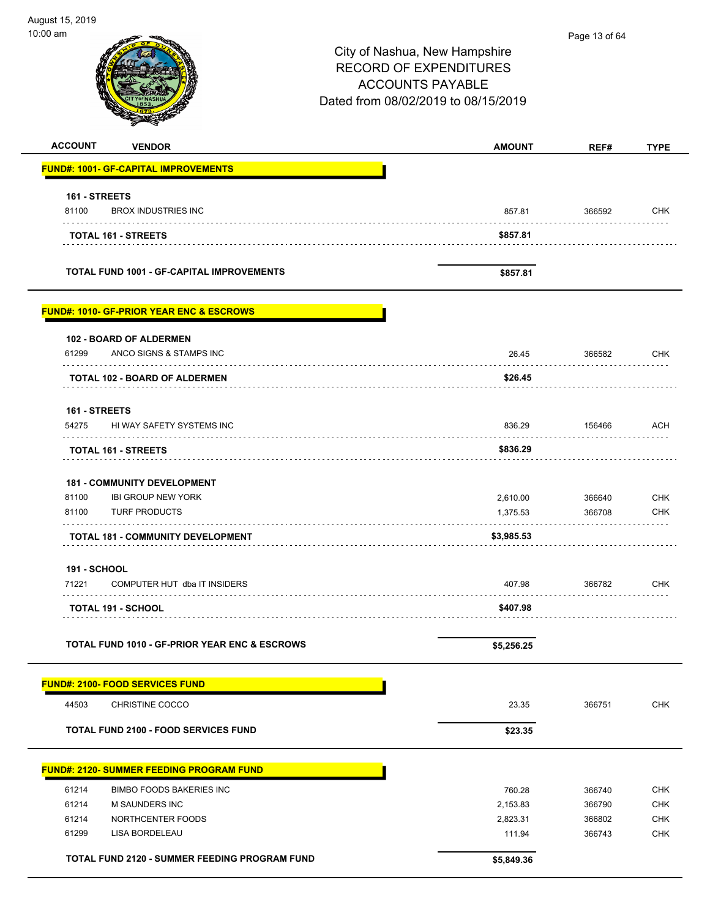# City of Nashua, New Hampshire
## RECORD OF EXPENDITURES
## ACCOUNTS PAYABLE
## Dated from 08/02/2019 to 08/15/2019

| ACCOUNT | VENDOR | AMOUNT | REF# | TYPE |
|---|---|---|---|---|
| **FUND#: 1001- GF-CAPITAL IMPROVEMENTS** | | | | |
| **161 - STREETS** | | | | |
| 81100 | BROX INDUSTRIES INC | 857.81 | 366592 | CHK |
| | **TOTAL 161 - STREETS** | **$857.81** | | |
| | **TOTAL FUND 1001 - GF-CAPITAL IMPROVEMENTS** | **$857.81** | | |
| **FUND#: 1010- GF-PRIOR YEAR ENC & ESCROWS** | | | | |
| **102 - BOARD OF ALDERMEN** | | | | |
| 61299 | ANCO SIGNS & STAMPS INC | 26.45 | 366582 | CHK |
| | **TOTAL 102 - BOARD OF ALDERMEN** | **$26.45** | | |
| **161 - STREETS** | | | | |
| 54275 | HI WAY SAFETY SYSTEMS INC | 836.29 | 156466 | ACH |
| | **TOTAL 161 - STREETS** | **$836.29** | | |
| **181 - COMMUNITY DEVELOPMENT** | | | | |
| 81100 | IBI GROUP NEW YORK | 2,610.00 | 366640 | CHK |
| 81100 | TURF PRODUCTS | 1,375.53 | 366708 | CHK |
| | **TOTAL 181 - COMMUNITY DEVELOPMENT** | **$3,985.53** | | |
| **191 - SCHOOL** | | | | |
| 71221 | COMPUTER HUT dba IT INSIDERS | 407.98 | 366782 | CHK |
| | **TOTAL 191 - SCHOOL** | **$407.98** | | |
| | **TOTAL FUND 1010 - GF-PRIOR YEAR ENC & ESCROWS** | **$5,256.25** | | |
| **FUND#: 2100- FOOD SERVICES FUND** | | | | |
| 44503 | CHRISTINE COCCO | 23.35 | 366751 | CHK |
| | **TOTAL FUND 2100 - FOOD SERVICES FUND** | **$23.35** | | |
| **FUND#: 2120- SUMMER FEEDING PROGRAM FUND** | | | | |
| 61214 | BIMBO FOODS BAKERIES INC | 760.28 | 366740 | CHK |
| 61214 | M SAUNDERS INC | 2,153.83 | 366790 | CHK |
| 61214 | NORTHCENTER FOODS | 2,823.31 | 366802 | CHK |
| 61299 | LISA BORDELEAU | 111.94 | 366743 | CHK |
| | **TOTAL FUND 2120 - SUMMER FEEDING PROGRAM FUND** | **$5,849.36** | | |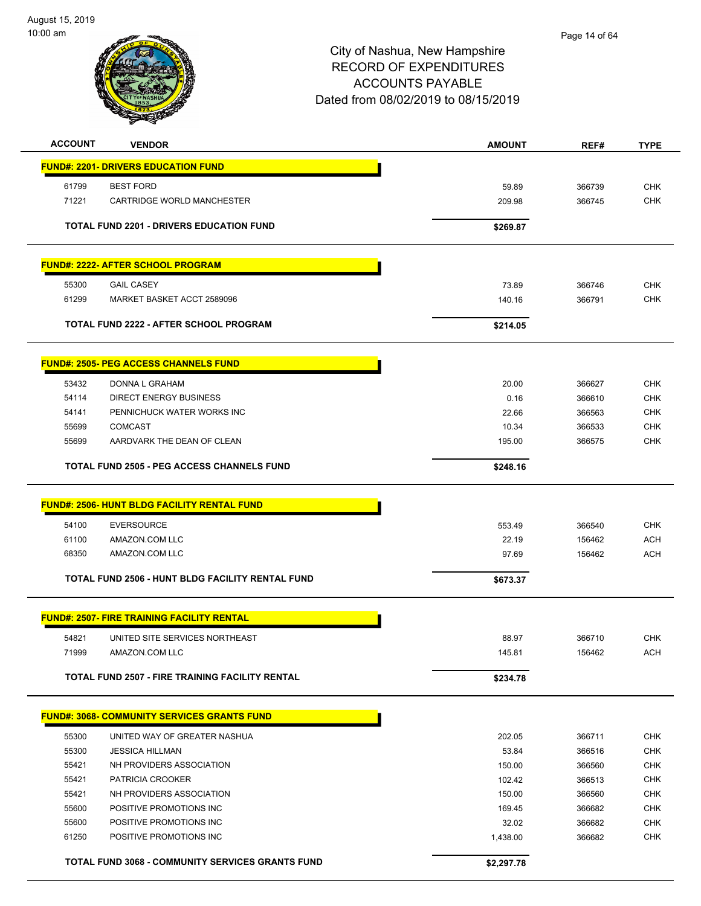# City of Nashua, New Hampshire
## RECORD OF EXPENDITURES
## ACCOUNTS PAYABLE
## Dated from 08/02/2019 to 08/15/2019

August 15, 2019
10:00 am

| ACCOUNT | VENDOR | AMOUNT | REF# | TYPE |
|---|---|---|---|---|
| **FUND#: 2201- DRIVERS EDUCATION FUND** | | | | |
| 61799 | BEST FORD | 59.89 | 366739 | CHK |
| 71221 | CARTRIDGE WORLD MANCHESTER | 209.98 | 366745 | CHK |
| | **TOTAL FUND 2201 - DRIVERS EDUCATION FUND** | **$269.87** | | |
| **FUND#: 2222- AFTER SCHOOL PROGRAM** | | | | |
| 55300 | GAIL CASEY | 73.89 | 366746 | CHK |
| 61299 | MARKET BASKET ACCT 2589096 | 140.16 | 366791 | CHK |
| | **TOTAL FUND 2222 - AFTER SCHOOL PROGRAM** | **$214.05** | | |
| **FUND#: 2505- PEG ACCESS CHANNELS FUND** | | | | |
| 53432 | DONNA L GRAHAM | 20.00 | 366627 | CHK |
| 54114 | DIRECT ENERGY BUSINESS | 0.16 | 366610 | CHK |
| 54141 | PENNICHUCK WATER WORKS INC | 22.66 | 366563 | CHK |
| 55699 | COMCAST | 10.34 | 366533 | CHK |
| 55699 | AARDVARK THE DEAN OF CLEAN | 195.00 | 366575 | CHK |
| | **TOTAL FUND 2505 - PEG ACCESS CHANNELS FUND** | **$248.16** | | |
| **FUND#: 2506- HUNT BLDG FACILITY RENTAL FUND** | | | | |
| 54100 | EVERSOURCE | 553.49 | 366540 | CHK |
| 61100 | AMAZON.COM LLC | 22.19 | 156462 | ACH |
| 68350 | AMAZON.COM LLC | 97.69 | 156462 | ACH |
| | **TOTAL FUND 2506 - HUNT BLDG FACILITY RENTAL FUND** | **$673.37** | | |
| **FUND#: 2507- FIRE TRAINING FACILITY RENTAL** | | | | |
| 54821 | UNITED SITE SERVICES NORTHEAST | 88.97 | 366710 | CHK |
| 71999 | AMAZON.COM LLC | 145.81 | 156462 | ACH |
| | **TOTAL FUND 2507 - FIRE TRAINING FACILITY RENTAL** | **$234.78** | | |
| **FUND#: 3068- COMMUNITY SERVICES GRANTS FUND** | | | | |
| 55300 | UNITED WAY OF GREATER NASHUA | 202.05 | 366711 | CHK |
| 55300 | JESSICA HILLMAN | 53.84 | 366516 | CHK |
| 55421 | NH PROVIDERS ASSOCIATION | 150.00 | 366560 | CHK |
| 55421 | PATRICIA CROOKER | 102.42 | 366513 | CHK |
| 55421 | NH PROVIDERS ASSOCIATION | 150.00 | 366560 | CHK |
| 55600 | POSITIVE PROMOTIONS INC | 169.45 | 366682 | CHK |
| 55600 | POSITIVE PROMOTIONS INC | 32.02 | 366682 | CHK |
| 61250 | POSITIVE PROMOTIONS INC | 1,438.00 | 366682 | CHK |
| | **TOTAL FUND 3068 - COMMUNITY SERVICES GRANTS FUND** | **$2,297.78** | | |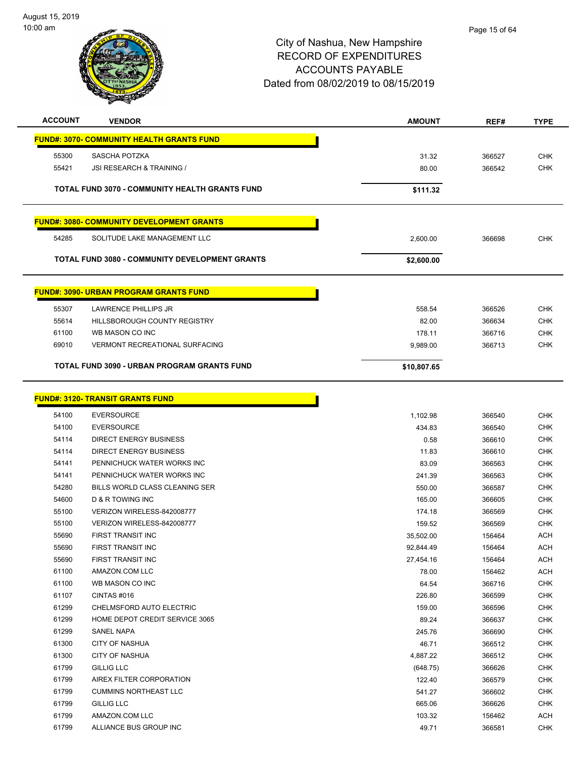# City of Nashua, New Hampshire
## RECORD OF EXPENDITURES
## ACCOUNTS PAYABLE
## Dated from 08/02/2019 to 08/15/2019

| ACCOUNT | VENDOR | AMOUNT | REF# | TYPE |
|---|---|---|---|---|
| **FUND#: 3070- COMMUNITY HEALTH GRANTS FUND** | | | | |
| 55300 | SASCHA POTZKA | 31.32 | 366527 | CHK |
| 55421 | JSI RESEARCH & TRAINING / | 80.00 | 366542 | CHK |
| | **TOTAL FUND 3070 - COMMUNITY HEALTH GRANTS FUND** | **$111.32** | | |
| **FUND#: 3080- COMMUNITY DEVELOPMENT GRANTS** | | | | |
| 54285 | SOLITUDE LAKE MANAGEMENT LLC | 2,600.00 | 366698 | CHK |
| | **TOTAL FUND 3080 - COMMUNITY DEVELOPMENT GRANTS** | **$2,600.00** | | |
| **FUND#: 3090- URBAN PROGRAM GRANTS FUND** | | | | |
| 55307 | LAWRENCE PHILLIPS JR | 558.54 | 366526 | CHK |
| 55614 | HILLSBOROUGH COUNTY REGISTRY | 82.00 | 366634 | CHK |
| 61100 | WB MASON CO INC | 178.11 | 366716 | CHK |
| 69010 | VERMONT RECREATIONAL SURFACING | 9,989.00 | 366713 | CHK |
| | **TOTAL FUND 3090 - URBAN PROGRAM GRANTS FUND** | **$10,807.65** | | |
| **FUND#: 3120- TRANSIT GRANTS FUND** | | | | |
| 54100 | EVERSOURCE | 1,102.98 | 366540 | CHK |
| 54100 | EVERSOURCE | 434.83 | 366540 | CHK |
| 54114 | DIRECT ENERGY BUSINESS | 0.58 | 366610 | CHK |
| 54114 | DIRECT ENERGY BUSINESS | 11.83 | 366610 | CHK |
| 54141 | PENNICHUCK WATER WORKS INC | 83.09 | 366563 | CHK |
| 54141 | PENNICHUCK WATER WORKS INC | 241.39 | 366563 | CHK |
| 54280 | BILLS WORLD CLASS CLEANING SER | 550.00 | 366587 | CHK |
| 54600 | D & R TOWING INC | 165.00 | 366605 | CHK |
| 55100 | VERIZON WIRELESS-842008777 | 174.18 | 366569 | CHK |
| 55100 | VERIZON WIRELESS-842008777 | 159.52 | 366569 | CHK |
| 55690 | FIRST TRANSIT INC | 35,502.00 | 156464 | ACH |
| 55690 | FIRST TRANSIT INC | 92,844.49 | 156464 | ACH |
| 55690 | FIRST TRANSIT INC | 27,454.16 | 156464 | ACH |
| 61100 | AMAZON.COM LLC | 78.00 | 156462 | ACH |
| 61100 | WB MASON CO INC | 64.54 | 366716 | CHK |
| 61107 | CINTAS #016 | 226.80 | 366599 | CHK |
| 61299 | CHELMSFORD AUTO ELECTRIC | 159.00 | 366596 | CHK |
| 61299 | HOME DEPOT CREDIT SERVICE 3065 | 89.24 | 366637 | CHK |
| 61299 | SANEL NAPA | 245.76 | 366690 | CHK |
| 61300 | CITY OF NASHUA | 46.71 | 366512 | CHK |
| 61300 | CITY OF NASHUA | 4,887.22 | 366512 | CHK |
| 61799 | GILLIG LLC | (648.75) | 366626 | CHK |
| 61799 | AIREX FILTER CORPORATION | 122.40 | 366579 | CHK |
| 61799 | CUMMINS NORTHEAST LLC | 541.27 | 366602 | CHK |
| 61799 | GILLIG LLC | 665.06 | 366626 | CHK |
| 61799 | AMAZON.COM LLC | 103.32 | 156462 | ACH |
| 61799 | ALLIANCE BUS GROUP INC | 49.71 | 366581 | CHK |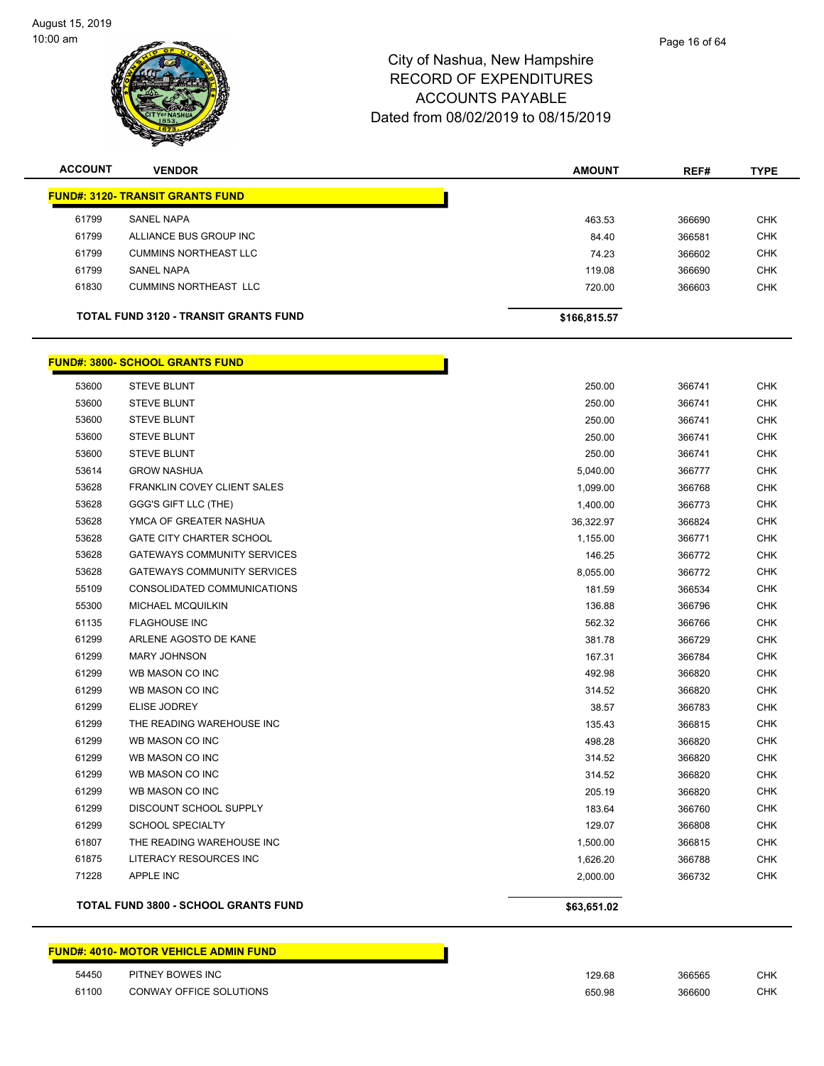August 15, 2019
10:00 am

# City of Nashua, New Hampshire
## RECORD OF EXPENDITURES
## ACCOUNTS PAYABLE
## Dated from 08/02/2019 to 08/15/2019

| ACCOUNT | VENDOR | AMOUNT | REF# | TYPE |
|---|---|---|---|---|
| **FUND#: 3120- TRANSIT GRANTS FUND** | | | | |
| 61799 | SANEL NAPA | 463.53 | 366690 | CHK |
| 61799 | ALLIANCE BUS GROUP INC | 84.40 | 366581 | CHK |
| 61799 | CUMMINS NORTHEAST LLC | 74.23 | 366602 | CHK |
| 61799 | SANEL NAPA | 119.08 | 366690 | CHK |
| 61830 | CUMMINS NORTHEAST LLC | 720.00 | 366603 | CHK |
| | **TOTAL FUND 3120 - TRANSIT GRANTS FUND** | **$166,815.57** | | |
| **FUND#: 3800- SCHOOL GRANTS FUND** | | | | |
| 53600 | STEVE BLUNT | 250.00 | 366741 | CHK |
| 53600 | STEVE BLUNT | 250.00 | 366741 | CHK |
| 53600 | STEVE BLUNT | 250.00 | 366741 | CHK |
| 53600 | STEVE BLUNT | 250.00 | 366741 | CHK |
| 53600 | STEVE BLUNT | 250.00 | 366741 | CHK |
| 53614 | GROW NASHUA | 5,040.00 | 366777 | CHK |
| 53628 | FRANKLIN COVEY CLIENT SALES | 1,099.00 | 366768 | CHK |
| 53628 | GGG'S GIFT LLC (THE) | 1,400.00 | 366773 | CHK |
| 53628 | YMCA OF GREATER NASHUA | 36,322.97 | 366824 | CHK |
| 53628 | GATE CITY CHARTER SCHOOL | 1,155.00 | 366771 | CHK |
| 53628 | GATEWAYS COMMUNITY SERVICES | 146.25 | 366772 | CHK |
| 53628 | GATEWAYS COMMUNITY SERVICES | 8,055.00 | 366772 | CHK |
| 55109 | CONSOLIDATED COMMUNICATIONS | 181.59 | 366534 | CHK |
| 55300 | MICHAEL MCQUILKIN | 136.88 | 366796 | CHK |
| 61135 | FLAGHOUSE INC | 562.32 | 366766 | CHK |
| 61299 | ARLENE AGOSTO DE KANE | 381.78 | 366729 | CHK |
| 61299 | MARY JOHNSON | 167.31 | 366784 | CHK |
| 61299 | WB MASON CO INC | 492.98 | 366820 | CHK |
| 61299 | WB MASON CO INC | 314.52 | 366820 | CHK |
| 61299 | ELISE JODREY | 38.57 | 366783 | CHK |
| 61299 | THE READING WAREHOUSE INC | 135.43 | 366815 | CHK |
| 61299 | WB MASON CO INC | 498.28 | 366820 | CHK |
| 61299 | WB MASON CO INC | 314.52 | 366820 | CHK |
| 61299 | WB MASON CO INC | 314.52 | 366820 | CHK |
| 61299 | WB MASON CO INC | 205.19 | 366820 | CHK |
| 61299 | DISCOUNT SCHOOL SUPPLY | 183.64 | 366760 | CHK |
| 61299 | SCHOOL SPECIALTY | 129.07 | 366808 | CHK |
| 61807 | THE READING WAREHOUSE INC | 1,500.00 | 366815 | CHK |
| 61875 | LITERACY RESOURCES INC | 1,626.20 | 366788 | CHK |
| 71228 | APPLE INC | 2,000.00 | 366732 | CHK |
| | **TOTAL FUND 3800 - SCHOOL GRANTS FUND** | **$63,651.02** | | |
| **FUND#: 4010- MOTOR VEHICLE ADMIN FUND** | | | | |
| 54450 | PITNEY BOWES INC | 129.68 | 366565 | CHK |
| 61100 | CONWAY OFFICE SOLUTIONS | 650.98 | 366600 | CHK |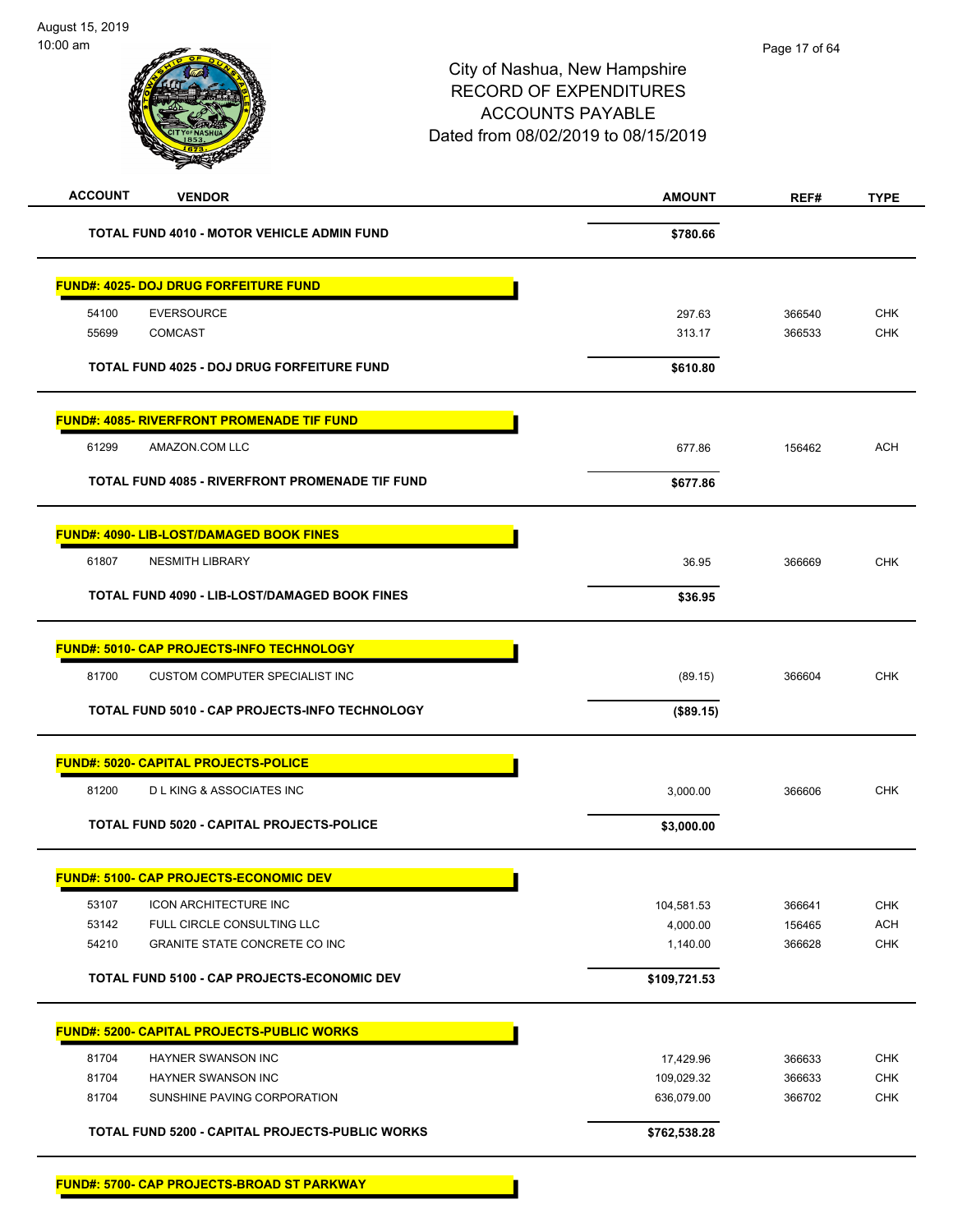City of Nashua, New Hampshire
RECORD OF EXPENDITURES
ACCOUNTS PAYABLE
Dated from 08/02/2019 to 08/15/2019

| ACCOUNT | VENDOR | AMOUNT | REF# | TYPE |
|---|---|---|---|---|
| | **TOTAL FUND 4010 - MOTOR VEHICLE ADMIN FUND** | **$780.66** | | |
| **FUND#: 4025- DOJ DRUG FORFEITURE FUND** | | | | |
| 54100 | EVERSOURCE | 297.63 | 366540 | CHK |
| 55699 | COMCAST | 313.17 | 366533 | CHK |
| | **TOTAL FUND 4025 - DOJ DRUG FORFEITURE FUND** | **$610.80** | | |
| **FUND#: 4085- RIVERFRONT PROMENADE TIF FUND** | | | | |
| 61299 | AMAZON.COM LLC | 677.86 | 156462 | ACH |
| | **TOTAL FUND 4085 - RIVERFRONT PROMENADE TIF FUND** | **$677.86** | | |
| **FUND#: 4090- LIB-LOST/DAMAGED BOOK FINES** | | | | |
| 61807 | NESMITH LIBRARY | 36.95 | 366669 | CHK |
| | **TOTAL FUND 4090 - LIB-LOST/DAMAGED BOOK FINES** | **$36.95** | | |
| **FUND#: 5010- CAP PROJECTS-INFO TECHNOLOGY** | | | | |
| 81700 | CUSTOM COMPUTER SPECIALIST INC | (89.15) | 366604 | CHK |
| | **TOTAL FUND 5010 - CAP PROJECTS-INFO TECHNOLOGY** | **($89.15)** | | |
| **FUND#: 5020- CAPITAL PROJECTS-POLICE** | | | | |
| 81200 | D L KING & ASSOCIATES INC | 3,000.00 | 366606 | CHK |
| | **TOTAL FUND 5020 - CAPITAL PROJECTS-POLICE** | **$3,000.00** | | |
| **FUND#: 5100- CAP PROJECTS-ECONOMIC DEV** | | | | |
| 53107 | ICON ARCHITECTURE INC | 104,581.53 | 366641 | CHK |
| 53142 | FULL CIRCLE CONSULTING LLC | 4,000.00 | 156465 | ACH |
| 54210 | GRANITE STATE CONCRETE CO INC | 1,140.00 | 366628 | CHK |
| | **TOTAL FUND 5100 - CAP PROJECTS-ECONOMIC DEV** | **$109,721.53** | | |
| **FUND#: 5200- CAPITAL PROJECTS-PUBLIC WORKS** | | | | |
| 81704 | HAYNER SWANSON INC | 17,429.96 | 366633 | CHK |
| 81704 | HAYNER SWANSON INC | 109,029.32 | 366633 | CHK |
| 81704 | SUNSHINE PAVING CORPORATION | 636,079.00 | 366702 | CHK |
| | **TOTAL FUND 5200 - CAPITAL PROJECTS-PUBLIC WORKS** | **$762,538.28** | | |
| **FUND#: 5700- CAP PROJECTS-BROAD ST PARKWAY** | | | | |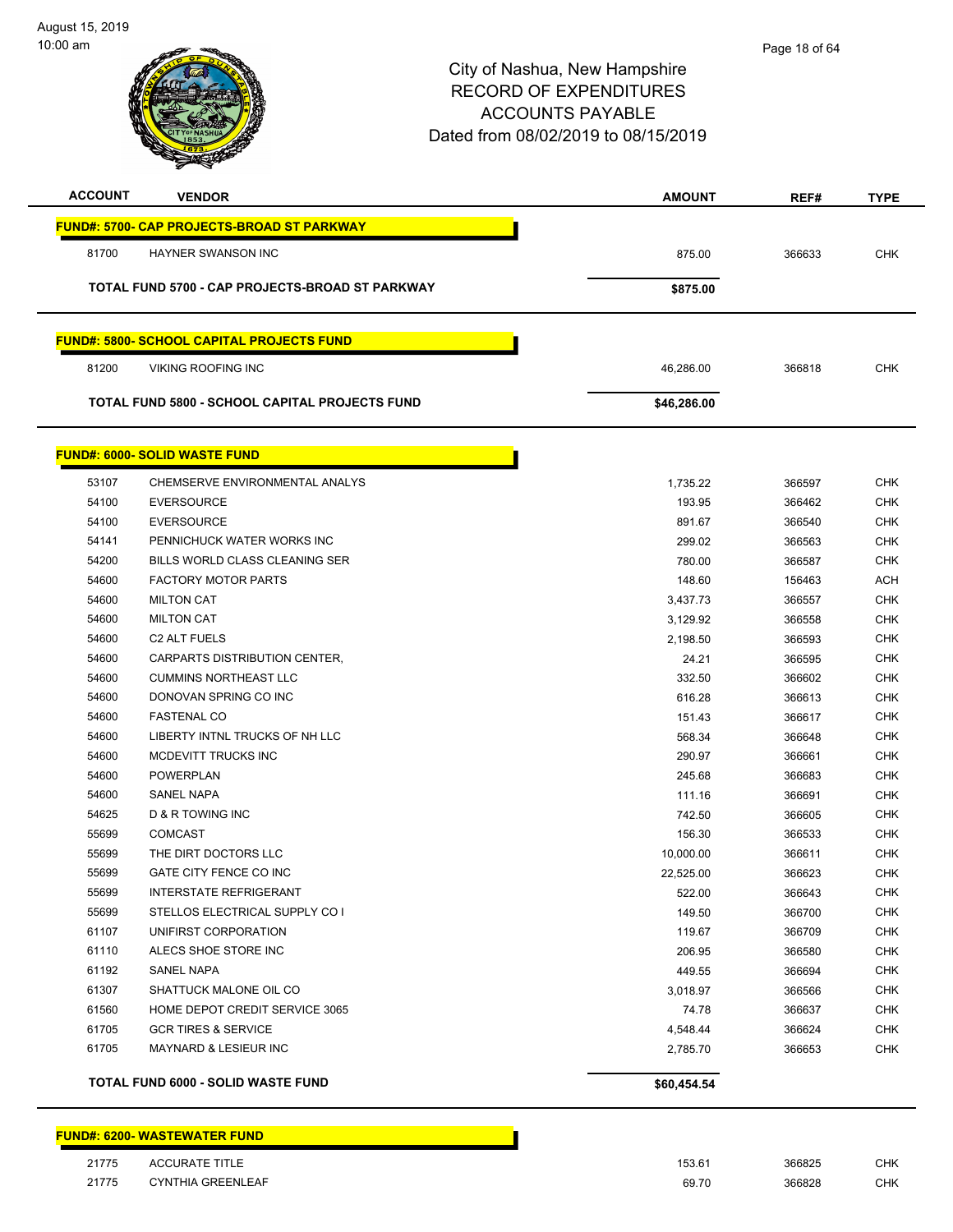# City of Nashua, New Hampshire
# RECORD OF EXPENDITURES
# ACCOUNTS PAYABLE
# Dated from 08/02/2019 to 08/15/2019

| ACCOUNT | VENDOR | AMOUNT | REF# | TYPE |
|---|---|---|---|---|
| **FUND#: 5700- CAP PROJECTS-BROAD ST PARKWAY** | | | | |
| 81700 | HAYNER SWANSON INC | 875.00 | 366633 | CHK |
| **TOTAL FUND 5700 - CAP PROJECTS-BROAD ST PARKWAY** | | **$875.00** | | |
| **FUND#: 5800- SCHOOL CAPITAL PROJECTS FUND** | | | | |
| 81200 | VIKING ROOFING INC | 46,286.00 | 366818 | CHK |
| **TOTAL FUND 5800 - SCHOOL CAPITAL PROJECTS FUND** | | **$46,286.00** | | |
| **FUND#: 6000- SOLID WASTE FUND** | | | | |
| 53107 | CHEMSERVE ENVIRONMENTAL ANALYS | 1,735.22 | 366597 | CHK |
| 54100 | EVERSOURCE | 193.95 | 366462 | CHK |
| 54100 | EVERSOURCE | 891.67 | 366540 | CHK |
| 54141 | PENNICHUCK WATER WORKS INC | 299.02 | 366563 | CHK |
| 54200 | BILLS WORLD CLASS CLEANING SER | 780.00 | 366587 | CHK |
| 54600 | FACTORY MOTOR PARTS | 148.60 | 156463 | ACH |
| 54600 | MILTON CAT | 3,437.73 | 366557 | CHK |
| 54600 | MILTON CAT | 3,129.92 | 366558 | CHK |
| 54600 | C2 ALT FUELS | 2,198.50 | 366593 | CHK |
| 54600 | CARPARTS DISTRIBUTION CENTER, | 24.21 | 366595 | CHK |
| 54600 | CUMMINS NORTHEAST LLC | 332.50 | 366602 | CHK |
| 54600 | DONOVAN SPRING CO INC | 616.28 | 366613 | CHK |
| 54600 | FASTENAL CO | 151.43 | 366617 | CHK |
| 54600 | LIBERTY INTNL TRUCKS OF NH LLC | 568.34 | 366648 | CHK |
| 54600 | MCDEVITT TRUCKS INC | 290.97 | 366661 | CHK |
| 54600 | POWERPLAN | 245.68 | 366683 | CHK |
| 54600 | SANEL NAPA | 111.16 | 366691 | CHK |
| 54625 | D & R TOWING INC | 742.50 | 366605 | CHK |
| 55699 | COMCAST | 156.30 | 366533 | CHK |
| 55699 | THE DIRT DOCTORS LLC | 10,000.00 | 366611 | CHK |
| 55699 | GATE CITY FENCE CO INC | 22,525.00 | 366623 | CHK |
| 55699 | INTERSTATE REFRIGERANT | 522.00 | 366643 | CHK |
| 55699 | STELLOS ELECTRICAL SUPPLY CO I | 149.50 | 366700 | CHK |
| 61107 | UNIFIRST CORPORATION | 119.67 | 366709 | CHK |
| 61110 | ALECS SHOE STORE INC | 206.95 | 366580 | CHK |
| 61192 | SANEL NAPA | 449.55 | 366694 | CHK |
| 61307 | SHATTUCK MALONE OIL CO | 3,018.97 | 366566 | CHK |
| 61560 | HOME DEPOT CREDIT SERVICE 3065 | 74.78 | 366637 | CHK |
| 61705 | GCR TIRES & SERVICE | 4,548.44 | 366624 | CHK |
| 61705 | MAYNARD & LESIEUR INC | 2,785.70 | 366653 | CHK |
| **TOTAL FUND 6000 - SOLID WASTE FUND** | | **$60,454.54** | | |
| **FUND#: 6200- WASTEWATER FUND** | | | | |
| 21775 | ACCURATE TITLE | 153.61 | 366825 | CHK |
| 21775 | CYNTHIA GREENLEAF | 69.70 | 366828 | CHK |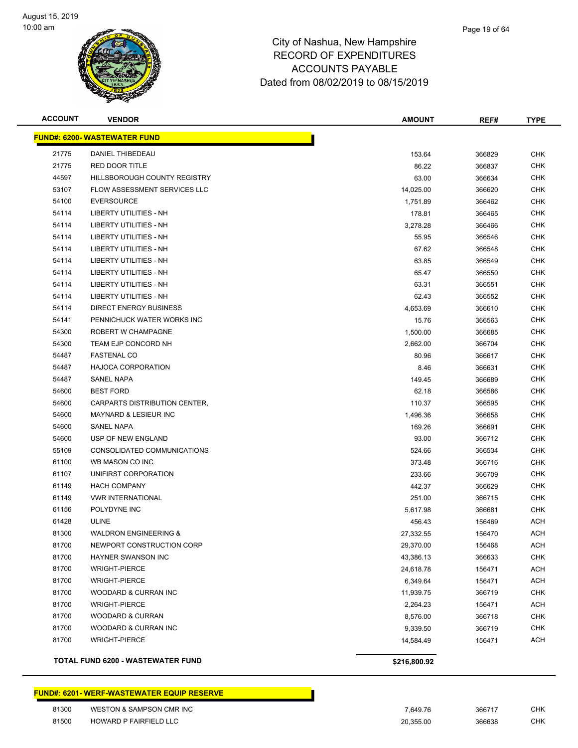City of Nashua, New Hampshire
RECORD OF EXPENDITURES
ACCOUNTS PAYABLE
Dated from 08/02/2019 to 08/15/2019

| ACCOUNT | VENDOR | AMOUNT | REF# | TYPE |
|---|---|---|---|---|
| **FUND#: 6200- WASTEWATER FUND** | | | | |
| 21775 | DANIEL THIBEDEAU | 153.64 | 366829 | CHK |
| 21775 | RED DOOR TITLE | 86.22 | 366837 | CHK |
| 44597 | HILLSBOROUGH COUNTY REGISTRY | 63.00 | 366634 | CHK |
| 53107 | FLOW ASSESSMENT SERVICES LLC | 14,025.00 | 366620 | CHK |
| 54100 | EVERSOURCE | 1,751.89 | 366462 | CHK |
| 54114 | LIBERTY UTILITIES - NH | 178.81 | 366465 | CHK |
| 54114 | LIBERTY UTILITIES - NH | 3,278.28 | 366466 | CHK |
| 54114 | LIBERTY UTILITIES - NH | 55.95 | 366546 | CHK |
| 54114 | LIBERTY UTILITIES - NH | 67.62 | 366548 | CHK |
| 54114 | LIBERTY UTILITIES - NH | 63.85 | 366549 | CHK |
| 54114 | LIBERTY UTILITIES - NH | 65.47 | 366550 | CHK |
| 54114 | LIBERTY UTILITIES - NH | 63.31 | 366551 | CHK |
| 54114 | LIBERTY UTILITIES - NH | 62.43 | 366552 | CHK |
| 54114 | DIRECT ENERGY BUSINESS | 4,653.69 | 366610 | CHK |
| 54141 | PENNICHUCK WATER WORKS INC | 15.76 | 366563 | CHK |
| 54300 | ROBERT W CHAMPAGNE | 1,500.00 | 366685 | CHK |
| 54300 | TEAM EJP CONCORD NH | 2,662.00 | 366704 | CHK |
| 54487 | FASTENAL CO | 80.96 | 366617 | CHK |
| 54487 | HAJOCA CORPORATION | 8.46 | 366631 | CHK |
| 54487 | SANEL NAPA | 149.45 | 366689 | CHK |
| 54600 | BEST FORD | 62.18 | 366586 | CHK |
| 54600 | CARPARTS DISTRIBUTION CENTER, | 110.37 | 366595 | CHK |
| 54600 | MAYNARD & LESIEUR INC | 1,496.36 | 366658 | CHK |
| 54600 | SANEL NAPA | 169.26 | 366691 | CHK |
| 54600 | USP OF NEW ENGLAND | 93.00 | 366712 | CHK |
| 55109 | CONSOLIDATED COMMUNICATIONS | 524.66 | 366534 | CHK |
| 61100 | WB MASON CO INC | 373.48 | 366716 | CHK |
| 61107 | UNIFIRST CORPORATION | 233.66 | 366709 | CHK |
| 61149 | HACH COMPANY | 442.37 | 366629 | CHK |
| 61149 | VWR INTERNATIONAL | 251.00 | 366715 | CHK |
| 61156 | POLYDYNE INC | 5,617.98 | 366681 | CHK |
| 61428 | ULINE | 456.43 | 156469 | ACH |
| 81300 | WALDRON ENGINEERING & | 27,332.55 | 156470 | ACH |
| 81700 | NEWPORT CONSTRUCTION CORP | 29,370.00 | 156468 | ACH |
| 81700 | HAYNER SWANSON INC | 43,386.13 | 366633 | CHK |
| 81700 | WRIGHT-PIERCE | 24,618.78 | 156471 | ACH |
| 81700 | WRIGHT-PIERCE | 6,349.64 | 156471 | ACH |
| 81700 | WOODARD & CURRAN INC | 11,939.75 | 366719 | CHK |
| 81700 | WRIGHT-PIERCE | 2,264.23 | 156471 | ACH |
| 81700 | WOODARD & CURRAN | 8,576.00 | 366718 | CHK |
| 81700 | WOODARD & CURRAN INC | 9,339.50 | 366719 | CHK |
| 81700 | WRIGHT-PIERCE | 14,584.49 | 156471 | ACH |
| | **TOTAL FUND 6200 - WASTEWATER FUND** | **$216,800.92** | | |

| ACCOUNT | VENDOR | AMOUNT | REF# | TYPE |
|---|---|---|---|---|
| **FUND#: 6201- WERF-WASTEWATER EQUIP RESERVE** | | | | |
| 81300 | WESTON & SAMPSON CMR INC | 7,649.76 | 366717 | CHK |
| 81500 | HOWARD P FAIRFIELD LLC | 20,355.00 | 366638 | CHK |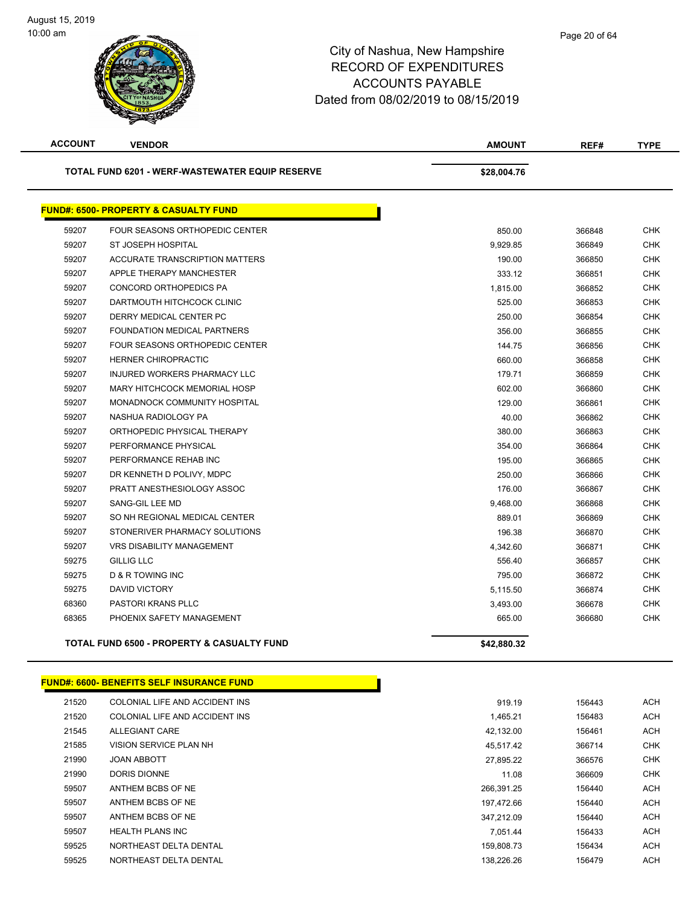# City of Nashua, New Hampshire
## RECORD OF EXPENDITURES
## ACCOUNTS PAYABLE
## Dated from 08/02/2019 to 08/15/2019

| ACCOUNT | VENDOR | AMOUNT | REF# | TYPE |
|---|---|---|---|---|
| | **TOTAL FUND 6201 - WERF-WASTEWATER EQUIP RESERVE** | **$28,004.76** | | |

**FUND#: 6500- PROPERTY & CASUALTY FUND**

| ACCOUNT | VENDOR | AMOUNT | REF# | TYPE |
|---|---|---|---|---|
| 59207 | FOUR SEASONS ORTHOPEDIC CENTER | 850.00 | 366848 | CHK |
| 59207 | ST JOSEPH HOSPITAL | 9,929.85 | 366849 | CHK |
| 59207 | ACCURATE TRANSCRIPTION MATTERS | 190.00 | 366850 | CHK |
| 59207 | APPLE THERAPY MANCHESTER | 333.12 | 366851 | CHK |
| 59207 | CONCORD ORTHOPEDICS PA | 1,815.00 | 366852 | CHK |
| 59207 | DARTMOUTH HITCHCOCK CLINIC | 525.00 | 366853 | CHK |
| 59207 | DERRY MEDICAL CENTER PC | 250.00 | 366854 | CHK |
| 59207 | FOUNDATION MEDICAL PARTNERS | 356.00 | 366855 | CHK |
| 59207 | FOUR SEASONS ORTHOPEDIC CENTER | 144.75 | 366856 | CHK |
| 59207 | HERNER CHIROPRACTIC | 660.00 | 366858 | CHK |
| 59207 | INJURED WORKERS PHARMACY LLC | 179.71 | 366859 | CHK |
| 59207 | MARY HITCHCOCK MEMORIAL HOSP | 602.00 | 366860 | CHK |
| 59207 | MONADNOCK COMMUNITY HOSPITAL | 129.00 | 366861 | CHK |
| 59207 | NASHUA RADIOLOGY PA | 40.00 | 366862 | CHK |
| 59207 | ORTHOPEDIC PHYSICAL THERAPY | 380.00 | 366863 | CHK |
| 59207 | PERFORMANCE PHYSICAL | 354.00 | 366864 | CHK |
| 59207 | PERFORMANCE REHAB INC | 195.00 | 366865 | CHK |
| 59207 | DR KENNETH D POLIVY, MDPC | 250.00 | 366866 | CHK |
| 59207 | PRATT ANESTHESIOLOGY ASSOC | 176.00 | 366867 | CHK |
| 59207 | SANG-GIL LEE MD | 9,468.00 | 366868 | CHK |
| 59207 | SO NH REGIONAL MEDICAL CENTER | 889.01 | 366869 | CHK |
| 59207 | STONERIVER PHARMACY SOLUTIONS | 196.38 | 366870 | CHK |
| 59207 | VRS DISABILITY MANAGEMENT | 4,342.60 | 366871 | CHK |
| 59275 | GILLIG LLC | 556.40 | 366857 | CHK |
| 59275 | D & R TOWING INC | 795.00 | 366872 | CHK |
| 59275 | DAVID VICTORY | 5,115.50 | 366874 | CHK |
| 68360 | PASTORI KRANS PLLC | 3,493.00 | 366678 | CHK |
| 68365 | PHOENIX SAFETY MANAGEMENT | 665.00 | 366680 | CHK |
| | **TOTAL FUND 6500 - PROPERTY & CASUALTY FUND** | **$42,880.32** | | |

**FUND#: 6600- BENEFITS SELF INSURANCE FUND**

| ACCOUNT | VENDOR | AMOUNT | REF# | TYPE |
|---|---|---|---|---|
| 21520 | COLONIAL LIFE AND ACCIDENT INS | 919.19 | 156443 | ACH |
| 21520 | COLONIAL LIFE AND ACCIDENT INS | 1,465.21 | 156483 | ACH |
| 21545 | ALLEGIANT CARE | 42,132.00 | 156461 | ACH |
| 21585 | VISION SERVICE PLAN NH | 45,517.42 | 366714 | CHK |
| 21990 | JOAN ABBOTT | 27,895.22 | 366576 | CHK |
| 21990 | DORIS DIONNE | 11.08 | 366609 | CHK |
| 59507 | ANTHEM BCBS OF NE | 266,391.25 | 156440 | ACH |
| 59507 | ANTHEM BCBS OF NE | 197,472.66 | 156440 | ACH |
| 59507 | ANTHEM BCBS OF NE | 347,212.09 | 156440 | ACH |
| 59507 | HEALTH PLANS INC | 7,051.44 | 156433 | ACH |
| 59525 | NORTHEAST DELTA DENTAL | 159,808.73 | 156434 | ACH |
| 59525 | NORTHEAST DELTA DENTAL | 138,226.26 | 156479 | ACH |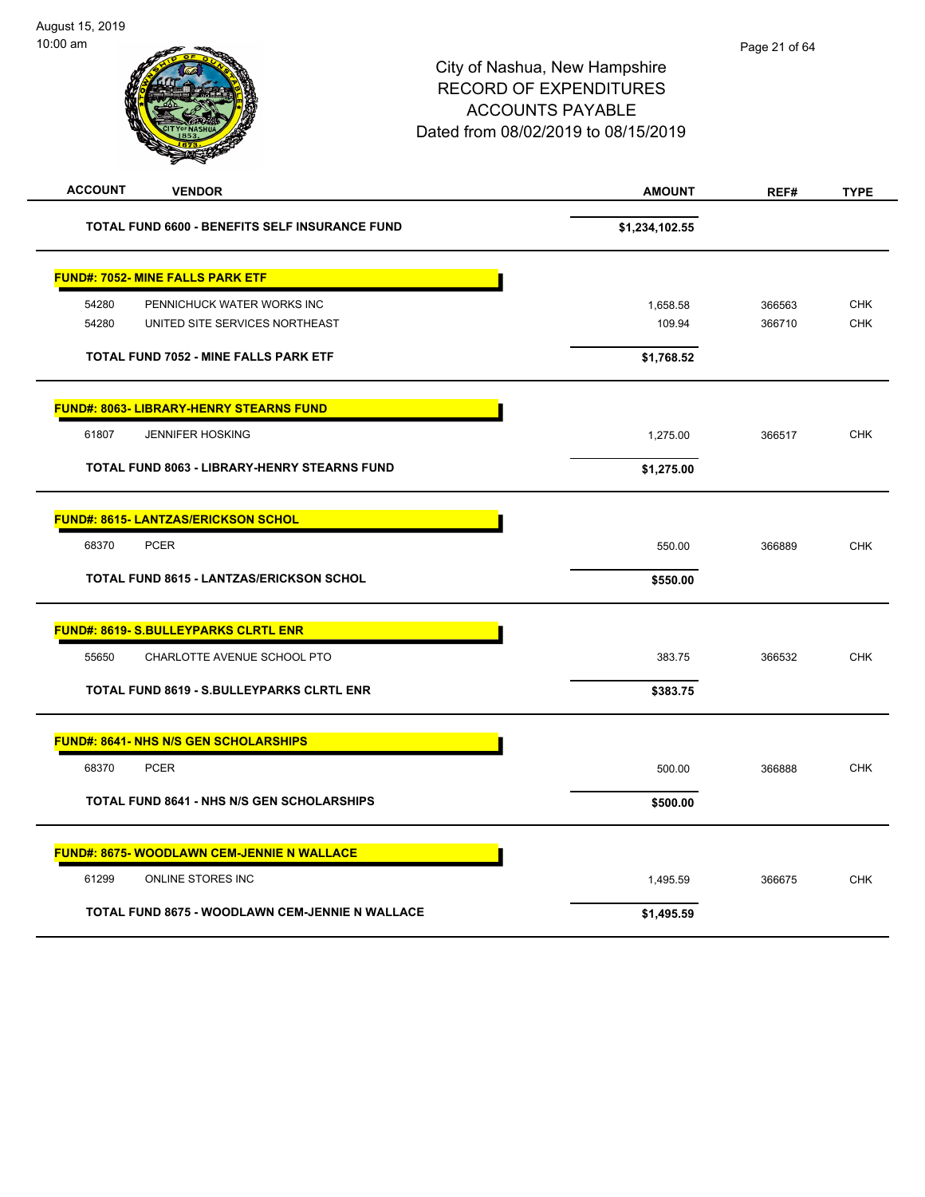City of Nashua, New Hampshire
RECORD OF EXPENDITURES
ACCOUNTS PAYABLE
Dated from 08/02/2019 to 08/15/2019

| ACCOUNT | VENDOR | AMOUNT | REF# | TYPE |
|---|---|---|---|---|
| | **TOTAL FUND 6600 - BENEFITS SELF INSURANCE FUND** | **$1,234,102.55** | | |
| | **FUND#: 7052- MINE FALLS PARK ETF** | | | |
| 54280 | PENNICHUCK WATER WORKS INC | 1,658.58 | 366563 | CHK |
| 54280 | UNITED SITE SERVICES NORTHEAST | 109.94 | 366710 | CHK |
| | **TOTAL FUND 7052 - MINE FALLS PARK ETF** | **$1,768.52** | | |
| | **FUND#: 8063- LIBRARY-HENRY STEARNS FUND** | | | |
| 61807 | JENNIFER HOSKING | 1,275.00 | 366517 | CHK |
| | **TOTAL FUND 8063 - LIBRARY-HENRY STEARNS FUND** | **$1,275.00** | | |
| | **FUND#: 8615- LANTZAS/ERICKSON SCHOL** | | | |
| 68370 | PCER | 550.00 | 366889 | CHK |
| | **TOTAL FUND 8615 - LANTZAS/ERICKSON SCHOL** | **$550.00** | | |
| | **FUND#: 8619- S.BULLEYPARKS CLRTL ENR** | | | |
| 55650 | CHARLOTTE AVENUE SCHOOL PTO | 383.75 | 366532 | CHK |
| | **TOTAL FUND 8619 - S.BULLEYPARKS CLRTL ENR** | **$383.75** | | |
| | **FUND#: 8641- NHS N/S GEN SCHOLARSHIPS** | | | |
| 68370 | PCER | 500.00 | 366888 | CHK |
| | **TOTAL FUND 8641 - NHS N/S GEN SCHOLARSHIPS** | **$500.00** | | |
| | **FUND#: 8675- WOODLAWN CEM-JENNIE N WALLACE** | | | |
| 61299 | ONLINE STORES INC | 1,495.59 | 366675 | CHK |
| | **TOTAL FUND 8675 - WOODLAWN CEM-JENNIE N WALLACE** | **$1,495.59** | | |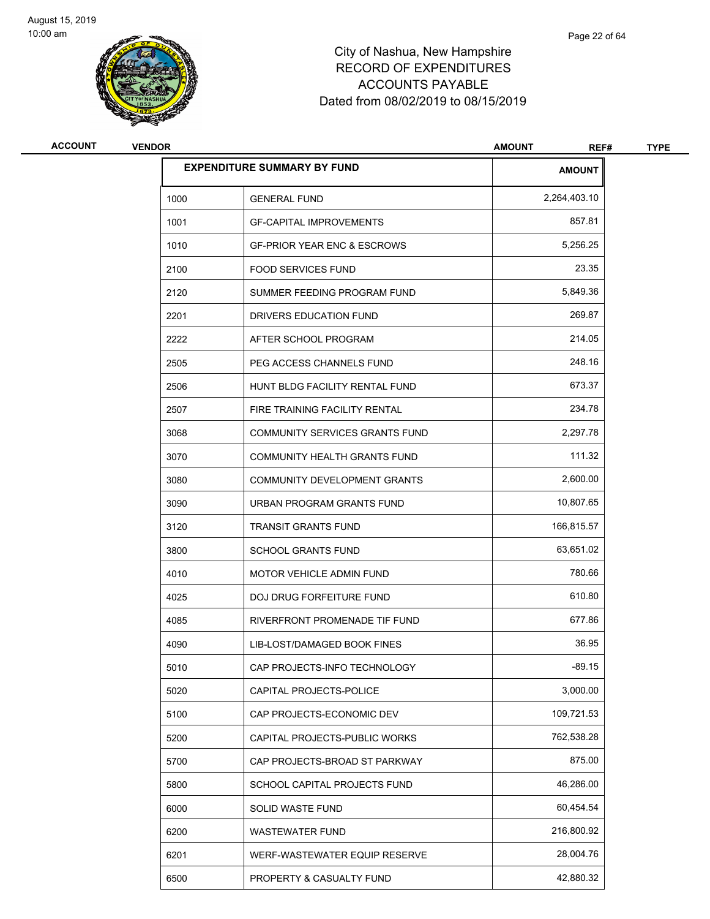# City of Nashua, New Hampshire
## RECORD OF EXPENDITURES
## ACCOUNTS PAYABLE
## Dated from 08/02/2019 to 08/15/2019

| ACCOUNT | VENDOR | AMOUNT | REF# | TYPE |
|---|---|---|---|---|

| EXPENDITURE SUMMARY BY FUND | | AMOUNT |
|---|---|---|
| 1000 | GENERAL FUND | 2,264,403.10 |
| 1001 | GF-CAPITAL IMPROVEMENTS | 857.81 |
| 1010 | GF-PRIOR YEAR ENC & ESCROWS | 5,256.25 |
| 2100 | FOOD SERVICES FUND | 23.35 |
| 2120 | SUMMER FEEDING PROGRAM FUND | 5,849.36 |
| 2201 | DRIVERS EDUCATION FUND | 269.87 |
| 2222 | AFTER SCHOOL PROGRAM | 214.05 |
| 2505 | PEG ACCESS CHANNELS FUND | 248.16 |
| 2506 | HUNT BLDG FACILITY RENTAL FUND | 673.37 |
| 2507 | FIRE TRAINING FACILITY RENTAL | 234.78 |
| 3068 | COMMUNITY SERVICES GRANTS FUND | 2,297.78 |
| 3070 | COMMUNITY HEALTH GRANTS FUND | 111.32 |
| 3080 | COMMUNITY DEVELOPMENT GRANTS | 2,600.00 |
| 3090 | URBAN PROGRAM GRANTS FUND | 10,807.65 |
| 3120 | TRANSIT GRANTS FUND | 166,815.57 |
| 3800 | SCHOOL GRANTS FUND | 63,651.02 |
| 4010 | MOTOR VEHICLE ADMIN FUND | 780.66 |
| 4025 | DOJ DRUG FORFEITURE FUND | 610.80 |
| 4085 | RIVERFRONT PROMENADE TIF FUND | 677.86 |
| 4090 | LIB-LOST/DAMAGED BOOK FINES | 36.95 |
| 5010 | CAP PROJECTS-INFO TECHNOLOGY | -89.15 |
| 5020 | CAPITAL PROJECTS-POLICE | 3,000.00 |
| 5100 | CAP PROJECTS-ECONOMIC DEV | 109,721.53 |
| 5200 | CAPITAL PROJECTS-PUBLIC WORKS | 762,538.28 |
| 5700 | CAP PROJECTS-BROAD ST PARKWAY | 875.00 |
| 5800 | SCHOOL CAPITAL PROJECTS FUND | 46,286.00 |
| 6000 | SOLID WASTE FUND | 60,454.54 |
| 6200 | WASTEWATER FUND | 216,800.92 |
| 6201 | WERF-WASTEWATER EQUIP RESERVE | 28,004.76 |
| 6500 | PROPERTY & CASUALTY FUND | 42,880.32 |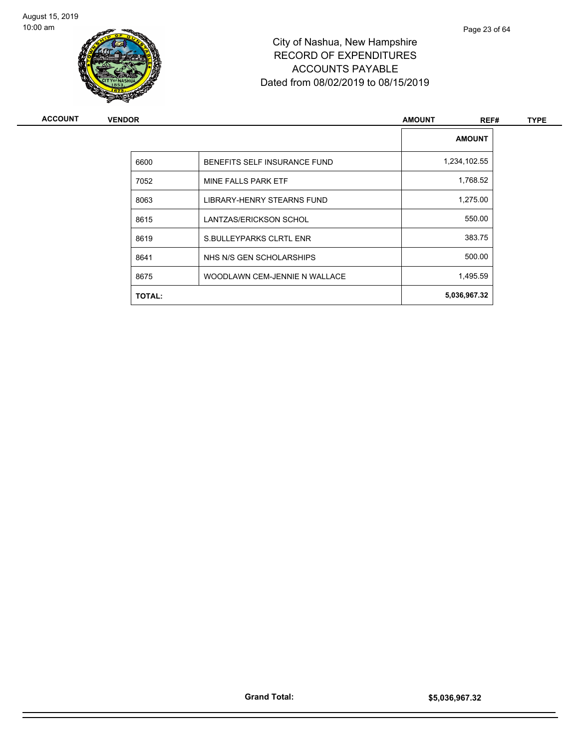| | | AMOUNT |
|---|---|---|
| 6600 | BENEFITS SELF INSURANCE FUND | 1,234,102.55 |
| 7052 | MINE FALLS PARK ETF | 1,768.52 |
| 8063 | LIBRARY-HENRY STEARNS FUND | 1,275.00 |
| 8615 | LANTZAS/ERICKSON SCHOL | 550.00 |
| 8619 | S.BULLEYPARKS CLRTL ENR | 383.75 |
| 8641 | NHS N/S GEN SCHOLARSHIPS | 500.00 |
| 8675 | WOODLAWN CEM-JENNIE N WALLACE | 1,495.59 |
| **TOTAL:** | | **5,036,967.32** |

**Grand Total:** **$5,036,967.32**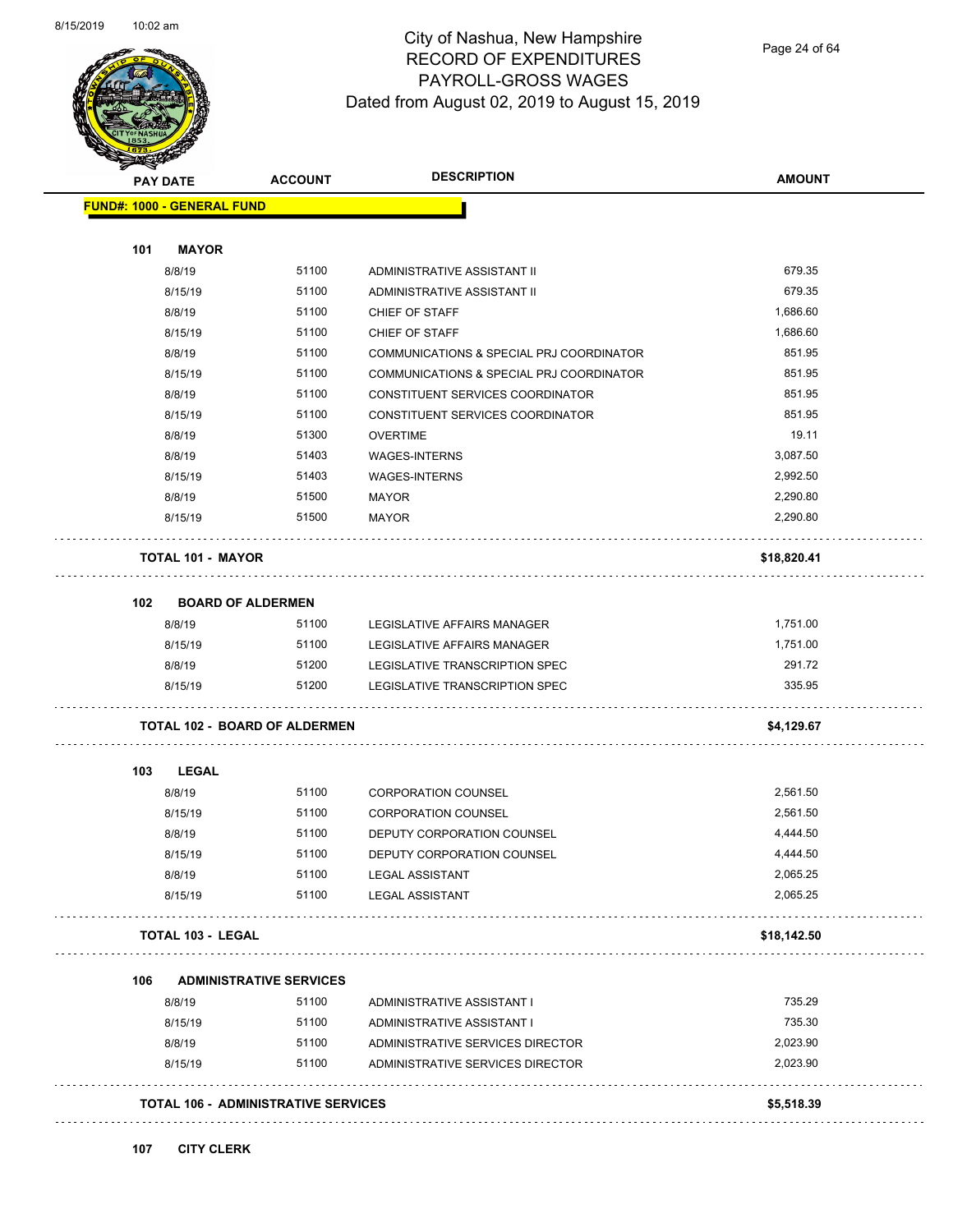# City of Nashua, New Hampshire
## RECORD OF EXPENDITURES
## PAYROLL-GROSS WAGES
### Dated from August 02, 2019 to August 15, 2019

| PAY DATE | ACCOUNT | DESCRIPTION | AMOUNT |
|---|---|---|---|
| **FUND#: 1000 - GENERAL FUND** | | | |
| **101 MAYOR** | | | |
| 8/8/19 | 51100 | ADMINISTRATIVE ASSISTANT II | 679.35 |
| 8/15/19 | 51100 | ADMINISTRATIVE ASSISTANT II | 679.35 |
| 8/8/19 | 51100 | CHIEF OF STAFF | 1,686.60 |
| 8/15/19 | 51100 | CHIEF OF STAFF | 1,686.60 |
| 8/8/19 | 51100 | COMMUNICATIONS & SPECIAL PRJ COORDINATOR | 851.95 |
| 8/15/19 | 51100 | COMMUNICATIONS & SPECIAL PRJ COORDINATOR | 851.95 |
| 8/8/19 | 51100 | CONSTITUENT SERVICES COORDINATOR | 851.95 |
| 8/15/19 | 51100 | CONSTITUENT SERVICES COORDINATOR | 851.95 |
| 8/8/19 | 51300 | OVERTIME | 19.11 |
| 8/8/19 | 51403 | WAGES-INTERNS | 3,087.50 |
| 8/15/19 | 51403 | WAGES-INTERNS | 2,992.50 |
| 8/8/19 | 51500 | MAYOR | 2,290.80 |
| 8/15/19 | 51500 | MAYOR | 2,290.80 |
| **TOTAL 101 - MAYOR** | | | **$18,820.41** |
| **102 BOARD OF ALDERMEN** | | | |
| 8/8/19 | 51100 | LEGISLATIVE AFFAIRS MANAGER | 1,751.00 |
| 8/15/19 | 51100 | LEGISLATIVE AFFAIRS MANAGER | 1,751.00 |
| 8/8/19 | 51200 | LEGISLATIVE TRANSCRIPTION SPEC | 291.72 |
| 8/15/19 | 51200 | LEGISLATIVE TRANSCRIPTION SPEC | 335.95 |
| **TOTAL 102 - BOARD OF ALDERMEN** | | | **$4,129.67** |
| **103 LEGAL** | | | |
| 8/8/19 | 51100 | CORPORATION COUNSEL | 2,561.50 |
| 8/15/19 | 51100 | CORPORATION COUNSEL | 2,561.50 |
| 8/8/19 | 51100 | DEPUTY CORPORATION COUNSEL | 4,444.50 |
| 8/15/19 | 51100 | DEPUTY CORPORATION COUNSEL | 4,444.50 |
| 8/8/19 | 51100 | LEGAL ASSISTANT | 2,065.25 |
| 8/15/19 | 51100 | LEGAL ASSISTANT | 2,065.25 |
| **TOTAL 103 - LEGAL** | | | **$18,142.50** |
| **106 ADMINISTRATIVE SERVICES** | | | |
| 8/8/19 | 51100 | ADMINISTRATIVE ASSISTANT I | 735.29 |
| 8/15/19 | 51100 | ADMINISTRATIVE ASSISTANT I | 735.30 |
| 8/8/19 | 51100 | ADMINISTRATIVE SERVICES DIRECTOR | 2,023.90 |
| 8/15/19 | 51100 | ADMINISTRATIVE SERVICES DIRECTOR | 2,023.90 |
| **TOTAL 106 - ADMINISTRATIVE SERVICES** | | | **$5,518.39** |
| **107 CITY CLERK** | | | |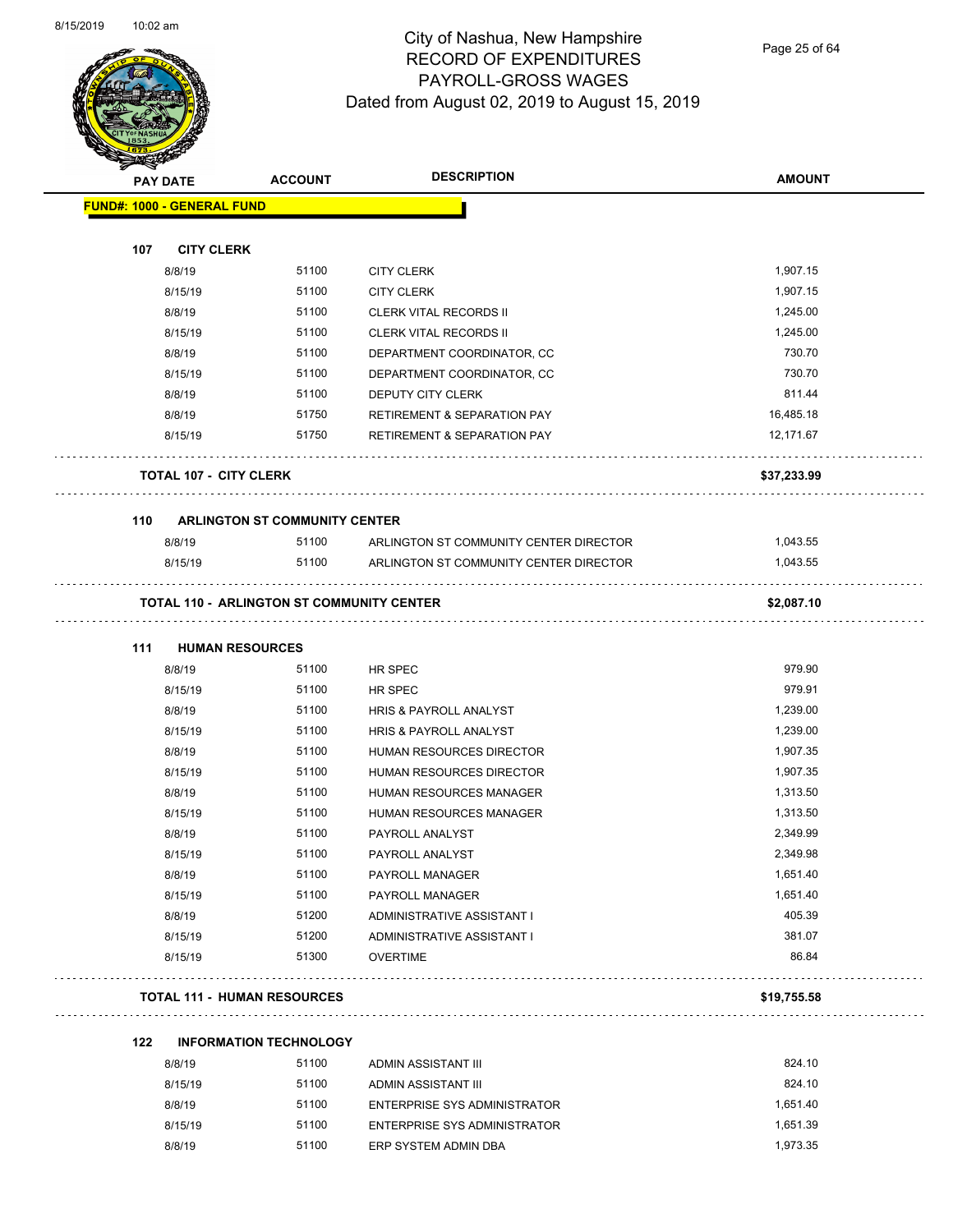# City of Nashua, New Hampshire
## RECORD OF EXPENDITURES
## PAYROLL-GROSS WAGES
## Dated from August 02, 2019 to August 15, 2019

| PAY DATE | ACCOUNT | DESCRIPTION | AMOUNT |
|---|---|---|---|
| **FUND#: 1000 - GENERAL FUND** | | | |
| **107 CITY CLERK** | | | |
| 8/8/19 | 51100 | CITY CLERK | 1,907.15 |
| 8/15/19 | 51100 | CITY CLERK | 1,907.15 |
| 8/8/19 | 51100 | CLERK VITAL RECORDS II | 1,245.00 |
| 8/15/19 | 51100 | CLERK VITAL RECORDS II | 1,245.00 |
| 8/8/19 | 51100 | DEPARTMENT COORDINATOR, CC | 730.70 |
| 8/15/19 | 51100 | DEPARTMENT COORDINATOR, CC | 730.70 |
| 8/8/19 | 51100 | DEPUTY CITY CLERK | 811.44 |
| 8/8/19 | 51750 | RETIREMENT & SEPARATION PAY | 16,485.18 |
| 8/15/19 | 51750 | RETIREMENT & SEPARATION PAY | 12,171.67 |
| **TOTAL 107 - CITY CLERK** | | | **$37,233.99** |
| **110 ARLINGTON ST COMMUNITY CENTER** | | | |
| 8/8/19 | 51100 | ARLINGTON ST COMMUNITY CENTER DIRECTOR | 1,043.55 |
| 8/15/19 | 51100 | ARLINGTON ST COMMUNITY CENTER DIRECTOR | 1,043.55 |
| **TOTAL 110 - ARLINGTON ST COMMUNITY CENTER** | | | **$2,087.10** |
| **111 HUMAN RESOURCES** | | | |
| 8/8/19 | 51100 | HR SPEC | 979.90 |
| 8/15/19 | 51100 | HR SPEC | 979.91 |
| 8/8/19 | 51100 | HRIS & PAYROLL ANALYST | 1,239.00 |
| 8/15/19 | 51100 | HRIS & PAYROLL ANALYST | 1,239.00 |
| 8/8/19 | 51100 | HUMAN RESOURCES DIRECTOR | 1,907.35 |
| 8/15/19 | 51100 | HUMAN RESOURCES DIRECTOR | 1,907.35 |
| 8/8/19 | 51100 | HUMAN RESOURCES MANAGER | 1,313.50 |
| 8/15/19 | 51100 | HUMAN RESOURCES MANAGER | 1,313.50 |
| 8/8/19 | 51100 | PAYROLL ANALYST | 2,349.99 |
| 8/15/19 | 51100 | PAYROLL ANALYST | 2,349.98 |
| 8/8/19 | 51100 | PAYROLL MANAGER | 1,651.40 |
| 8/15/19 | 51100 | PAYROLL MANAGER | 1,651.40 |
| 8/8/19 | 51200 | ADMINISTRATIVE ASSISTANT I | 405.39 |
| 8/15/19 | 51200 | ADMINISTRATIVE ASSISTANT I | 381.07 |
| 8/15/19 | 51300 | OVERTIME | 86.84 |
| **TOTAL 111 - HUMAN RESOURCES** | | | **$19,755.58** |
| **122 INFORMATION TECHNOLOGY** | | | |
| 8/8/19 | 51100 | ADMIN ASSISTANT III | 824.10 |
| 8/15/19 | 51100 | ADMIN ASSISTANT III | 824.10 |
| 8/8/19 | 51100 | ENTERPRISE SYS ADMINISTRATOR | 1,651.40 |
| 8/15/19 | 51100 | ENTERPRISE SYS ADMINISTRATOR | 1,651.39 |
| 8/8/19 | 51100 | ERP SYSTEM ADMIN DBA | 1,973.35 |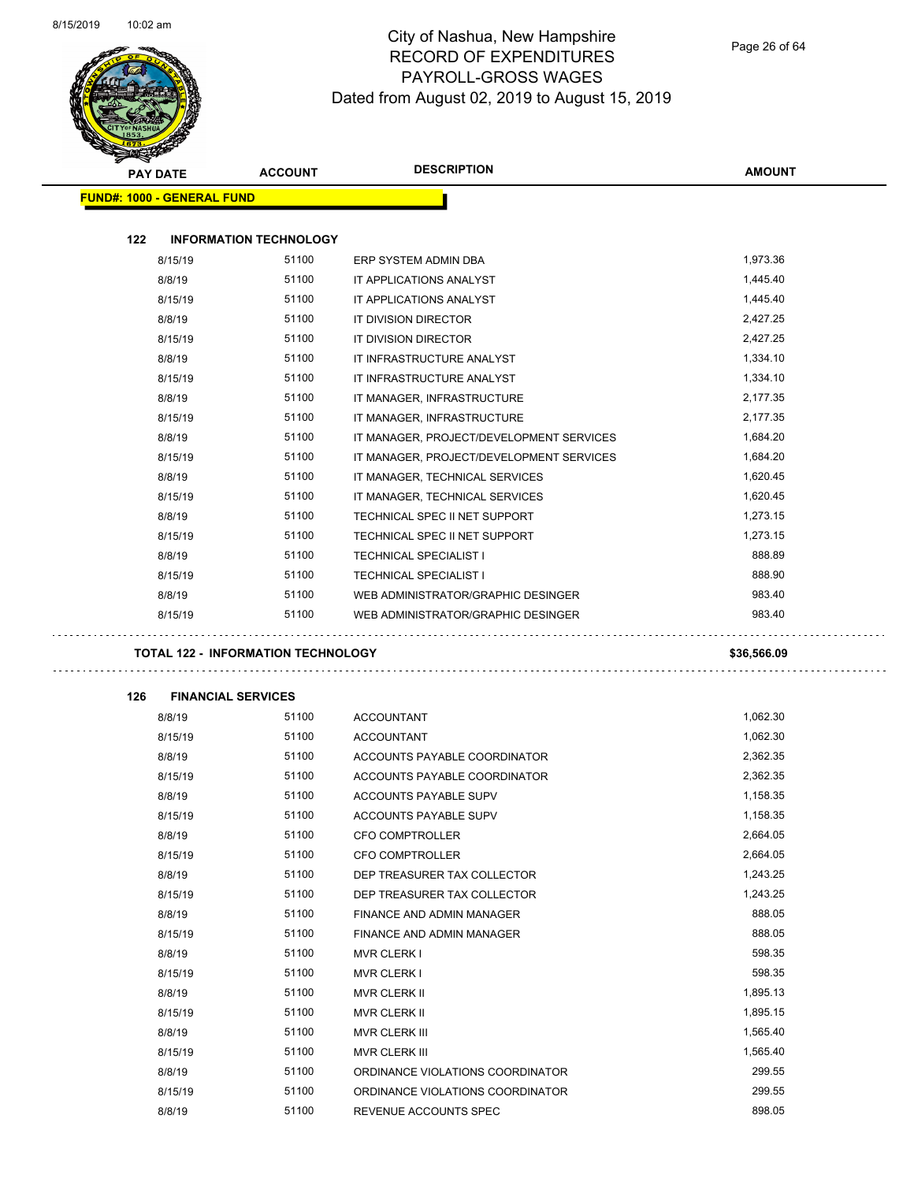# City of Nashua, New Hampshire
## RECORD OF EXPENDITURES
## PAYROLL-GROSS WAGES
## Dated from August 02, 2019 to August 15, 2019

| PAY DATE | ACCOUNT | DESCRIPTION | AMOUNT |
|---|---|---|---|
| **FUND#: 1000 - GENERAL FUND** | | | |
| **122 INFORMATION TECHNOLOGY** | | | |
| 8/15/19 | 51100 | ERP SYSTEM ADMIN DBA | 1,973.36 |
| 8/8/19 | 51100 | IT APPLICATIONS ANALYST | 1,445.40 |
| 8/15/19 | 51100 | IT APPLICATIONS ANALYST | 1,445.40 |
| 8/8/19 | 51100 | IT DIVISION DIRECTOR | 2,427.25 |
| 8/15/19 | 51100 | IT DIVISION DIRECTOR | 2,427.25 |
| 8/8/19 | 51100 | IT INFRASTRUCTURE ANALYST | 1,334.10 |
| 8/15/19 | 51100 | IT INFRASTRUCTURE ANALYST | 1,334.10 |
| 8/8/19 | 51100 | IT MANAGER, INFRASTRUCTURE | 2,177.35 |
| 8/15/19 | 51100 | IT MANAGER, INFRASTRUCTURE | 2,177.35 |
| 8/8/19 | 51100 | IT MANAGER, PROJECT/DEVELOPMENT SERVICES | 1,684.20 |
| 8/15/19 | 51100 | IT MANAGER, PROJECT/DEVELOPMENT SERVICES | 1,684.20 |
| 8/8/19 | 51100 | IT MANAGER, TECHNICAL SERVICES | 1,620.45 |
| 8/15/19 | 51100 | IT MANAGER, TECHNICAL SERVICES | 1,620.45 |
| 8/8/19 | 51100 | TECHNICAL SPEC II NET SUPPORT | 1,273.15 |
| 8/15/19 | 51100 | TECHNICAL SPEC II NET SUPPORT | 1,273.15 |
| 8/8/19 | 51100 | TECHNICAL SPECIALIST I | 888.89 |
| 8/15/19 | 51100 | TECHNICAL SPECIALIST I | 888.90 |
| 8/8/19 | 51100 | WEB ADMINISTRATOR/GRAPHIC DESINGER | 983.40 |
| 8/15/19 | 51100 | WEB ADMINISTRATOR/GRAPHIC DESINGER | 983.40 |
| **TOTAL 122 - INFORMATION TECHNOLOGY** | | | **$36,566.09** |
| **126 FINANCIAL SERVICES** | | | |
| 8/8/19 | 51100 | ACCOUNTANT | 1,062.30 |
| 8/15/19 | 51100 | ACCOUNTANT | 1,062.30 |
| 8/8/19 | 51100 | ACCOUNTS PAYABLE COORDINATOR | 2,362.35 |
| 8/15/19 | 51100 | ACCOUNTS PAYABLE COORDINATOR | 2,362.35 |
| 8/8/19 | 51100 | ACCOUNTS PAYABLE SUPV | 1,158.35 |
| 8/15/19 | 51100 | ACCOUNTS PAYABLE SUPV | 1,158.35 |
| 8/8/19 | 51100 | CFO COMPTROLLER | 2,664.05 |
| 8/15/19 | 51100 | CFO COMPTROLLER | 2,664.05 |
| 8/8/19 | 51100 | DEP TREASURER TAX COLLECTOR | 1,243.25 |
| 8/15/19 | 51100 | DEP TREASURER TAX COLLECTOR | 1,243.25 |
| 8/8/19 | 51100 | FINANCE AND ADMIN MANAGER | 888.05 |
| 8/15/19 | 51100 | FINANCE AND ADMIN MANAGER | 888.05 |
| 8/8/19 | 51100 | MVR CLERK I | 598.35 |
| 8/15/19 | 51100 | MVR CLERK I | 598.35 |
| 8/8/19 | 51100 | MVR CLERK II | 1,895.13 |
| 8/15/19 | 51100 | MVR CLERK II | 1,895.15 |
| 8/8/19 | 51100 | MVR CLERK III | 1,565.40 |
| 8/15/19 | 51100 | MVR CLERK III | 1,565.40 |
| 8/8/19 | 51100 | ORDINANCE VIOLATIONS COORDINATOR | 299.55 |
| 8/15/19 | 51100 | ORDINANCE VIOLATIONS COORDINATOR | 299.55 |
| 8/8/19 | 51100 | REVENUE ACCOUNTS SPEC | 898.05 |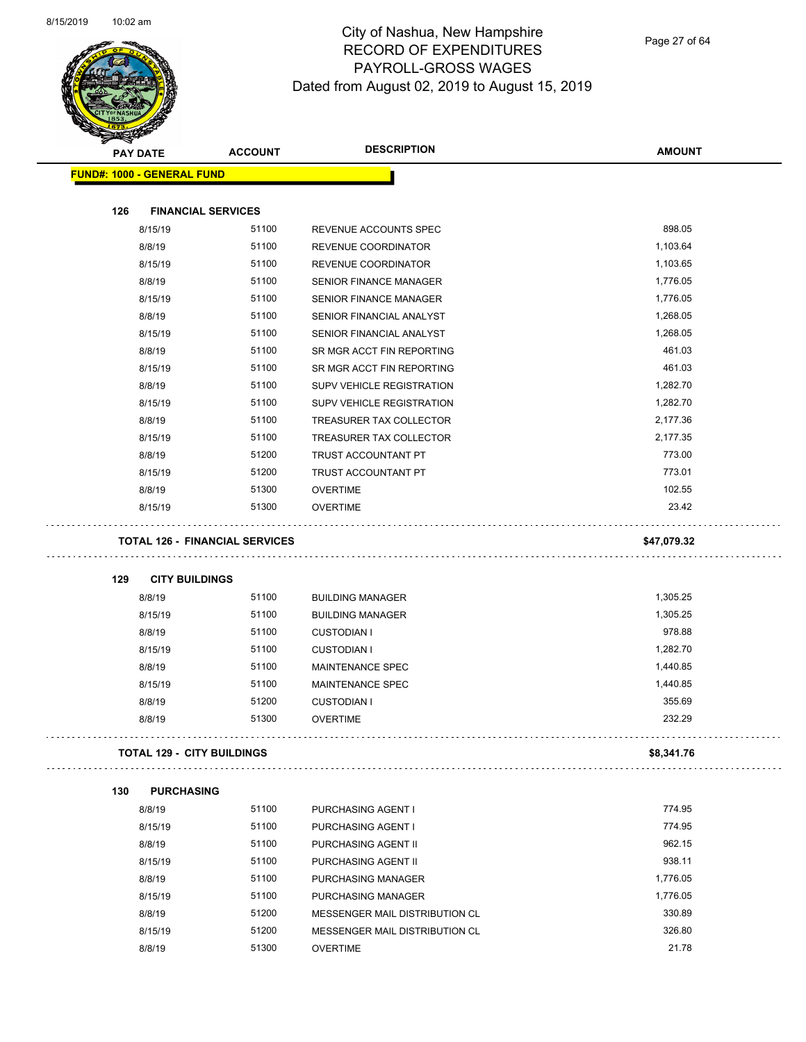# City of Nashua, New Hampshire
## RECORD OF EXPENDITURES
## PAYROLL-GROSS WAGES
## Dated from August 02, 2019 to August 15, 2019

| PAY DATE | ACCOUNT | DESCRIPTION | AMOUNT |
|---|---|---|---|

**FUND#: 1000 - GENERAL FUND**

**126 FINANCIAL SERVICES**

| PAY DATE | ACCOUNT | DESCRIPTION | AMOUNT |
|---|---|---|---|
| 8/15/19 | 51100 | REVENUE ACCOUNTS SPEC | 898.05 |
| 8/8/19 | 51100 | REVENUE COORDINATOR | 1,103.64 |
| 8/15/19 | 51100 | REVENUE COORDINATOR | 1,103.65 |
| 8/8/19 | 51100 | SENIOR FINANCE MANAGER | 1,776.05 |
| 8/15/19 | 51100 | SENIOR FINANCE MANAGER | 1,776.05 |
| 8/8/19 | 51100 | SENIOR FINANCIAL ANALYST | 1,268.05 |
| 8/15/19 | 51100 | SENIOR FINANCIAL ANALYST | 1,268.05 |
| 8/8/19 | 51100 | SR MGR ACCT FIN REPORTING | 461.03 |
| 8/15/19 | 51100 | SR MGR ACCT FIN REPORTING | 461.03 |
| 8/8/19 | 51100 | SUPV VEHICLE REGISTRATION | 1,282.70 |
| 8/15/19 | 51100 | SUPV VEHICLE REGISTRATION | 1,282.70 |
| 8/8/19 | 51100 | TREASURER TAX COLLECTOR | 2,177.36 |
| 8/15/19 | 51100 | TREASURER TAX COLLECTOR | 2,177.35 |
| 8/8/19 | 51200 | TRUST ACCOUNTANT PT | 773.00 |
| 8/15/19 | 51200 | TRUST ACCOUNTANT PT | 773.01 |
| 8/8/19 | 51300 | OVERTIME | 102.55 |
| 8/15/19 | 51300 | OVERTIME | 23.42 |

**TOTAL 126 - FINANCIAL SERVICES** **$47,079.32**

**129 CITY BUILDINGS**

| PAY DATE | ACCOUNT | DESCRIPTION | AMOUNT |
|---|---|---|---|
| 8/8/19 | 51100 | BUILDING MANAGER | 1,305.25 |
| 8/15/19 | 51100 | BUILDING MANAGER | 1,305.25 |
| 8/8/19 | 51100 | CUSTODIAN I | 978.88 |
| 8/15/19 | 51100 | CUSTODIAN I | 1,282.70 |
| 8/8/19 | 51100 | MAINTENANCE SPEC | 1,440.85 |
| 8/15/19 | 51100 | MAINTENANCE SPEC | 1,440.85 |
| 8/8/19 | 51200 | CUSTODIAN I | 355.69 |
| 8/8/19 | 51300 | OVERTIME | 232.29 |

**TOTAL 129 - CITY BUILDINGS** **$8,341.76**

**130 PURCHASING**

| PAY DATE | ACCOUNT | DESCRIPTION | AMOUNT |
|---|---|---|---|
| 8/8/19 | 51100 | PURCHASING AGENT I | 774.95 |
| 8/15/19 | 51100 | PURCHASING AGENT I | 774.95 |
| 8/8/19 | 51100 | PURCHASING AGENT II | 962.15 |
| 8/15/19 | 51100 | PURCHASING AGENT II | 938.11 |
| 8/8/19 | 51100 | PURCHASING MANAGER | 1,776.05 |
| 8/15/19 | 51100 | PURCHASING MANAGER | 1,776.05 |
| 8/8/19 | 51200 | MESSENGER MAIL DISTRIBUTION CL | 330.89 |
| 8/15/19 | 51200 | MESSENGER MAIL DISTRIBUTION CL | 326.80 |
| 8/8/19 | 51300 | OVERTIME | 21.78 |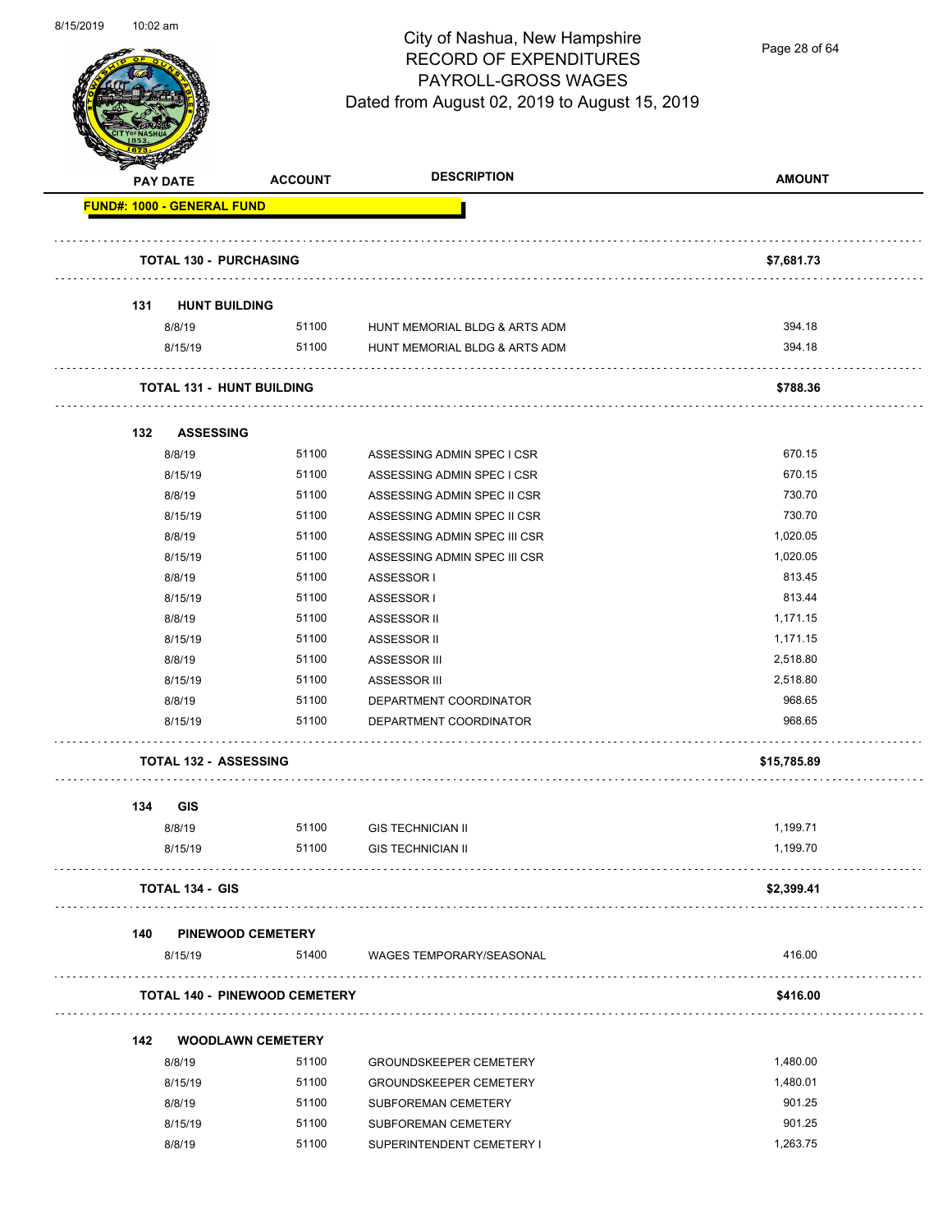# City of Nashua, New Hampshire
## RECORD OF EXPENDITURES
## PAYROLL-GROSS WAGES
### Dated from August 02, 2019 to August 15, 2019

| PAY DATE | ACCOUNT | DESCRIPTION | AMOUNT |
|---|---|---|---|
| **FUND#: 1000 - GENERAL FUND** | | | |
| **TOTAL 130 - PURCHASING** | | | **$7,681.73** |
| **131 HUNT BUILDING** | | | |
| 8/8/19 | 51100 | HUNT MEMORIAL BLDG & ARTS ADM | 394.18 |
| 8/15/19 | 51100 | HUNT MEMORIAL BLDG & ARTS ADM | 394.18 |
| **TOTAL 131 - HUNT BUILDING** | | | **$788.36** |
| **132 ASSESSING** | | | |
| 8/8/19 | 51100 | ASSESSING ADMIN SPEC I CSR | 670.15 |
| 8/15/19 | 51100 | ASSESSING ADMIN SPEC I CSR | 670.15 |
| 8/8/19 | 51100 | ASSESSING ADMIN SPEC II CSR | 730.70 |
| 8/15/19 | 51100 | ASSESSING ADMIN SPEC II CSR | 730.70 |
| 8/8/19 | 51100 | ASSESSING ADMIN SPEC III CSR | 1,020.05 |
| 8/15/19 | 51100 | ASSESSING ADMIN SPEC III CSR | 1,020.05 |
| 8/8/19 | 51100 | ASSESSOR I | 813.45 |
| 8/15/19 | 51100 | ASSESSOR I | 813.44 |
| 8/8/19 | 51100 | ASSESSOR II | 1,171.15 |
| 8/15/19 | 51100 | ASSESSOR II | 1,171.15 |
| 8/8/19 | 51100 | ASSESSOR III | 2,518.80 |
| 8/15/19 | 51100 | ASSESSOR III | 2,518.80 |
| 8/8/19 | 51100 | DEPARTMENT COORDINATOR | 968.65 |
| 8/15/19 | 51100 | DEPARTMENT COORDINATOR | 968.65 |
| **TOTAL 132 - ASSESSING** | | | **$15,785.89** |
| **134 GIS** | | | |
| 8/8/19 | 51100 | GIS TECHNICIAN II | 1,199.71 |
| 8/15/19 | 51100 | GIS TECHNICIAN II | 1,199.70 |
| **TOTAL 134 - GIS** | | | **$2,399.41** |
| **140 PINEWOOD CEMETERY** | | | |
| 8/15/19 | 51400 | WAGES TEMPORARY/SEASONAL | 416.00 |
| **TOTAL 140 - PINEWOOD CEMETERY** | | | **$416.00** |
| **142 WOODLAWN CEMETERY** | | | |
| 8/8/19 | 51100 | GROUNDSKEEPER CEMETERY | 1,480.00 |
| 8/15/19 | 51100 | GROUNDSKEEPER CEMETERY | 1,480.01 |
| 8/8/19 | 51100 | SUBFOREMAN CEMETERY | 901.25 |
| 8/15/19 | 51100 | SUBFOREMAN CEMETERY | 901.25 |
| 8/8/19 | 51100 | SUPERINTENDENT CEMETERY I | 1,263.75 |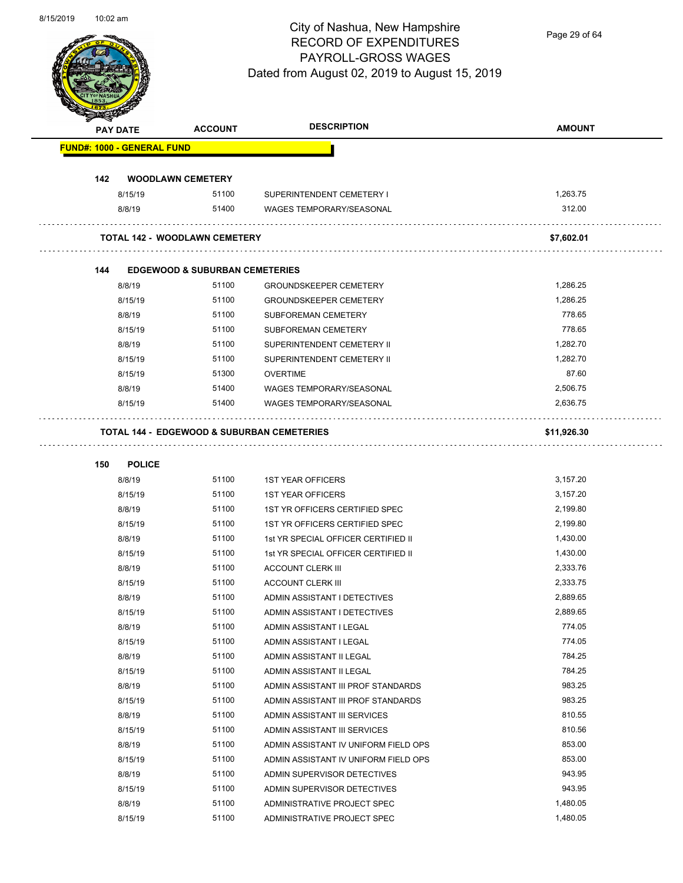# City of Nashua, New Hampshire
## RECORD OF EXPENDITURES
## PAYROLL-GROSS WAGES
### Dated from August 02, 2019 to August 15, 2019

| PAY DATE | ACCOUNT | DESCRIPTION | AMOUNT |
|---|---|---|---|
| **FUND#: 1000 - GENERAL FUND** | | | |
| **142 WOODLAWN CEMETERY** | | | |
| 8/15/19 | 51100 | SUPERINTENDENT CEMETERY I | 1,263.75 |
| 8/8/19 | 51400 | WAGES TEMPORARY/SEASONAL | 312.00 |
| **TOTAL 142 - WOODLAWN CEMETERY** | | | **$7,602.01** |
| **144 EDGEWOOD & SUBURBAN CEMETERIES** | | | |
| 8/8/19 | 51100 | GROUNDSKEEPER CEMETERY | 1,286.25 |
| 8/15/19 | 51100 | GROUNDSKEEPER CEMETERY | 1,286.25 |
| 8/8/19 | 51100 | SUBFOREMAN CEMETERY | 778.65 |
| 8/15/19 | 51100 | SUBFOREMAN CEMETERY | 778.65 |
| 8/8/19 | 51100 | SUPERINTENDENT CEMETERY II | 1,282.70 |
| 8/15/19 | 51100 | SUPERINTENDENT CEMETERY II | 1,282.70 |
| 8/15/19 | 51300 | OVERTIME | 87.60 |
| 8/8/19 | 51400 | WAGES TEMPORARY/SEASONAL | 2,506.75 |
| 8/15/19 | 51400 | WAGES TEMPORARY/SEASONAL | 2,636.75 |
| **TOTAL 144 - EDGEWOOD & SUBURBAN CEMETERIES** | | | **$11,926.30** |
| **150 POLICE** | | | |
| 8/8/19 | 51100 | 1ST YEAR OFFICERS | 3,157.20 |
| 8/15/19 | 51100 | 1ST YEAR OFFICERS | 3,157.20 |
| 8/8/19 | 51100 | 1ST YR OFFICERS CERTIFIED SPEC | 2,199.80 |
| 8/15/19 | 51100 | 1ST YR OFFICERS CERTIFIED SPEC | 2,199.80 |
| 8/8/19 | 51100 | 1st YR SPECIAL OFFICER CERTIFIED II | 1,430.00 |
| 8/15/19 | 51100 | 1st YR SPECIAL OFFICER CERTIFIED II | 1,430.00 |
| 8/8/19 | 51100 | ACCOUNT CLERK III | 2,333.76 |
| 8/15/19 | 51100 | ACCOUNT CLERK III | 2,333.75 |
| 8/8/19 | 51100 | ADMIN ASSISTANT I DETECTIVES | 2,889.65 |
| 8/15/19 | 51100 | ADMIN ASSISTANT I DETECTIVES | 2,889.65 |
| 8/8/19 | 51100 | ADMIN ASSISTANT I LEGAL | 774.05 |
| 8/15/19 | 51100 | ADMIN ASSISTANT I LEGAL | 774.05 |
| 8/8/19 | 51100 | ADMIN ASSISTANT II LEGAL | 784.25 |
| 8/15/19 | 51100 | ADMIN ASSISTANT II LEGAL | 784.25 |
| 8/8/19 | 51100 | ADMIN ASSISTANT III PROF STANDARDS | 983.25 |
| 8/15/19 | 51100 | ADMIN ASSISTANT III PROF STANDARDS | 983.25 |
| 8/8/19 | 51100 | ADMIN ASSISTANT III SERVICES | 810.55 |
| 8/15/19 | 51100 | ADMIN ASSISTANT III SERVICES | 810.56 |
| 8/8/19 | 51100 | ADMIN ASSISTANT IV UNIFORM FIELD OPS | 853.00 |
| 8/15/19 | 51100 | ADMIN ASSISTANT IV UNIFORM FIELD OPS | 853.00 |
| 8/8/19 | 51100 | ADMIN SUPERVISOR DETECTIVES | 943.95 |
| 8/15/19 | 51100 | ADMIN SUPERVISOR DETECTIVES | 943.95 |
| 8/8/19 | 51100 | ADMINISTRATIVE PROJECT SPEC | 1,480.05 |
| 8/15/19 | 51100 | ADMINISTRATIVE PROJECT SPEC | 1,480.05 |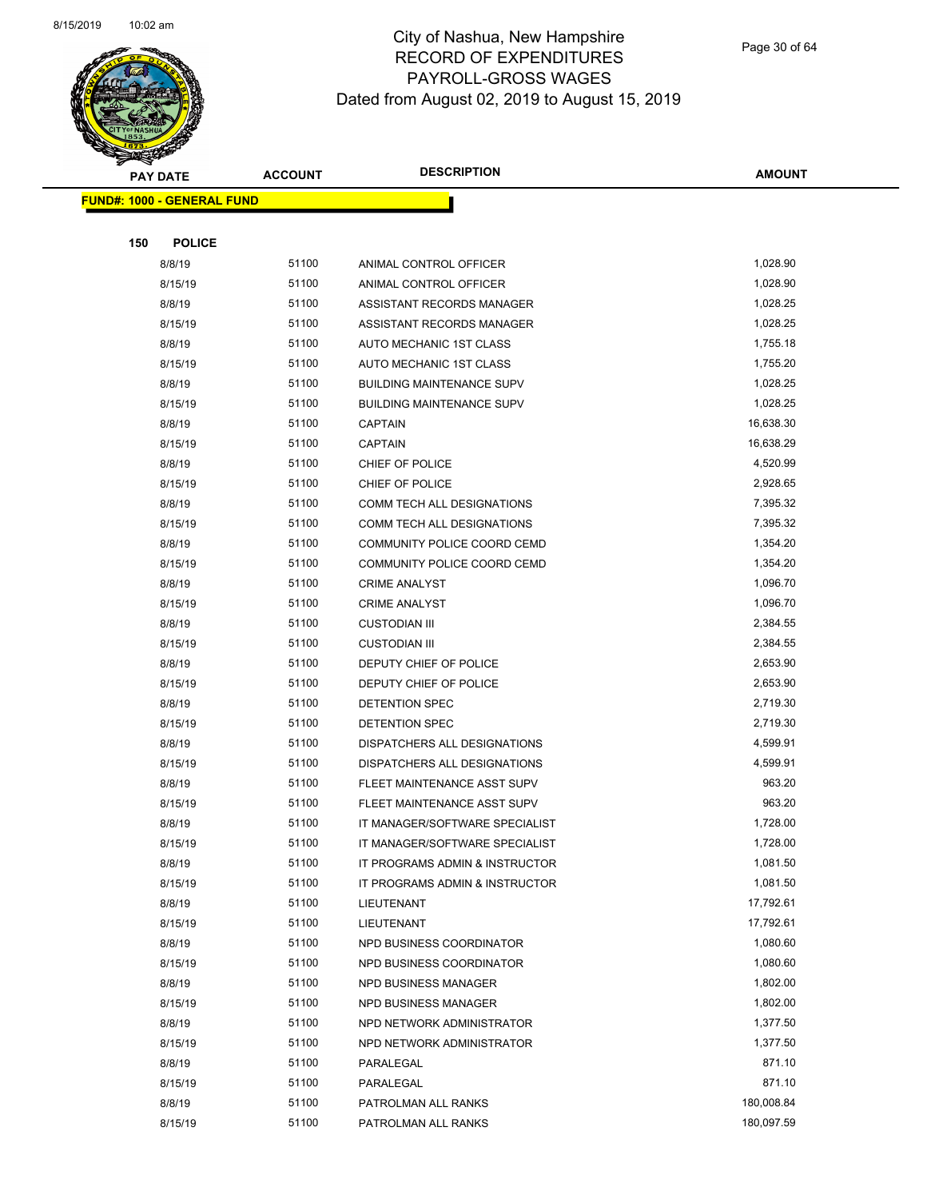# City of Nashua, New Hampshire
## RECORD OF EXPENDITURES
## PAYROLL-GROSS WAGES
## Dated from August 02, 2019 to August 15, 2019

| PAY DATE | ACCOUNT | DESCRIPTION | AMOUNT |
|---|---|---|---|
| **FUND#: 1000 - GENERAL FUND** | | | |
| **150 POLICE** | | | |
| 8/8/19 | 51100 | ANIMAL CONTROL OFFICER | 1,028.90 |
| 8/15/19 | 51100 | ANIMAL CONTROL OFFICER | 1,028.90 |
| 8/8/19 | 51100 | ASSISTANT RECORDS MANAGER | 1,028.25 |
| 8/15/19 | 51100 | ASSISTANT RECORDS MANAGER | 1,028.25 |
| 8/8/19 | 51100 | AUTO MECHANIC 1ST CLASS | 1,755.18 |
| 8/15/19 | 51100 | AUTO MECHANIC 1ST CLASS | 1,755.20 |
| 8/8/19 | 51100 | BUILDING MAINTENANCE SUPV | 1,028.25 |
| 8/15/19 | 51100 | BUILDING MAINTENANCE SUPV | 1,028.25 |
| 8/8/19 | 51100 | CAPTAIN | 16,638.30 |
| 8/15/19 | 51100 | CAPTAIN | 16,638.29 |
| 8/8/19 | 51100 | CHIEF OF POLICE | 4,520.99 |
| 8/15/19 | 51100 | CHIEF OF POLICE | 2,928.65 |
| 8/8/19 | 51100 | COMM TECH ALL DESIGNATIONS | 7,395.32 |
| 8/15/19 | 51100 | COMM TECH ALL DESIGNATIONS | 7,395.32 |
| 8/8/19 | 51100 | COMMUNITY POLICE COORD CEMD | 1,354.20 |
| 8/15/19 | 51100 | COMMUNITY POLICE COORD CEMD | 1,354.20 |
| 8/8/19 | 51100 | CRIME ANALYST | 1,096.70 |
| 8/15/19 | 51100 | CRIME ANALYST | 1,096.70 |
| 8/8/19 | 51100 | CUSTODIAN III | 2,384.55 |
| 8/15/19 | 51100 | CUSTODIAN III | 2,384.55 |
| 8/8/19 | 51100 | DEPUTY CHIEF OF POLICE | 2,653.90 |
| 8/15/19 | 51100 | DEPUTY CHIEF OF POLICE | 2,653.90 |
| 8/8/19 | 51100 | DETENTION SPEC | 2,719.30 |
| 8/15/19 | 51100 | DETENTION SPEC | 2,719.30 |
| 8/8/19 | 51100 | DISPATCHERS ALL DESIGNATIONS | 4,599.91 |
| 8/15/19 | 51100 | DISPATCHERS ALL DESIGNATIONS | 4,599.91 |
| 8/8/19 | 51100 | FLEET MAINTENANCE ASST SUPV | 963.20 |
| 8/15/19 | 51100 | FLEET MAINTENANCE ASST SUPV | 963.20 |
| 8/8/19 | 51100 | IT MANAGER/SOFTWARE SPECIALIST | 1,728.00 |
| 8/15/19 | 51100 | IT MANAGER/SOFTWARE SPECIALIST | 1,728.00 |
| 8/8/19 | 51100 | IT PROGRAMS ADMIN & INSTRUCTOR | 1,081.50 |
| 8/15/19 | 51100 | IT PROGRAMS ADMIN & INSTRUCTOR | 1,081.50 |
| 8/8/19 | 51100 | LIEUTENANT | 17,792.61 |
| 8/15/19 | 51100 | LIEUTENANT | 17,792.61 |
| 8/8/19 | 51100 | NPD BUSINESS COORDINATOR | 1,080.60 |
| 8/15/19 | 51100 | NPD BUSINESS COORDINATOR | 1,080.60 |
| 8/8/19 | 51100 | NPD BUSINESS MANAGER | 1,802.00 |
| 8/15/19 | 51100 | NPD BUSINESS MANAGER | 1,802.00 |
| 8/8/19 | 51100 | NPD NETWORK ADMINISTRATOR | 1,377.50 |
| 8/15/19 | 51100 | NPD NETWORK ADMINISTRATOR | 1,377.50 |
| 8/8/19 | 51100 | PARALEGAL | 871.10 |
| 8/15/19 | 51100 | PARALEGAL | 871.10 |
| 8/8/19 | 51100 | PATROLMAN ALL RANKS | 180,008.84 |
| 8/15/19 | 51100 | PATROLMAN ALL RANKS | 180,097.59 |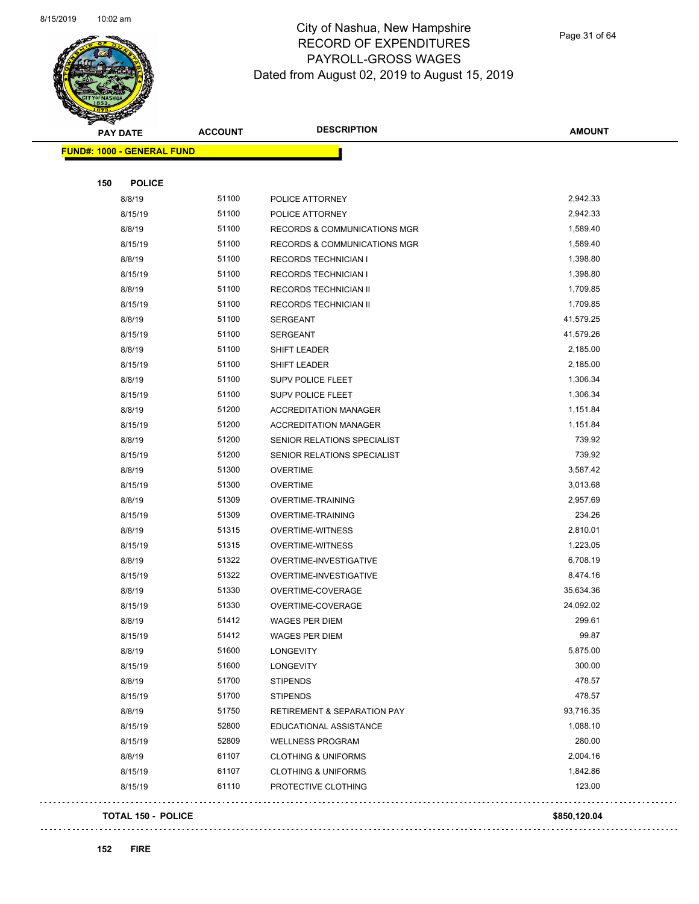# City of Nashua, New Hampshire
## RECORD OF EXPENDITURES
## PAYROLL-GROSS WAGES
## Dated from August 02, 2019 to August 15, 2019

| PAY DATE | ACCOUNT | DESCRIPTION | AMOUNT |
|---|---|---|---|
| **FUND#: 1000 - GENERAL FUND** | | | |
| **150 POLICE** | | | |
| 8/8/19 | 51100 | POLICE ATTORNEY | 2,942.33 |
| 8/15/19 | 51100 | POLICE ATTORNEY | 2,942.33 |
| 8/8/19 | 51100 | RECORDS & COMMUNICATIONS MGR | 1,589.40 |
| 8/15/19 | 51100 | RECORDS & COMMUNICATIONS MGR | 1,589.40 |
| 8/8/19 | 51100 | RECORDS TECHNICIAN I | 1,398.80 |
| 8/15/19 | 51100 | RECORDS TECHNICIAN I | 1,398.80 |
| 8/8/19 | 51100 | RECORDS TECHNICIAN II | 1,709.85 |
| 8/15/19 | 51100 | RECORDS TECHNICIAN II | 1,709.85 |
| 8/8/19 | 51100 | SERGEANT | 41,579.25 |
| 8/15/19 | 51100 | SERGEANT | 41,579.26 |
| 8/8/19 | 51100 | SHIFT LEADER | 2,185.00 |
| 8/15/19 | 51100 | SHIFT LEADER | 2,185.00 |
| 8/8/19 | 51100 | SUPV POLICE FLEET | 1,306.34 |
| 8/15/19 | 51100 | SUPV POLICE FLEET | 1,306.34 |
| 8/8/19 | 51200 | ACCREDITATION MANAGER | 1,151.84 |
| 8/15/19 | 51200 | ACCREDITATION MANAGER | 1,151.84 |
| 8/8/19 | 51200 | SENIOR RELATIONS SPECIALIST | 739.92 |
| 8/15/19 | 51200 | SENIOR RELATIONS SPECIALIST | 739.92 |
| 8/8/19 | 51300 | OVERTIME | 3,587.42 |
| 8/15/19 | 51300 | OVERTIME | 3,013.68 |
| 8/8/19 | 51309 | OVERTIME-TRAINING | 2,957.69 |
| 8/15/19 | 51309 | OVERTIME-TRAINING | 234.26 |
| 8/8/19 | 51315 | OVERTIME-WITNESS | 2,810.01 |
| 8/15/19 | 51315 | OVERTIME-WITNESS | 1,223.05 |
| 8/8/19 | 51322 | OVERTIME-INVESTIGATIVE | 6,708.19 |
| 8/15/19 | 51322 | OVERTIME-INVESTIGATIVE | 8,474.16 |
| 8/8/19 | 51330 | OVERTIME-COVERAGE | 35,634.36 |
| 8/15/19 | 51330 | OVERTIME-COVERAGE | 24,092.02 |
| 8/8/19 | 51412 | WAGES PER DIEM | 299.61 |
| 8/15/19 | 51412 | WAGES PER DIEM | 99.87 |
| 8/8/19 | 51600 | LONGEVITY | 5,875.00 |
| 8/15/19 | 51600 | LONGEVITY | 300.00 |
| 8/8/19 | 51700 | STIPENDS | 478.57 |
| 8/15/19 | 51700 | STIPENDS | 478.57 |
| 8/8/19 | 51750 | RETIREMENT & SEPARATION PAY | 93,716.35 |
| 8/15/19 | 52800 | EDUCATIONAL ASSISTANCE | 1,088.10 |
| 8/15/19 | 52809 | WELLNESS PROGRAM | 280.00 |
| 8/8/19 | 61107 | CLOTHING & UNIFORMS | 2,004.16 |
| 8/15/19 | 61107 | CLOTHING & UNIFORMS | 1,842.86 |
| 8/15/19 | 61110 | PROTECTIVE CLOTHING | 123.00 |
| **TOTAL 150 - POLICE** | | | **$850,120.04** |

**152 FIRE**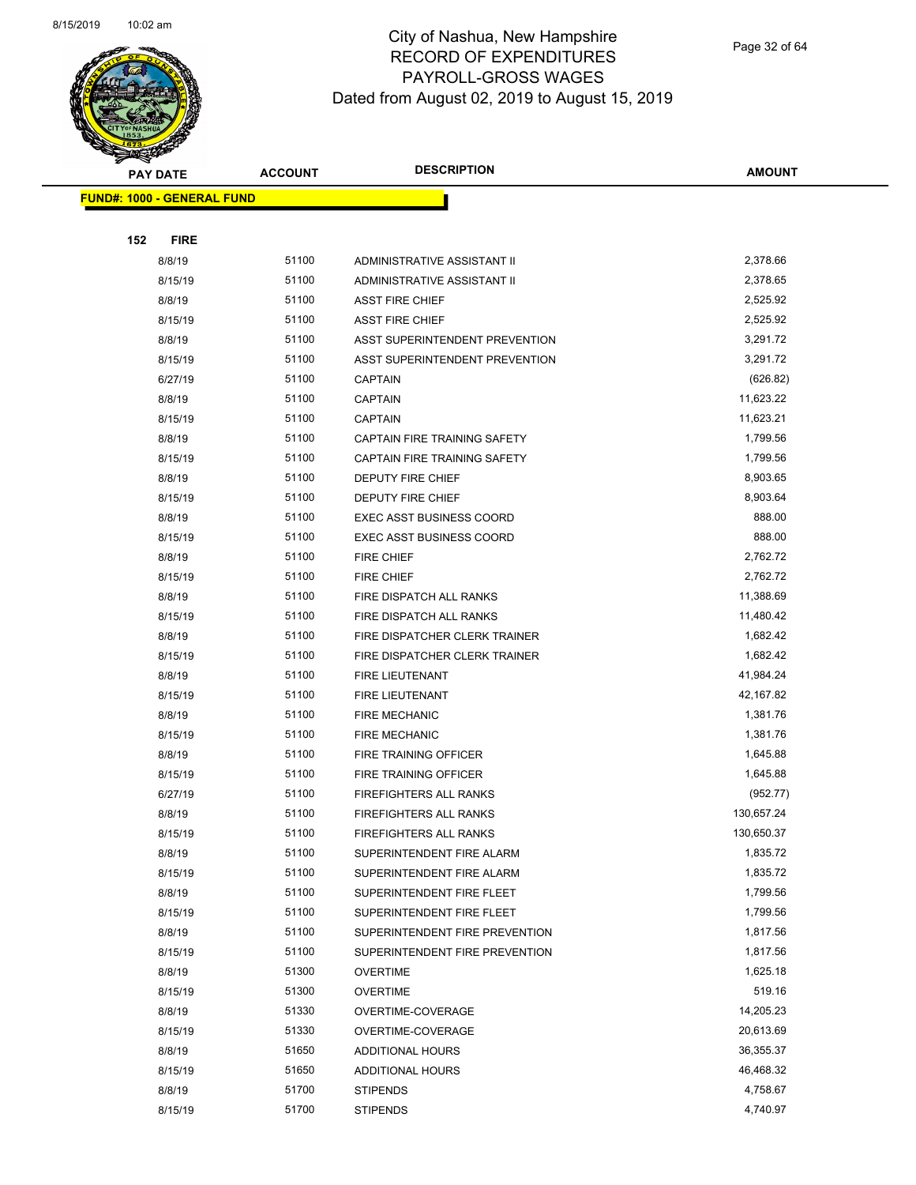# City of Nashua, New Hampshire
## RECORD OF EXPENDITURES
## PAYROLL-GROSS WAGES
## Dated from August 02, 2019 to August 15, 2019

| PAY DATE | ACCOUNT | DESCRIPTION | AMOUNT |
|---|---|---|---|
| **FUND#: 1000 - GENERAL FUND** | | | |
| **152 FIRE** | | | |
| 8/8/19 | 51100 | ADMINISTRATIVE ASSISTANT II | 2,378.66 |
| 8/15/19 | 51100 | ADMINISTRATIVE ASSISTANT II | 2,378.65 |
| 8/8/19 | 51100 | ASST FIRE CHIEF | 2,525.92 |
| 8/15/19 | 51100 | ASST FIRE CHIEF | 2,525.92 |
| 8/8/19 | 51100 | ASST SUPERINTENDENT PREVENTION | 3,291.72 |
| 8/15/19 | 51100 | ASST SUPERINTENDENT PREVENTION | 3,291.72 |
| 6/27/19 | 51100 | CAPTAIN | (626.82) |
| 8/8/19 | 51100 | CAPTAIN | 11,623.22 |
| 8/15/19 | 51100 | CAPTAIN | 11,623.21 |
| 8/8/19 | 51100 | CAPTAIN FIRE TRAINING SAFETY | 1,799.56 |
| 8/15/19 | 51100 | CAPTAIN FIRE TRAINING SAFETY | 1,799.56 |
| 8/8/19 | 51100 | DEPUTY FIRE CHIEF | 8,903.65 |
| 8/15/19 | 51100 | DEPUTY FIRE CHIEF | 8,903.64 |
| 8/8/19 | 51100 | EXEC ASST BUSINESS COORD | 888.00 |
| 8/15/19 | 51100 | EXEC ASST BUSINESS COORD | 888.00 |
| 8/8/19 | 51100 | FIRE CHIEF | 2,762.72 |
| 8/15/19 | 51100 | FIRE CHIEF | 2,762.72 |
| 8/8/19 | 51100 | FIRE DISPATCH ALL RANKS | 11,388.69 |
| 8/15/19 | 51100 | FIRE DISPATCH ALL RANKS | 11,480.42 |
| 8/8/19 | 51100 | FIRE DISPATCHER CLERK TRAINER | 1,682.42 |
| 8/15/19 | 51100 | FIRE DISPATCHER CLERK TRAINER | 1,682.42 |
| 8/8/19 | 51100 | FIRE LIEUTENANT | 41,984.24 |
| 8/15/19 | 51100 | FIRE LIEUTENANT | 42,167.82 |
| 8/8/19 | 51100 | FIRE MECHANIC | 1,381.76 |
| 8/15/19 | 51100 | FIRE MECHANIC | 1,381.76 |
| 8/8/19 | 51100 | FIRE TRAINING OFFICER | 1,645.88 |
| 8/15/19 | 51100 | FIRE TRAINING OFFICER | 1,645.88 |
| 6/27/19 | 51100 | FIREFIGHTERS ALL RANKS | (952.77) |
| 8/8/19 | 51100 | FIREFIGHTERS ALL RANKS | 130,657.24 |
| 8/15/19 | 51100 | FIREFIGHTERS ALL RANKS | 130,650.37 |
| 8/8/19 | 51100 | SUPERINTENDENT FIRE ALARM | 1,835.72 |
| 8/15/19 | 51100 | SUPERINTENDENT FIRE ALARM | 1,835.72 |
| 8/8/19 | 51100 | SUPERINTENDENT FIRE FLEET | 1,799.56 |
| 8/15/19 | 51100 | SUPERINTENDENT FIRE FLEET | 1,799.56 |
| 8/8/19 | 51100 | SUPERINTENDENT FIRE PREVENTION | 1,817.56 |
| 8/15/19 | 51100 | SUPERINTENDENT FIRE PREVENTION | 1,817.56 |
| 8/8/19 | 51300 | OVERTIME | 1,625.18 |
| 8/15/19 | 51300 | OVERTIME | 519.16 |
| 8/8/19 | 51330 | OVERTIME-COVERAGE | 14,205.23 |
| 8/15/19 | 51330 | OVERTIME-COVERAGE | 20,613.69 |
| 8/8/19 | 51650 | ADDITIONAL HOURS | 36,355.37 |
| 8/15/19 | 51650 | ADDITIONAL HOURS | 46,468.32 |
| 8/8/19 | 51700 | STIPENDS | 4,758.67 |
| 8/15/19 | 51700 | STIPENDS | 4,740.97 |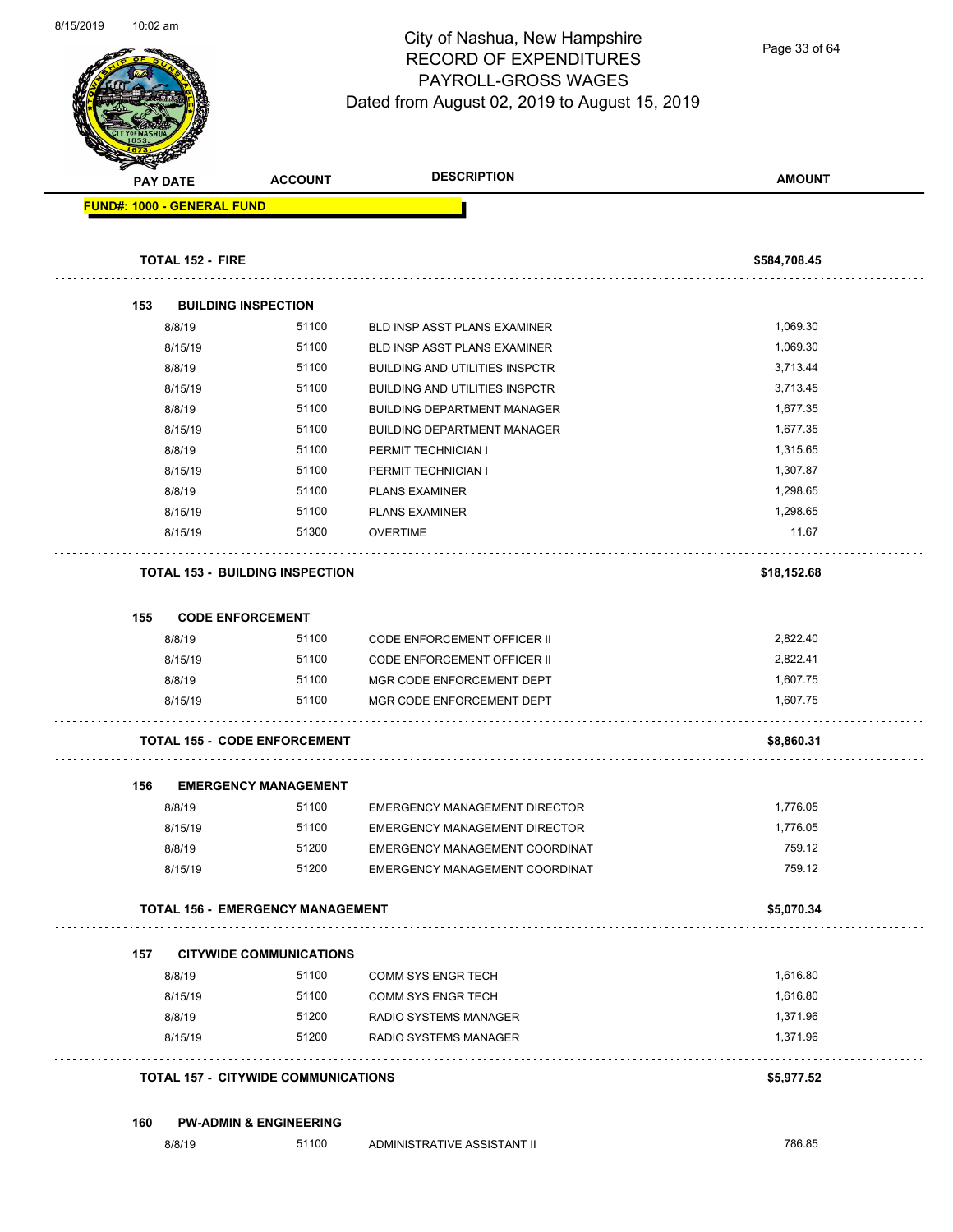# City of Nashua, New Hampshire
## RECORD OF EXPENDITURES
## PAYROLL-GROSS WAGES
## Dated from August 02, 2019 to August 15, 2019

| PAY DATE | ACCOUNT | DESCRIPTION | AMOUNT |
|---|---|---|---|
| **FUND#: 1000 - GENERAL FUND** | | | |
| **TOTAL 152 - FIRE** | | | **$584,708.45** |
| **153 BUILDING INSPECTION** | | | |
| 8/8/19 | 51100 | BLD INSP ASST PLANS EXAMINER | 1,069.30 |
| 8/15/19 | 51100 | BLD INSP ASST PLANS EXAMINER | 1,069.30 |
| 8/8/19 | 51100 | BUILDING AND UTILITIES INSPCTR | 3,713.44 |
| 8/15/19 | 51100 | BUILDING AND UTILITIES INSPCTR | 3,713.45 |
| 8/8/19 | 51100 | BUILDING DEPARTMENT MANAGER | 1,677.35 |
| 8/15/19 | 51100 | BUILDING DEPARTMENT MANAGER | 1,677.35 |
| 8/8/19 | 51100 | PERMIT TECHNICIAN I | 1,315.65 |
| 8/15/19 | 51100 | PERMIT TECHNICIAN I | 1,307.87 |
| 8/8/19 | 51100 | PLANS EXAMINER | 1,298.65 |
| 8/15/19 | 51100 | PLANS EXAMINER | 1,298.65 |
| 8/15/19 | 51300 | OVERTIME | 11.67 |
| **TOTAL 153 - BUILDING INSPECTION** | | | **$18,152.68** |
| **155 CODE ENFORCEMENT** | | | |
| 8/8/19 | 51100 | CODE ENFORCEMENT OFFICER II | 2,822.40 |
| 8/15/19 | 51100 | CODE ENFORCEMENT OFFICER II | 2,822.41 |
| 8/8/19 | 51100 | MGR CODE ENFORCEMENT DEPT | 1,607.75 |
| 8/15/19 | 51100 | MGR CODE ENFORCEMENT DEPT | 1,607.75 |
| **TOTAL 155 - CODE ENFORCEMENT** | | | **$8,860.31** |
| **156 EMERGENCY MANAGEMENT** | | | |
| 8/8/19 | 51100 | EMERGENCY MANAGEMENT DIRECTOR | 1,776.05 |
| 8/15/19 | 51100 | EMERGENCY MANAGEMENT DIRECTOR | 1,776.05 |
| 8/8/19 | 51200 | EMERGENCY MANAGEMENT COORDINAT | 759.12 |
| 8/15/19 | 51200 | EMERGENCY MANAGEMENT COORDINAT | 759.12 |
| **TOTAL 156 - EMERGENCY MANAGEMENT** | | | **$5,070.34** |
| **157 CITYWIDE COMMUNICATIONS** | | | |
| 8/8/19 | 51100 | COMM SYS ENGR TECH | 1,616.80 |
| 8/15/19 | 51100 | COMM SYS ENGR TECH | 1,616.80 |
| 8/8/19 | 51200 | RADIO SYSTEMS MANAGER | 1,371.96 |
| 8/15/19 | 51200 | RADIO SYSTEMS MANAGER | 1,371.96 |
| **TOTAL 157 - CITYWIDE COMMUNICATIONS** | | | **$5,977.52** |
| **160 PW-ADMIN & ENGINEERING** | | | |
| 8/8/19 | 51100 | ADMINISTRATIVE ASSISTANT II | 786.85 |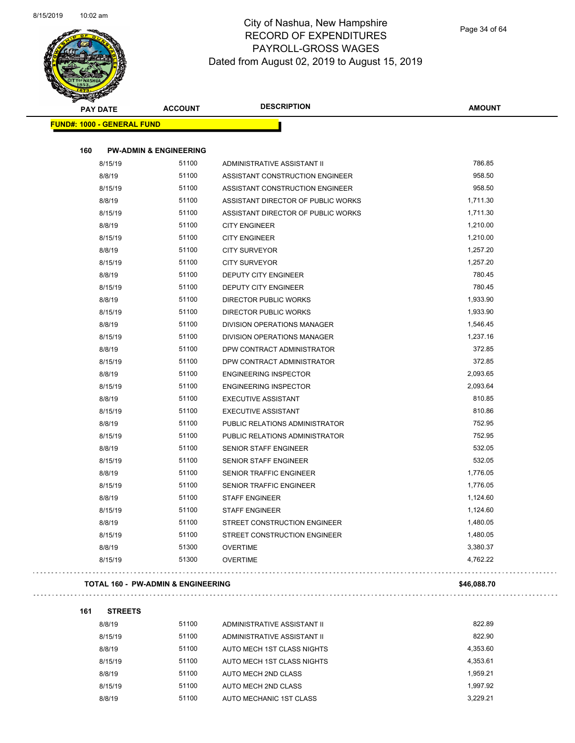# City of Nashua, New Hampshire
## RECORD OF EXPENDITURES
## PAYROLL-GROSS WAGES
### Dated from August 02, 2019 to August 15, 2019

| PAY DATE | ACCOUNT | DESCRIPTION | AMOUNT |
|---|---|---|---|
| **FUND#: 1000 - GENERAL FUND** | | | |
| **160 PW-ADMIN & ENGINEERING** | | | |
| 8/15/19 | 51100 | ADMINISTRATIVE ASSISTANT II | 786.85 |
| 8/8/19 | 51100 | ASSISTANT CONSTRUCTION ENGINEER | 958.50 |
| 8/15/19 | 51100 | ASSISTANT CONSTRUCTION ENGINEER | 958.50 |
| 8/8/19 | 51100 | ASSISTANT DIRECTOR OF PUBLIC WORKS | 1,711.30 |
| 8/15/19 | 51100 | ASSISTANT DIRECTOR OF PUBLIC WORKS | 1,711.30 |
| 8/8/19 | 51100 | CITY ENGINEER | 1,210.00 |
| 8/15/19 | 51100 | CITY ENGINEER | 1,210.00 |
| 8/8/19 | 51100 | CITY SURVEYOR | 1,257.20 |
| 8/15/19 | 51100 | CITY SURVEYOR | 1,257.20 |
| 8/8/19 | 51100 | DEPUTY CITY ENGINEER | 780.45 |
| 8/15/19 | 51100 | DEPUTY CITY ENGINEER | 780.45 |
| 8/8/19 | 51100 | DIRECTOR PUBLIC WORKS | 1,933.90 |
| 8/15/19 | 51100 | DIRECTOR PUBLIC WORKS | 1,933.90 |
| 8/8/19 | 51100 | DIVISION OPERATIONS MANAGER | 1,546.45 |
| 8/15/19 | 51100 | DIVISION OPERATIONS MANAGER | 1,237.16 |
| 8/8/19 | 51100 | DPW CONTRACT ADMINISTRATOR | 372.85 |
| 8/15/19 | 51100 | DPW CONTRACT ADMINISTRATOR | 372.85 |
| 8/8/19 | 51100 | ENGINEERING INSPECTOR | 2,093.65 |
| 8/15/19 | 51100 | ENGINEERING INSPECTOR | 2,093.64 |
| 8/8/19 | 51100 | EXECUTIVE ASSISTANT | 810.85 |
| 8/15/19 | 51100 | EXECUTIVE ASSISTANT | 810.86 |
| 8/8/19 | 51100 | PUBLIC RELATIONS ADMINISTRATOR | 752.95 |
| 8/15/19 | 51100 | PUBLIC RELATIONS ADMINISTRATOR | 752.95 |
| 8/8/19 | 51100 | SENIOR STAFF ENGINEER | 532.05 |
| 8/15/19 | 51100 | SENIOR STAFF ENGINEER | 532.05 |
| 8/8/19 | 51100 | SENIOR TRAFFIC ENGINEER | 1,776.05 |
| 8/15/19 | 51100 | SENIOR TRAFFIC ENGINEER | 1,776.05 |
| 8/8/19 | 51100 | STAFF ENGINEER | 1,124.60 |
| 8/15/19 | 51100 | STAFF ENGINEER | 1,124.60 |
| 8/8/19 | 51100 | STREET CONSTRUCTION ENGINEER | 1,480.05 |
| 8/15/19 | 51100 | STREET CONSTRUCTION ENGINEER | 1,480.05 |
| 8/8/19 | 51300 | OVERTIME | 3,380.37 |
| 8/15/19 | 51300 | OVERTIME | 4,762.22 |
| **TOTAL 160 - PW-ADMIN & ENGINEERING** | | | **$46,088.70** |
| **161 STREETS** | | | |
| 8/8/19 | 51100 | ADMINISTRATIVE ASSISTANT II | 822.89 |
| 8/15/19 | 51100 | ADMINISTRATIVE ASSISTANT II | 822.90 |
| 8/8/19 | 51100 | AUTO MECH 1ST CLASS NIGHTS | 4,353.60 |
| 8/15/19 | 51100 | AUTO MECH 1ST CLASS NIGHTS | 4,353.61 |
| 8/8/19 | 51100 | AUTO MECH 2ND CLASS | 1,959.21 |
| 8/15/19 | 51100 | AUTO MECH 2ND CLASS | 1,997.92 |
| 8/8/19 | 51100 | AUTO MECHANIC 1ST CLASS | 3,229.21 |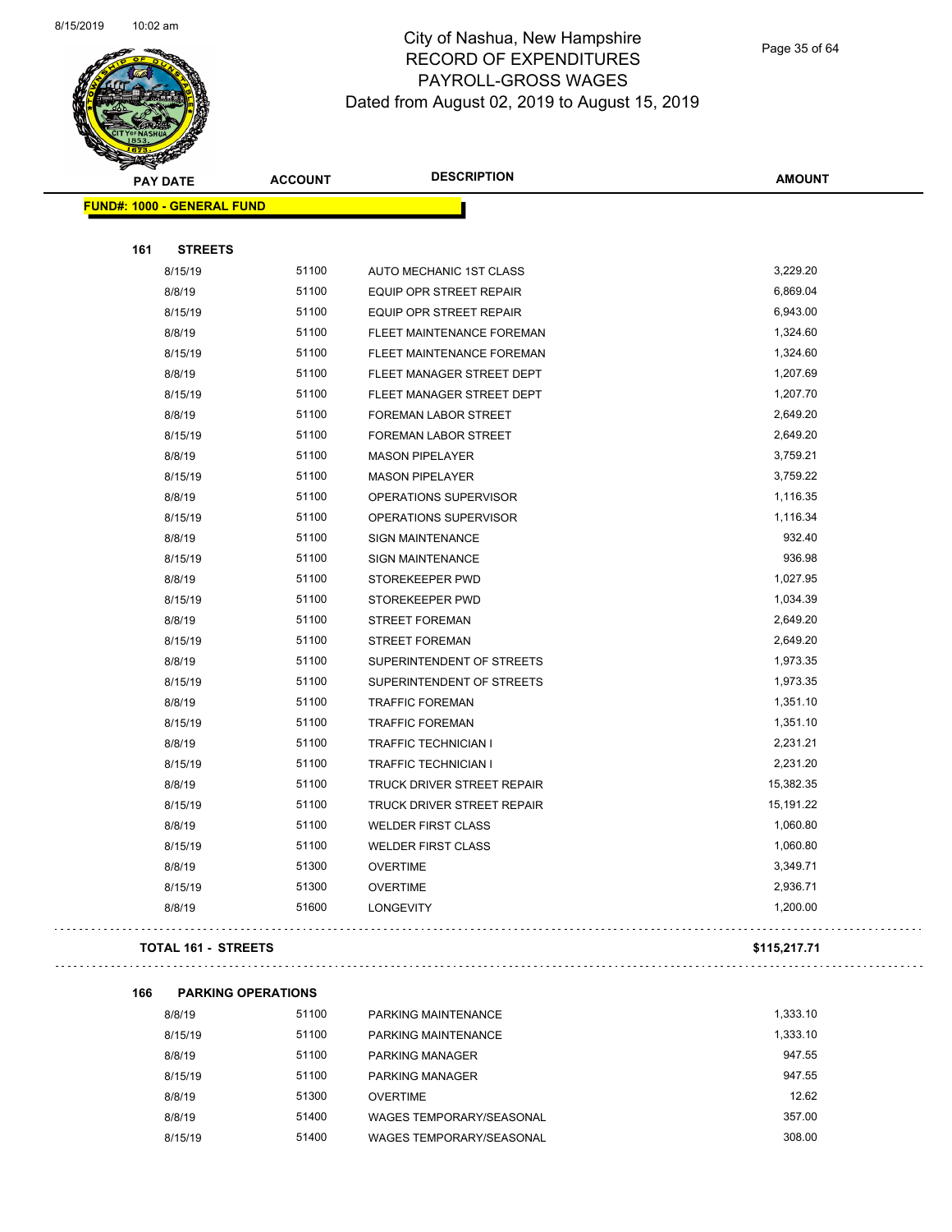# City of Nashua, New Hampshire
## RECORD OF EXPENDITURES
## PAYROLL-GROSS WAGES
## Dated from August 02, 2019 to August 15, 2019

| PAY DATE | ACCOUNT | DESCRIPTION | AMOUNT |
|---|---|---|---|
| **FUND#: 1000 - GENERAL FUND** | | | |
| **161 STREETS** | | | |
| 8/15/19 | 51100 | AUTO MECHANIC 1ST CLASS | 3,229.20 |
| 8/8/19 | 51100 | EQUIP OPR STREET REPAIR | 6,869.04 |
| 8/15/19 | 51100 | EQUIP OPR STREET REPAIR | 6,943.00 |
| 8/8/19 | 51100 | FLEET MAINTENANCE FOREMAN | 1,324.60 |
| 8/15/19 | 51100 | FLEET MAINTENANCE FOREMAN | 1,324.60 |
| 8/8/19 | 51100 | FLEET MANAGER STREET DEPT | 1,207.69 |
| 8/15/19 | 51100 | FLEET MANAGER STREET DEPT | 1,207.70 |
| 8/8/19 | 51100 | FOREMAN LABOR STREET | 2,649.20 |
| 8/15/19 | 51100 | FOREMAN LABOR STREET | 2,649.20 |
| 8/8/19 | 51100 | MASON PIPELAYER | 3,759.21 |
| 8/15/19 | 51100 | MASON PIPELAYER | 3,759.22 |
| 8/8/19 | 51100 | OPERATIONS SUPERVISOR | 1,116.35 |
| 8/15/19 | 51100 | OPERATIONS SUPERVISOR | 1,116.34 |
| 8/8/19 | 51100 | SIGN MAINTENANCE | 932.40 |
| 8/15/19 | 51100 | SIGN MAINTENANCE | 936.98 |
| 8/8/19 | 51100 | STOREKEEPER PWD | 1,027.95 |
| 8/15/19 | 51100 | STOREKEEPER PWD | 1,034.39 |
| 8/8/19 | 51100 | STREET FOREMAN | 2,649.20 |
| 8/15/19 | 51100 | STREET FOREMAN | 2,649.20 |
| 8/8/19 | 51100 | SUPERINTENDENT OF STREETS | 1,973.35 |
| 8/15/19 | 51100 | SUPERINTENDENT OF STREETS | 1,973.35 |
| 8/8/19 | 51100 | TRAFFIC FOREMAN | 1,351.10 |
| 8/15/19 | 51100 | TRAFFIC FOREMAN | 1,351.10 |
| 8/8/19 | 51100 | TRAFFIC TECHNICIAN I | 2,231.21 |
| 8/15/19 | 51100 | TRAFFIC TECHNICIAN I | 2,231.20 |
| 8/8/19 | 51100 | TRUCK DRIVER STREET REPAIR | 15,382.35 |
| 8/15/19 | 51100 | TRUCK DRIVER STREET REPAIR | 15,191.22 |
| 8/8/19 | 51100 | WELDER FIRST CLASS | 1,060.80 |
| 8/15/19 | 51100 | WELDER FIRST CLASS | 1,060.80 |
| 8/8/19 | 51300 | OVERTIME | 3,349.71 |
| 8/15/19 | 51300 | OVERTIME | 2,936.71 |
| 8/8/19 | 51600 | LONGEVITY | 1,200.00 |
| **TOTAL 161 - STREETS** | | | **$115,217.71** |
| **166 PARKING OPERATIONS** | | | |
| 8/8/19 | 51100 | PARKING MAINTENANCE | 1,333.10 |
| 8/15/19 | 51100 | PARKING MAINTENANCE | 1,333.10 |
| 8/8/19 | 51100 | PARKING MANAGER | 947.55 |
| 8/15/19 | 51100 | PARKING MANAGER | 947.55 |
| 8/8/19 | 51300 | OVERTIME | 12.62 |
| 8/8/19 | 51400 | WAGES TEMPORARY/SEASONAL | 357.00 |
| 8/15/19 | 51400 | WAGES TEMPORARY/SEASONAL | 308.00 |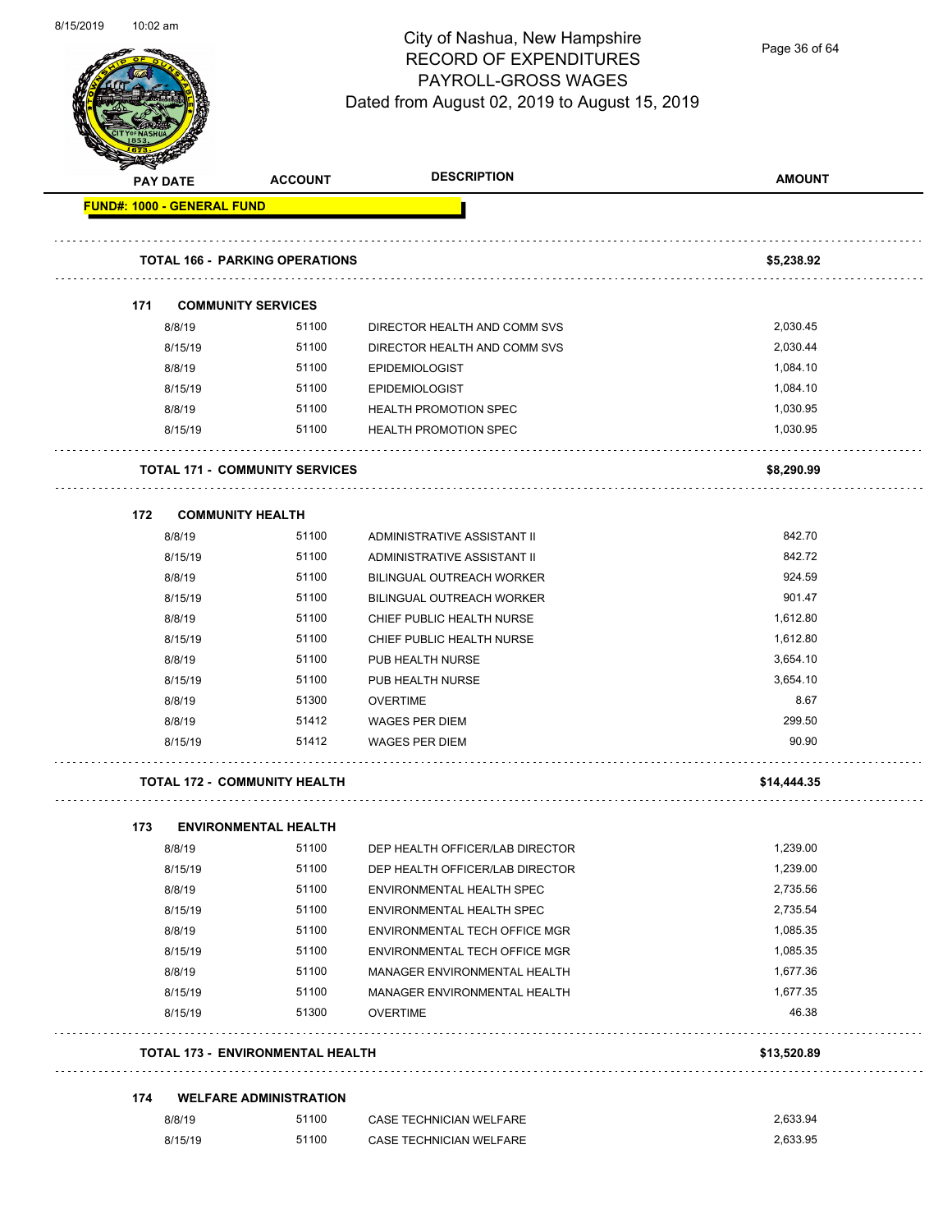# City of Nashua, New Hampshire
## RECORD OF EXPENDITURES
## PAYROLL-GROSS WAGES
### Dated from August 02, 2019 to August 15, 2019

| PAY DATE | ACCOUNT | DESCRIPTION | AMOUNT |
|---|---|---|---|
| **FUND#: 1000 - GENERAL FUND** | | | |
| **TOTAL 166 - PARKING OPERATIONS** | | | **$5,238.92** |
| **171 COMMUNITY SERVICES** | | | |
| 8/8/19 | 51100 | DIRECTOR HEALTH AND COMM SVS | 2,030.45 |
| 8/15/19 | 51100 | DIRECTOR HEALTH AND COMM SVS | 2,030.44 |
| 8/8/19 | 51100 | EPIDEMIOLOGIST | 1,084.10 |
| 8/15/19 | 51100 | EPIDEMIOLOGIST | 1,084.10 |
| 8/8/19 | 51100 | HEALTH PROMOTION SPEC | 1,030.95 |
| 8/15/19 | 51100 | HEALTH PROMOTION SPEC | 1,030.95 |
| **TOTAL 171 - COMMUNITY SERVICES** | | | **$8,290.99** |
| **172 COMMUNITY HEALTH** | | | |
| 8/8/19 | 51100 | ADMINISTRATIVE ASSISTANT II | 842.70 |
| 8/15/19 | 51100 | ADMINISTRATIVE ASSISTANT II | 842.72 |
| 8/8/19 | 51100 | BILINGUAL OUTREACH WORKER | 924.59 |
| 8/15/19 | 51100 | BILINGUAL OUTREACH WORKER | 901.47 |
| 8/8/19 | 51100 | CHIEF PUBLIC HEALTH NURSE | 1,612.80 |
| 8/15/19 | 51100 | CHIEF PUBLIC HEALTH NURSE | 1,612.80 |
| 8/8/19 | 51100 | PUB HEALTH NURSE | 3,654.10 |
| 8/15/19 | 51100 | PUB HEALTH NURSE | 3,654.10 |
| 8/8/19 | 51300 | OVERTIME | 8.67 |
| 8/8/19 | 51412 | WAGES PER DIEM | 299.50 |
| 8/15/19 | 51412 | WAGES PER DIEM | 90.90 |
| **TOTAL 172 - COMMUNITY HEALTH** | | | **$14,444.35** |
| **173 ENVIRONMENTAL HEALTH** | | | |
| 8/8/19 | 51100 | DEP HEALTH OFFICER/LAB DIRECTOR | 1,239.00 |
| 8/15/19 | 51100 | DEP HEALTH OFFICER/LAB DIRECTOR | 1,239.00 |
| 8/8/19 | 51100 | ENVIRONMENTAL HEALTH SPEC | 2,735.56 |
| 8/15/19 | 51100 | ENVIRONMENTAL HEALTH SPEC | 2,735.54 |
| 8/8/19 | 51100 | ENVIRONMENTAL TECH OFFICE MGR | 1,085.35 |
| 8/15/19 | 51100 | ENVIRONMENTAL TECH OFFICE MGR | 1,085.35 |
| 8/8/19 | 51100 | MANAGER ENVIRONMENTAL HEALTH | 1,677.36 |
| 8/15/19 | 51100 | MANAGER ENVIRONMENTAL HEALTH | 1,677.35 |
| 8/15/19 | 51300 | OVERTIME | 46.38 |
| **TOTAL 173 - ENVIRONMENTAL HEALTH** | | | **$13,520.89** |
| **174 WELFARE ADMINISTRATION** | | | |
| 8/8/19 | 51100 | CASE TECHNICIAN WELFARE | 2,633.94 |
| 8/15/19 | 51100 | CASE TECHNICIAN WELFARE | 2,633.95 |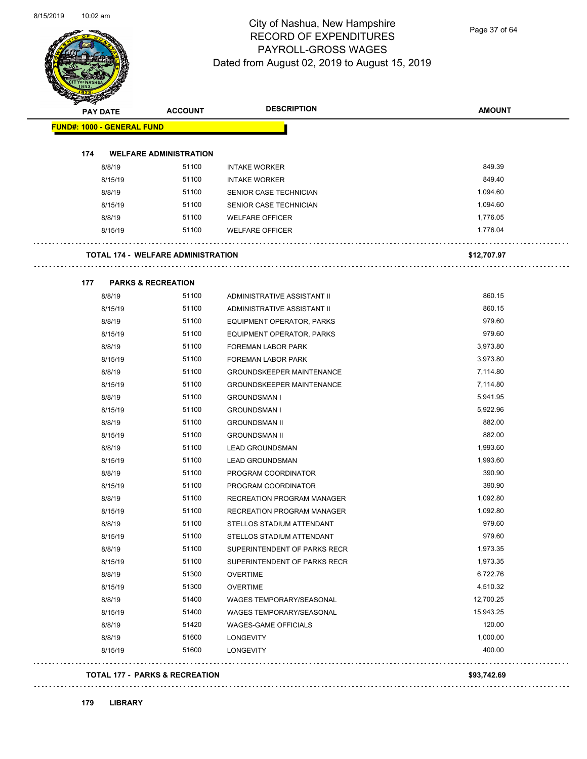# City of Nashua, New Hampshire
## RECORD OF EXPENDITURES
## PAYROLL-GROSS WAGES
## Dated from August 02, 2019 to August 15, 2019

| PAY DATE | ACCOUNT | DESCRIPTION | AMOUNT |
|---|---|---|---|
| **FUND#: 1000 - GENERAL FUND** | | | |
| **174 WELFARE ADMINISTRATION** | | | |
| 8/8/19 | 51100 | INTAKE WORKER | 849.39 |
| 8/15/19 | 51100 | INTAKE WORKER | 849.40 |
| 8/8/19 | 51100 | SENIOR CASE TECHNICIAN | 1,094.60 |
| 8/15/19 | 51100 | SENIOR CASE TECHNICIAN | 1,094.60 |
| 8/8/19 | 51100 | WELFARE OFFICER | 1,776.05 |
| 8/15/19 | 51100 | WELFARE OFFICER | 1,776.04 |
| **TOTAL 174 - WELFARE ADMINISTRATION** | | | **$12,707.97** |
| **177 PARKS & RECREATION** | | | |
| 8/8/19 | 51100 | ADMINISTRATIVE ASSISTANT II | 860.15 |
| 8/15/19 | 51100 | ADMINISTRATIVE ASSISTANT II | 860.15 |
| 8/8/19 | 51100 | EQUIPMENT OPERATOR, PARKS | 979.60 |
| 8/15/19 | 51100 | EQUIPMENT OPERATOR, PARKS | 979.60 |
| 8/8/19 | 51100 | FOREMAN LABOR PARK | 3,973.80 |
| 8/15/19 | 51100 | FOREMAN LABOR PARK | 3,973.80 |
| 8/8/19 | 51100 | GROUNDSKEEPER MAINTENANCE | 7,114.80 |
| 8/15/19 | 51100 | GROUNDSKEEPER MAINTENANCE | 7,114.80 |
| 8/8/19 | 51100 | GROUNDSMAN I | 5,941.95 |
| 8/15/19 | 51100 | GROUNDSMAN I | 5,922.96 |
| 8/8/19 | 51100 | GROUNDSMAN II | 882.00 |
| 8/15/19 | 51100 | GROUNDSMAN II | 882.00 |
| 8/8/19 | 51100 | LEAD GROUNDSMAN | 1,993.60 |
| 8/15/19 | 51100 | LEAD GROUNDSMAN | 1,993.60 |
| 8/8/19 | 51100 | PROGRAM COORDINATOR | 390.90 |
| 8/15/19 | 51100 | PROGRAM COORDINATOR | 390.90 |
| 8/8/19 | 51100 | RECREATION PROGRAM MANAGER | 1,092.80 |
| 8/15/19 | 51100 | RECREATION PROGRAM MANAGER | 1,092.80 |
| 8/8/19 | 51100 | STELLOS STADIUM ATTENDANT | 979.60 |
| 8/15/19 | 51100 | STELLOS STADIUM ATTENDANT | 979.60 |
| 8/8/19 | 51100 | SUPERINTENDENT OF PARKS RECR | 1,973.35 |
| 8/15/19 | 51100 | SUPERINTENDENT OF PARKS RECR | 1,973.35 |
| 8/8/19 | 51300 | OVERTIME | 6,722.76 |
| 8/15/19 | 51300 | OVERTIME | 4,510.32 |
| 8/8/19 | 51400 | WAGES TEMPORARY/SEASONAL | 12,700.25 |
| 8/15/19 | 51400 | WAGES TEMPORARY/SEASONAL | 15,943.25 |
| 8/8/19 | 51420 | WAGES-GAME OFFICIALS | 120.00 |
| 8/8/19 | 51600 | LONGEVITY | 1,000.00 |
| 8/15/19 | 51600 | LONGEVITY | 400.00 |
| **TOTAL 177 - PARKS & RECREATION** | | | **$93,742.69** |
| **179 LIBRARY** | | | |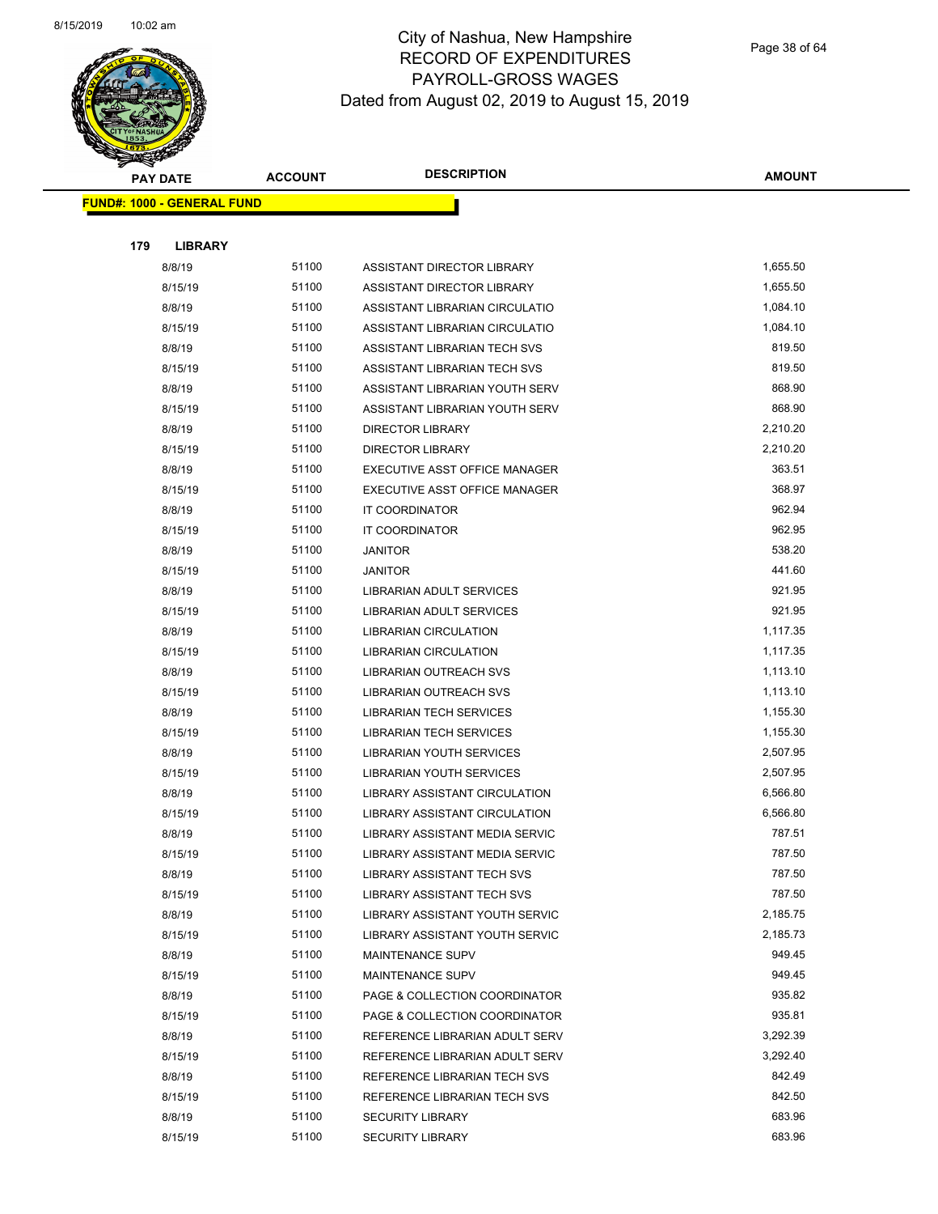# City of Nashua, New Hampshire
## RECORD OF EXPENDITURES
## PAYROLL-GROSS WAGES
## Dated from August 02, 2019 to August 15, 2019

| PAY DATE | ACCOUNT | DESCRIPTION | AMOUNT |
|---|---|---|---|

**FUND#: 1000 - GENERAL FUND**

**179 LIBRARY**

| PAY DATE | ACCOUNT | DESCRIPTION | AMOUNT |
|---|---|---|---|
| 8/8/19 | 51100 | ASSISTANT DIRECTOR LIBRARY | 1,655.50 |
| 8/15/19 | 51100 | ASSISTANT DIRECTOR LIBRARY | 1,655.50 |
| 8/8/19 | 51100 | ASSISTANT LIBRARIAN CIRCULATIO | 1,084.10 |
| 8/15/19 | 51100 | ASSISTANT LIBRARIAN CIRCULATIO | 1,084.10 |
| 8/8/19 | 51100 | ASSISTANT LIBRARIAN TECH SVS | 819.50 |
| 8/15/19 | 51100 | ASSISTANT LIBRARIAN TECH SVS | 819.50 |
| 8/8/19 | 51100 | ASSISTANT LIBRARIAN YOUTH SERV | 868.90 |
| 8/15/19 | 51100 | ASSISTANT LIBRARIAN YOUTH SERV | 868.90 |
| 8/8/19 | 51100 | DIRECTOR LIBRARY | 2,210.20 |
| 8/15/19 | 51100 | DIRECTOR LIBRARY | 2,210.20 |
| 8/8/19 | 51100 | EXECUTIVE ASST OFFICE MANAGER | 363.51 |
| 8/15/19 | 51100 | EXECUTIVE ASST OFFICE MANAGER | 368.97 |
| 8/8/19 | 51100 | IT COORDINATOR | 962.94 |
| 8/15/19 | 51100 | IT COORDINATOR | 962.95 |
| 8/8/19 | 51100 | JANITOR | 538.20 |
| 8/15/19 | 51100 | JANITOR | 441.60 |
| 8/8/19 | 51100 | LIBRARIAN ADULT SERVICES | 921.95 |
| 8/15/19 | 51100 | LIBRARIAN ADULT SERVICES | 921.95 |
| 8/8/19 | 51100 | LIBRARIAN CIRCULATION | 1,117.35 |
| 8/15/19 | 51100 | LIBRARIAN CIRCULATION | 1,117.35 |
| 8/8/19 | 51100 | LIBRARIAN OUTREACH SVS | 1,113.10 |
| 8/15/19 | 51100 | LIBRARIAN OUTREACH SVS | 1,113.10 |
| 8/8/19 | 51100 | LIBRARIAN TECH SERVICES | 1,155.30 |
| 8/15/19 | 51100 | LIBRARIAN TECH SERVICES | 1,155.30 |
| 8/8/19 | 51100 | LIBRARIAN YOUTH SERVICES | 2,507.95 |
| 8/15/19 | 51100 | LIBRARIAN YOUTH SERVICES | 2,507.95 |
| 8/8/19 | 51100 | LIBRARY ASSISTANT CIRCULATION | 6,566.80 |
| 8/15/19 | 51100 | LIBRARY ASSISTANT CIRCULATION | 6,566.80 |
| 8/8/19 | 51100 | LIBRARY ASSISTANT MEDIA SERVIC | 787.51 |
| 8/15/19 | 51100 | LIBRARY ASSISTANT MEDIA SERVIC | 787.50 |
| 8/8/19 | 51100 | LIBRARY ASSISTANT TECH SVS | 787.50 |
| 8/15/19 | 51100 | LIBRARY ASSISTANT TECH SVS | 787.50 |
| 8/8/19 | 51100 | LIBRARY ASSISTANT YOUTH SERVIC | 2,185.75 |
| 8/15/19 | 51100 | LIBRARY ASSISTANT YOUTH SERVIC | 2,185.73 |
| 8/8/19 | 51100 | MAINTENANCE SUPV | 949.45 |
| 8/15/19 | 51100 | MAINTENANCE SUPV | 949.45 |
| 8/8/19 | 51100 | PAGE & COLLECTION COORDINATOR | 935.82 |
| 8/15/19 | 51100 | PAGE & COLLECTION COORDINATOR | 935.81 |
| 8/8/19 | 51100 | REFERENCE LIBRARIAN ADULT SERV | 3,292.39 |
| 8/15/19 | 51100 | REFERENCE LIBRARIAN ADULT SERV | 3,292.40 |
| 8/8/19 | 51100 | REFERENCE LIBRARIAN TECH SVS | 842.49 |
| 8/15/19 | 51100 | REFERENCE LIBRARIAN TECH SVS | 842.50 |
| 8/8/19 | 51100 | SECURITY LIBRARY | 683.96 |
| 8/15/19 | 51100 | SECURITY LIBRARY | 683.96 |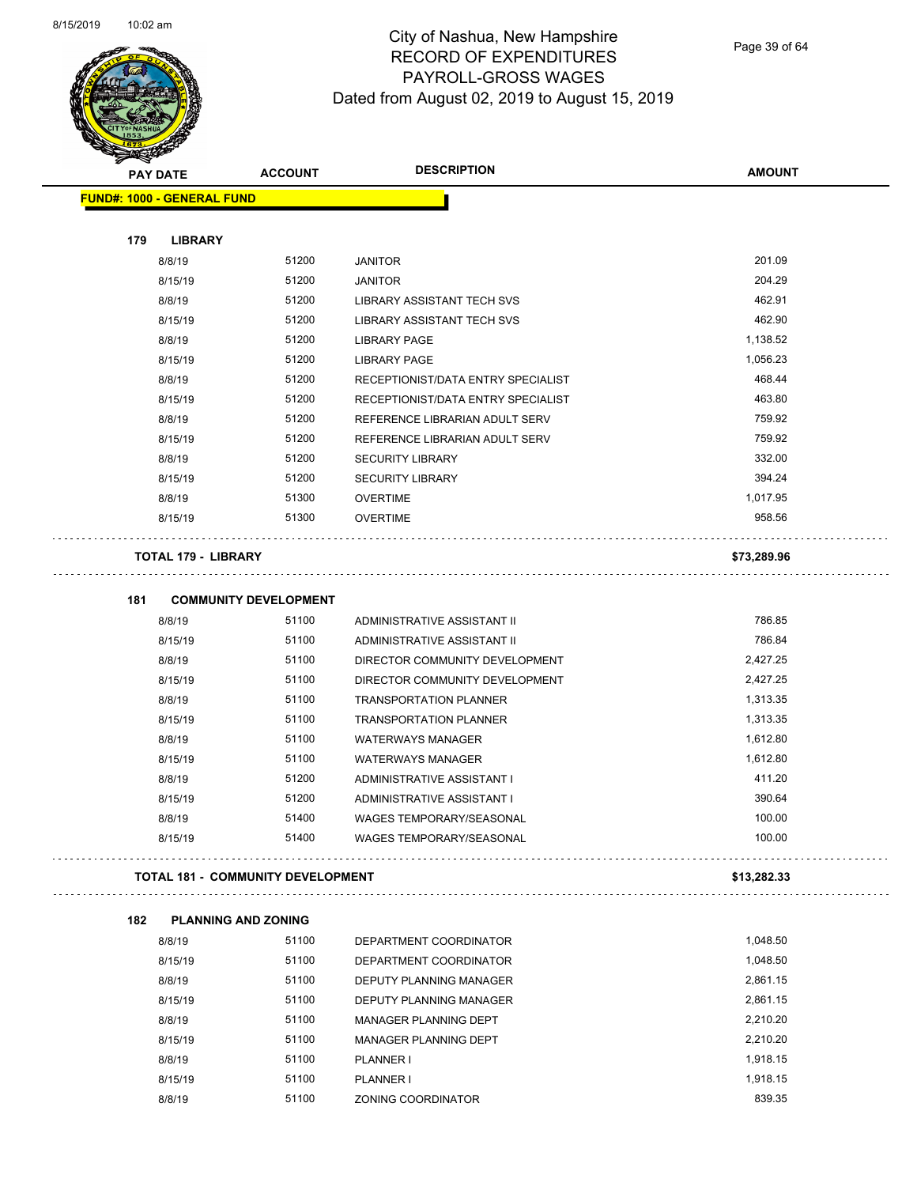# City of Nashua, New Hampshire
## RECORD OF EXPENDITURES
## PAYROLL-GROSS WAGES
## Dated from August 02, 2019 to August 15, 2019

| PAY DATE | ACCOUNT | DESCRIPTION | AMOUNT |
|---|---|---|---|
| **FUND#: 1000 - GENERAL FUND** | | | |
| **179 LIBRARY** | | | |
| 8/8/19 | 51200 | JANITOR | 201.09 |
| 8/15/19 | 51200 | JANITOR | 204.29 |
| 8/8/19 | 51200 | LIBRARY ASSISTANT TECH SVS | 462.91 |
| 8/15/19 | 51200 | LIBRARY ASSISTANT TECH SVS | 462.90 |
| 8/8/19 | 51200 | LIBRARY PAGE | 1,138.52 |
| 8/15/19 | 51200 | LIBRARY PAGE | 1,056.23 |
| 8/8/19 | 51200 | RECEPTIONIST/DATA ENTRY SPECIALIST | 468.44 |
| 8/15/19 | 51200 | RECEPTIONIST/DATA ENTRY SPECIALIST | 463.80 |
| 8/8/19 | 51200 | REFERENCE LIBRARIAN ADULT SERV | 759.92 |
| 8/15/19 | 51200 | REFERENCE LIBRARIAN ADULT SERV | 759.92 |
| 8/8/19 | 51200 | SECURITY LIBRARY | 332.00 |
| 8/15/19 | 51200 | SECURITY LIBRARY | 394.24 |
| 8/8/19 | 51300 | OVERTIME | 1,017.95 |
| 8/15/19 | 51300 | OVERTIME | 958.56 |
| **TOTAL 179 - LIBRARY** | | | **$73,289.96** |
| **181 COMMUNITY DEVELOPMENT** | | | |
| 8/8/19 | 51100 | ADMINISTRATIVE ASSISTANT II | 786.85 |
| 8/15/19 | 51100 | ADMINISTRATIVE ASSISTANT II | 786.84 |
| 8/8/19 | 51100 | DIRECTOR COMMUNITY DEVELOPMENT | 2,427.25 |
| 8/15/19 | 51100 | DIRECTOR COMMUNITY DEVELOPMENT | 2,427.25 |
| 8/8/19 | 51100 | TRANSPORTATION PLANNER | 1,313.35 |
| 8/15/19 | 51100 | TRANSPORTATION PLANNER | 1,313.35 |
| 8/8/19 | 51100 | WATERWAYS MANAGER | 1,612.80 |
| 8/15/19 | 51100 | WATERWAYS MANAGER | 1,612.80 |
| 8/8/19 | 51200 | ADMINISTRATIVE ASSISTANT I | 411.20 |
| 8/15/19 | 51200 | ADMINISTRATIVE ASSISTANT I | 390.64 |
| 8/8/19 | 51400 | WAGES TEMPORARY/SEASONAL | 100.00 |
| 8/15/19 | 51400 | WAGES TEMPORARY/SEASONAL | 100.00 |
| **TOTAL 181 - COMMUNITY DEVELOPMENT** | | | **$13,282.33** |
| **182 PLANNING AND ZONING** | | | |
| 8/8/19 | 51100 | DEPARTMENT COORDINATOR | 1,048.50 |
| 8/15/19 | 51100 | DEPARTMENT COORDINATOR | 1,048.50 |
| 8/8/19 | 51100 | DEPUTY PLANNING MANAGER | 2,861.15 |
| 8/15/19 | 51100 | DEPUTY PLANNING MANAGER | 2,861.15 |
| 8/8/19 | 51100 | MANAGER PLANNING DEPT | 2,210.20 |
| 8/15/19 | 51100 | MANAGER PLANNING DEPT | 2,210.20 |
| 8/8/19 | 51100 | PLANNER I | 1,918.15 |
| 8/15/19 | 51100 | PLANNER I | 1,918.15 |
| 8/8/19 | 51100 | ZONING COORDINATOR | 839.35 |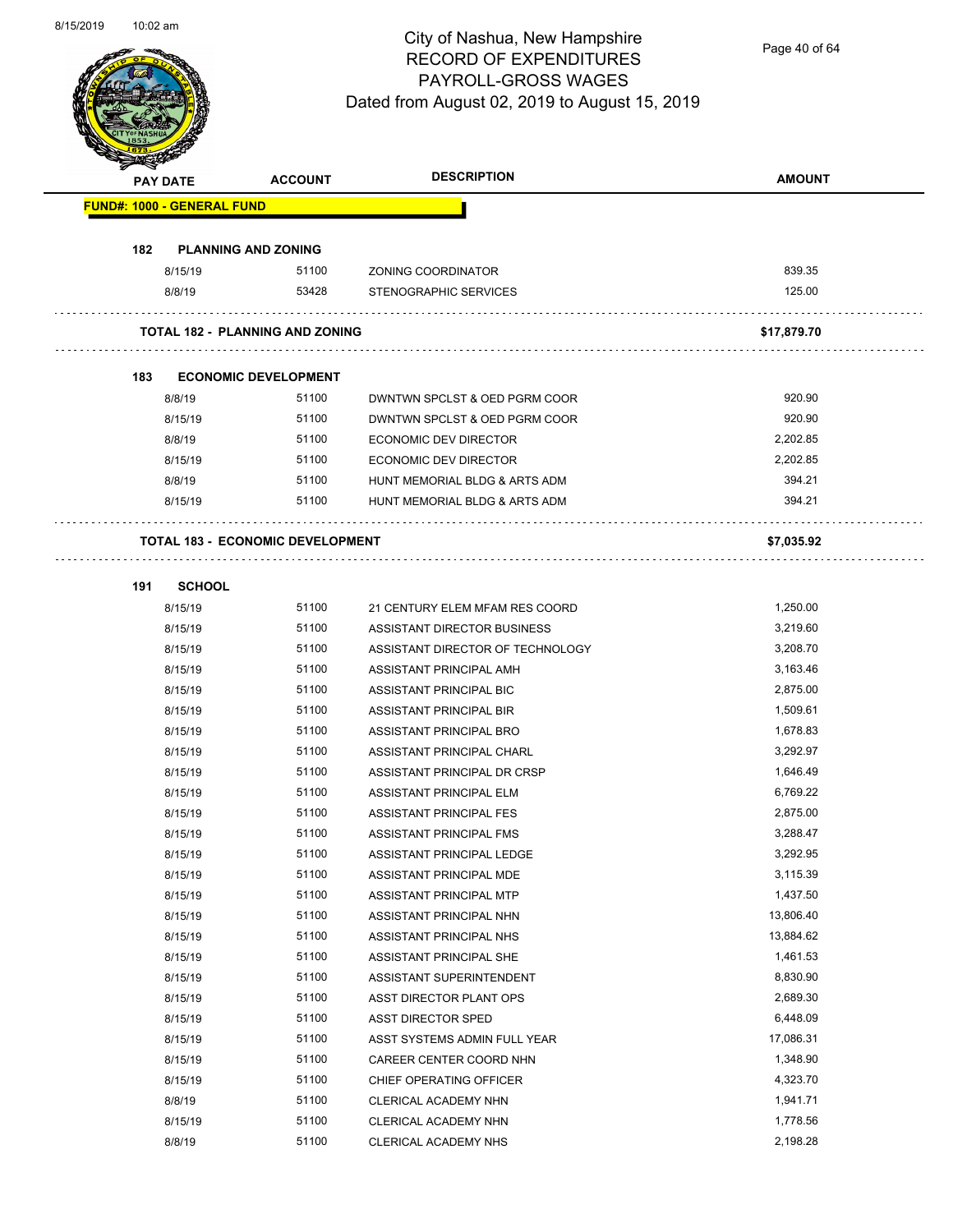# City of Nashua, New Hampshire
## RECORD OF EXPENDITURES
## PAYROLL-GROSS WAGES
### Dated from August 02, 2019 to August 15, 2019

| PAY DATE | ACCOUNT | DESCRIPTION | AMOUNT |
|---|---|---|---|
| **FUND#: 1000 - GENERAL FUND** | | | |
| **182 PLANNING AND ZONING** | | | |
| 8/15/19 | 51100 | ZONING COORDINATOR | 839.35 |
| 8/8/19 | 53428 | STENOGRAPHIC SERVICES | 125.00 |
| **TOTAL 182 - PLANNING AND ZONING** | | | **$17,879.70** |
| **183 ECONOMIC DEVELOPMENT** | | | |
| 8/8/19 | 51100 | DWNTWN SPCLST & OED PGRM COOR | 920.90 |
| 8/15/19 | 51100 | DWNTWN SPCLST & OED PGRM COOR | 920.90 |
| 8/8/19 | 51100 | ECONOMIC DEV DIRECTOR | 2,202.85 |
| 8/15/19 | 51100 | ECONOMIC DEV DIRECTOR | 2,202.85 |
| 8/8/19 | 51100 | HUNT MEMORIAL BLDG & ARTS ADM | 394.21 |
| 8/15/19 | 51100 | HUNT MEMORIAL BLDG & ARTS ADM | 394.21 |
| **TOTAL 183 - ECONOMIC DEVELOPMENT** | | | **$7,035.92** |
| **191 SCHOOL** | | | |
| 8/15/19 | 51100 | 21 CENTURY ELEM MFAM RES COORD | 1,250.00 |
| 8/15/19 | 51100 | ASSISTANT DIRECTOR BUSINESS | 3,219.60 |
| 8/15/19 | 51100 | ASSISTANT DIRECTOR OF TECHNOLOGY | 3,208.70 |
| 8/15/19 | 51100 | ASSISTANT PRINCIPAL AMH | 3,163.46 |
| 8/15/19 | 51100 | ASSISTANT PRINCIPAL BIC | 2,875.00 |
| 8/15/19 | 51100 | ASSISTANT PRINCIPAL BIR | 1,509.61 |
| 8/15/19 | 51100 | ASSISTANT PRINCIPAL BRO | 1,678.83 |
| 8/15/19 | 51100 | ASSISTANT PRINCIPAL CHARL | 3,292.97 |
| 8/15/19 | 51100 | ASSISTANT PRINCIPAL DR CRSP | 1,646.49 |
| 8/15/19 | 51100 | ASSISTANT PRINCIPAL ELM | 6,769.22 |
| 8/15/19 | 51100 | ASSISTANT PRINCIPAL FES | 2,875.00 |
| 8/15/19 | 51100 | ASSISTANT PRINCIPAL FMS | 3,288.47 |
| 8/15/19 | 51100 | ASSISTANT PRINCIPAL LEDGE | 3,292.95 |
| 8/15/19 | 51100 | ASSISTANT PRINCIPAL MDE | 3,115.39 |
| 8/15/19 | 51100 | ASSISTANT PRINCIPAL MTP | 1,437.50 |
| 8/15/19 | 51100 | ASSISTANT PRINCIPAL NHN | 13,806.40 |
| 8/15/19 | 51100 | ASSISTANT PRINCIPAL NHS | 13,884.62 |
| 8/15/19 | 51100 | ASSISTANT PRINCIPAL SHE | 1,461.53 |
| 8/15/19 | 51100 | ASSISTANT SUPERINTENDENT | 8,830.90 |
| 8/15/19 | 51100 | ASST DIRECTOR PLANT OPS | 2,689.30 |
| 8/15/19 | 51100 | ASST DIRECTOR SPED | 6,448.09 |
| 8/15/19 | 51100 | ASST SYSTEMS ADMIN FULL YEAR | 17,086.31 |
| 8/15/19 | 51100 | CAREER CENTER COORD NHN | 1,348.90 |
| 8/15/19 | 51100 | CHIEF OPERATING OFFICER | 4,323.70 |
| 8/8/19 | 51100 | CLERICAL ACADEMY NHN | 1,941.71 |
| 8/15/19 | 51100 | CLERICAL ACADEMY NHN | 1,778.56 |
| 8/8/19 | 51100 | CLERICAL ACADEMY NHS | 2,198.28 |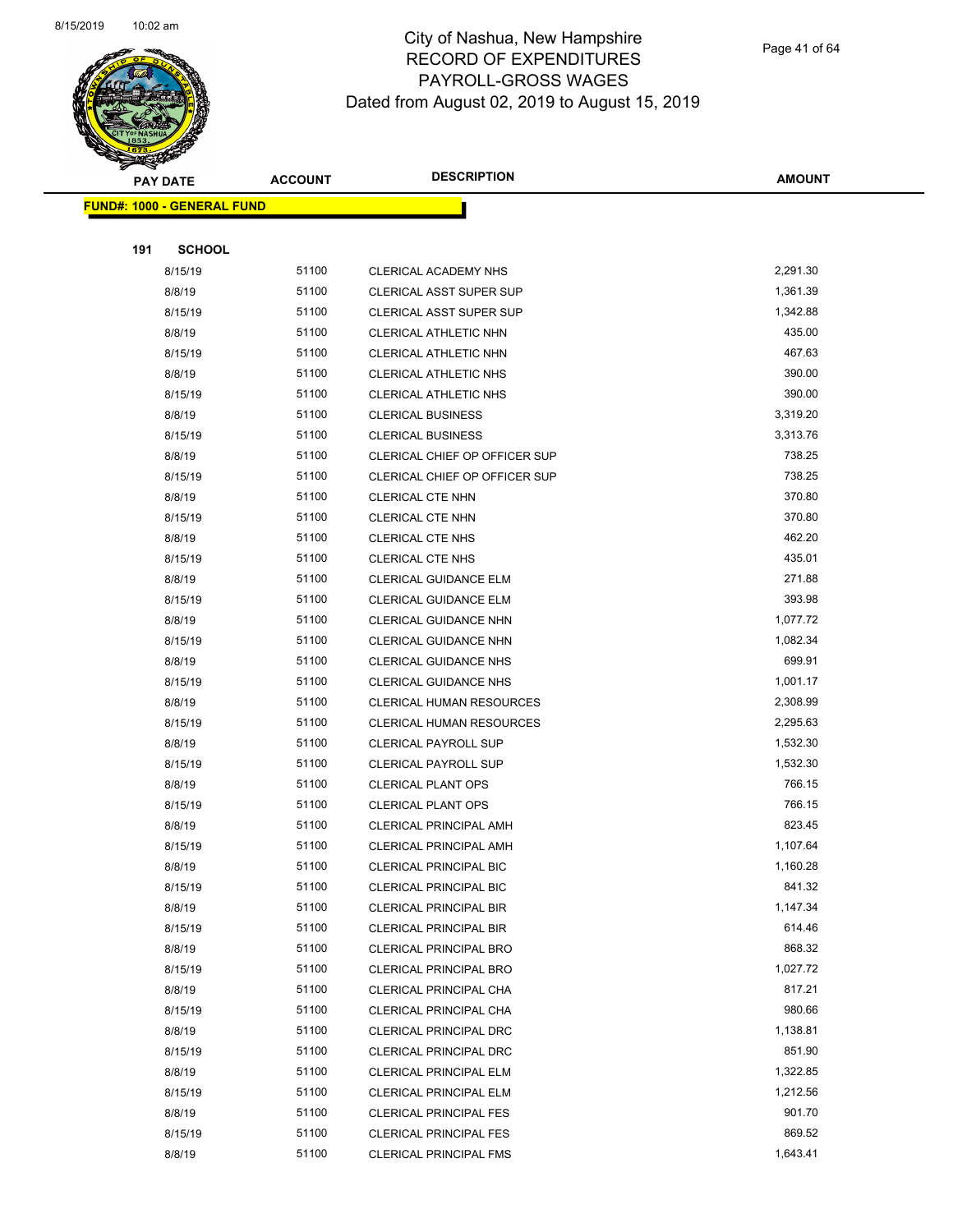# City of Nashua, New Hampshire
# RECORD OF EXPENDITURES
# PAYROLL-GROSS WAGES
# Dated from August 02, 2019 to August 15, 2019

| PAY DATE | ACCOUNT | DESCRIPTION | AMOUNT |
|---|---|---|---|

**FUND#: 1000 - GENERAL FUND**

**191 SCHOOL**

| PAY DATE | ACCOUNT | DESCRIPTION | AMOUNT |
|---|---|---|---|
| 8/15/19 | 51100 | CLERICAL ACADEMY NHS | 2,291.30 |
| 8/8/19 | 51100 | CLERICAL ASST SUPER SUP | 1,361.39 |
| 8/15/19 | 51100 | CLERICAL ASST SUPER SUP | 1,342.88 |
| 8/8/19 | 51100 | CLERICAL ATHLETIC NHN | 435.00 |
| 8/15/19 | 51100 | CLERICAL ATHLETIC NHN | 467.63 |
| 8/8/19 | 51100 | CLERICAL ATHLETIC NHS | 390.00 |
| 8/15/19 | 51100 | CLERICAL ATHLETIC NHS | 390.00 |
| 8/8/19 | 51100 | CLERICAL BUSINESS | 3,319.20 |
| 8/15/19 | 51100 | CLERICAL BUSINESS | 3,313.76 |
| 8/8/19 | 51100 | CLERICAL CHIEF OP OFFICER SUP | 738.25 |
| 8/15/19 | 51100 | CLERICAL CHIEF OP OFFICER SUP | 738.25 |
| 8/8/19 | 51100 | CLERICAL CTE NHN | 370.80 |
| 8/15/19 | 51100 | CLERICAL CTE NHN | 370.80 |
| 8/8/19 | 51100 | CLERICAL CTE NHS | 462.20 |
| 8/15/19 | 51100 | CLERICAL CTE NHS | 435.01 |
| 8/8/19 | 51100 | CLERICAL GUIDANCE ELM | 271.88 |
| 8/15/19 | 51100 | CLERICAL GUIDANCE ELM | 393.98 |
| 8/8/19 | 51100 | CLERICAL GUIDANCE NHN | 1,077.72 |
| 8/15/19 | 51100 | CLERICAL GUIDANCE NHN | 1,082.34 |
| 8/8/19 | 51100 | CLERICAL GUIDANCE NHS | 699.91 |
| 8/15/19 | 51100 | CLERICAL GUIDANCE NHS | 1,001.17 |
| 8/8/19 | 51100 | CLERICAL HUMAN RESOURCES | 2,308.99 |
| 8/15/19 | 51100 | CLERICAL HUMAN RESOURCES | 2,295.63 |
| 8/8/19 | 51100 | CLERICAL PAYROLL SUP | 1,532.30 |
| 8/15/19 | 51100 | CLERICAL PAYROLL SUP | 1,532.30 |
| 8/8/19 | 51100 | CLERICAL PLANT OPS | 766.15 |
| 8/15/19 | 51100 | CLERICAL PLANT OPS | 766.15 |
| 8/8/19 | 51100 | CLERICAL PRINCIPAL AMH | 823.45 |
| 8/15/19 | 51100 | CLERICAL PRINCIPAL AMH | 1,107.64 |
| 8/8/19 | 51100 | CLERICAL PRINCIPAL BIC | 1,160.28 |
| 8/15/19 | 51100 | CLERICAL PRINCIPAL BIC | 841.32 |
| 8/8/19 | 51100 | CLERICAL PRINCIPAL BIR | 1,147.34 |
| 8/15/19 | 51100 | CLERICAL PRINCIPAL BIR | 614.46 |
| 8/8/19 | 51100 | CLERICAL PRINCIPAL BRO | 868.32 |
| 8/15/19 | 51100 | CLERICAL PRINCIPAL BRO | 1,027.72 |
| 8/8/19 | 51100 | CLERICAL PRINCIPAL CHA | 817.21 |
| 8/15/19 | 51100 | CLERICAL PRINCIPAL CHA | 980.66 |
| 8/8/19 | 51100 | CLERICAL PRINCIPAL DRC | 1,138.81 |
| 8/15/19 | 51100 | CLERICAL PRINCIPAL DRC | 851.90 |
| 8/8/19 | 51100 | CLERICAL PRINCIPAL ELM | 1,322.85 |
| 8/15/19 | 51100 | CLERICAL PRINCIPAL ELM | 1,212.56 |
| 8/8/19 | 51100 | CLERICAL PRINCIPAL FES | 901.70 |
| 8/15/19 | 51100 | CLERICAL PRINCIPAL FES | 869.52 |
| 8/8/19 | 51100 | CLERICAL PRINCIPAL FMS | 1,643.41 |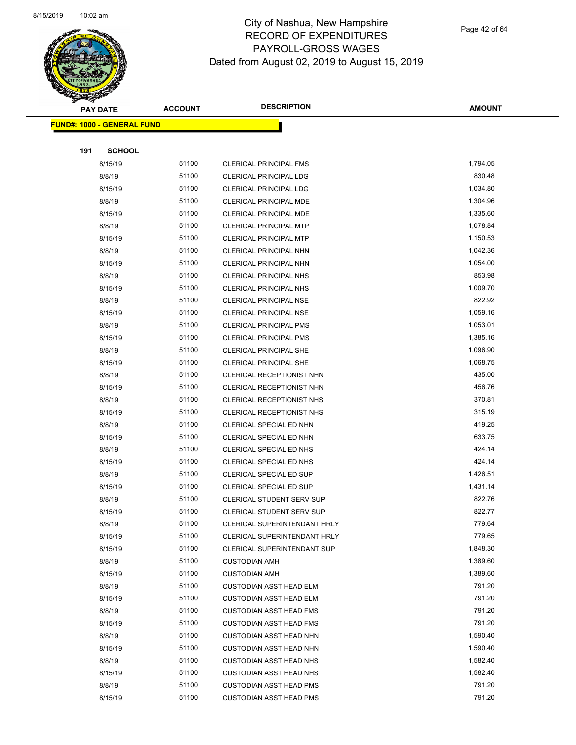City of Nashua, New Hampshire
RECORD OF EXPENDITURES
PAYROLL-GROSS WAGES
Dated from August 02, 2019 to August 15, 2019

**FUND#: 1000 - GENERAL FUND**

**191 SCHOOL**

| PAY DATE | ACCOUNT | DESCRIPTION | AMOUNT |
|---|---|---|---|
| 8/15/19 | 51100 | CLERICAL PRINCIPAL FMS | 1,794.05 |
| 8/8/19 | 51100 | CLERICAL PRINCIPAL LDG | 830.48 |
| 8/15/19 | 51100 | CLERICAL PRINCIPAL LDG | 1,034.80 |
| 8/8/19 | 51100 | CLERICAL PRINCIPAL MDE | 1,304.96 |
| 8/15/19 | 51100 | CLERICAL PRINCIPAL MDE | 1,335.60 |
| 8/8/19 | 51100 | CLERICAL PRINCIPAL MTP | 1,078.84 |
| 8/15/19 | 51100 | CLERICAL PRINCIPAL MTP | 1,150.53 |
| 8/8/19 | 51100 | CLERICAL PRINCIPAL NHN | 1,042.36 |
| 8/15/19 | 51100 | CLERICAL PRINCIPAL NHN | 1,054.00 |
| 8/8/19 | 51100 | CLERICAL PRINCIPAL NHS | 853.98 |
| 8/15/19 | 51100 | CLERICAL PRINCIPAL NHS | 1,009.70 |
| 8/8/19 | 51100 | CLERICAL PRINCIPAL NSE | 822.92 |
| 8/15/19 | 51100 | CLERICAL PRINCIPAL NSE | 1,059.16 |
| 8/8/19 | 51100 | CLERICAL PRINCIPAL PMS | 1,053.01 |
| 8/15/19 | 51100 | CLERICAL PRINCIPAL PMS | 1,385.16 |
| 8/8/19 | 51100 | CLERICAL PRINCIPAL SHE | 1,096.90 |
| 8/15/19 | 51100 | CLERICAL PRINCIPAL SHE | 1,068.75 |
| 8/8/19 | 51100 | CLERICAL RECEPTIONIST NHN | 435.00 |
| 8/15/19 | 51100 | CLERICAL RECEPTIONIST NHN | 456.76 |
| 8/8/19 | 51100 | CLERICAL RECEPTIONIST NHS | 370.81 |
| 8/15/19 | 51100 | CLERICAL RECEPTIONIST NHS | 315.19 |
| 8/8/19 | 51100 | CLERICAL SPECIAL ED NHN | 419.25 |
| 8/15/19 | 51100 | CLERICAL SPECIAL ED NHN | 633.75 |
| 8/8/19 | 51100 | CLERICAL SPECIAL ED NHS | 424.14 |
| 8/15/19 | 51100 | CLERICAL SPECIAL ED NHS | 424.14 |
| 8/8/19 | 51100 | CLERICAL SPECIAL ED SUP | 1,426.51 |
| 8/15/19 | 51100 | CLERICAL SPECIAL ED SUP | 1,431.14 |
| 8/8/19 | 51100 | CLERICAL STUDENT SERV SUP | 822.76 |
| 8/15/19 | 51100 | CLERICAL STUDENT SERV SUP | 822.77 |
| 8/8/19 | 51100 | CLERICAL SUPERINTENDANT HRLY | 779.64 |
| 8/15/19 | 51100 | CLERICAL SUPERINTENDANT HRLY | 779.65 |
| 8/15/19 | 51100 | CLERICAL SUPERINTENDANT SUP | 1,848.30 |
| 8/8/19 | 51100 | CUSTODIAN AMH | 1,389.60 |
| 8/15/19 | 51100 | CUSTODIAN AMH | 1,389.60 |
| 8/8/19 | 51100 | CUSTODIAN ASST HEAD ELM | 791.20 |
| 8/15/19 | 51100 | CUSTODIAN ASST HEAD ELM | 791.20 |
| 8/8/19 | 51100 | CUSTODIAN ASST HEAD FMS | 791.20 |
| 8/15/19 | 51100 | CUSTODIAN ASST HEAD FMS | 791.20 |
| 8/8/19 | 51100 | CUSTODIAN ASST HEAD NHN | 1,590.40 |
| 8/15/19 | 51100 | CUSTODIAN ASST HEAD NHN | 1,590.40 |
| 8/8/19 | 51100 | CUSTODIAN ASST HEAD NHS | 1,582.40 |
| 8/15/19 | 51100 | CUSTODIAN ASST HEAD NHS | 1,582.40 |
| 8/8/19 | 51100 | CUSTODIAN ASST HEAD PMS | 791.20 |
| 8/15/19 | 51100 | CUSTODIAN ASST HEAD PMS | 791.20 |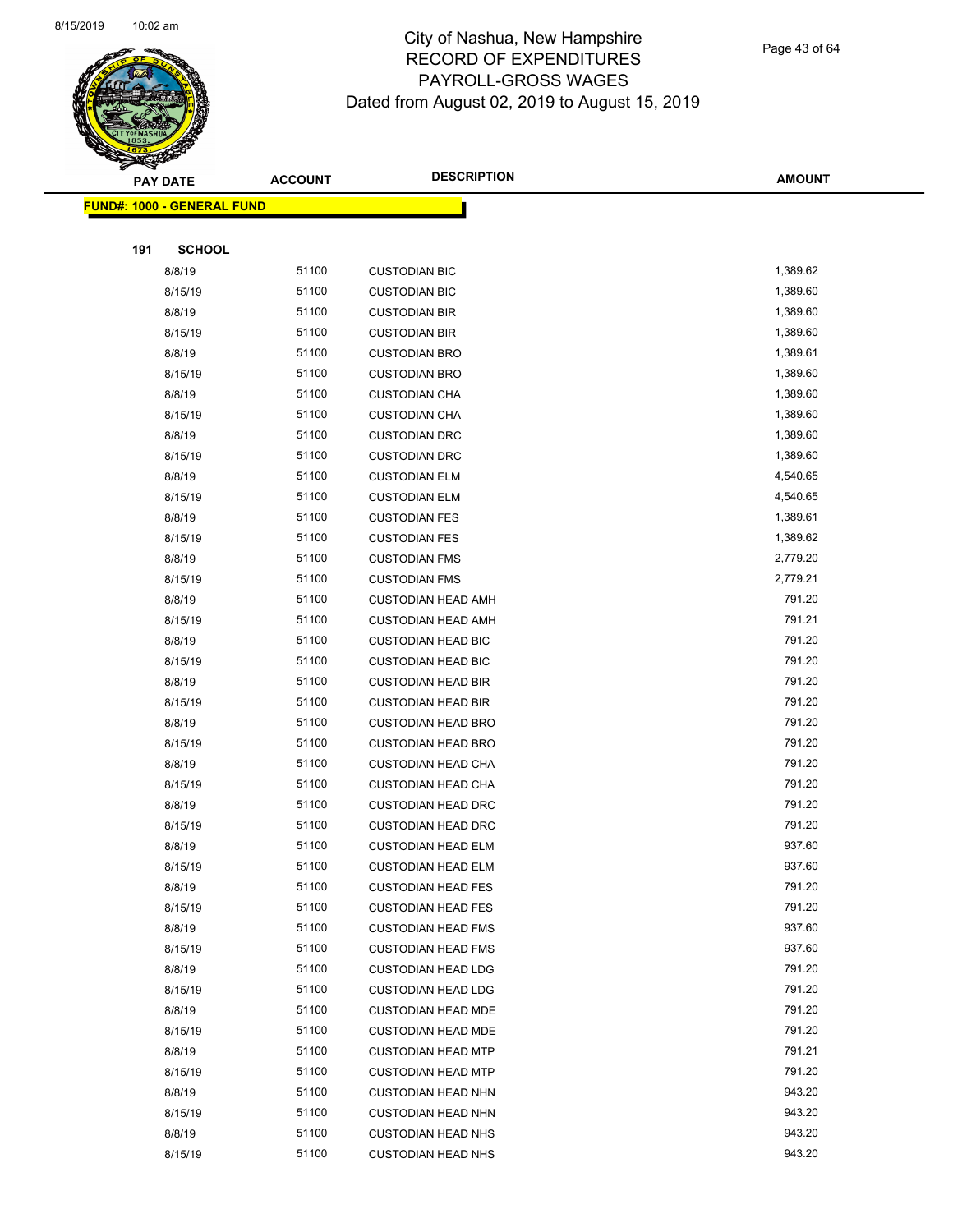# City of Nashua, New Hampshire
## RECORD OF EXPENDITURES
## PAYROLL-GROSS WAGES
## Dated from August 02, 2019 to August 15, 2019

| PAY DATE | ACCOUNT | DESCRIPTION | AMOUNT |
|---|---|---|---|

**FUND#: 1000 - GENERAL FUND**

**191 SCHOOL**

| PAY DATE | ACCOUNT | DESCRIPTION | AMOUNT |
|---|---|---|---|
| 8/8/19 | 51100 | CUSTODIAN BIC | 1,389.62 |
| 8/15/19 | 51100 | CUSTODIAN BIC | 1,389.60 |
| 8/8/19 | 51100 | CUSTODIAN BIR | 1,389.60 |
| 8/15/19 | 51100 | CUSTODIAN BIR | 1,389.60 |
| 8/8/19 | 51100 | CUSTODIAN BRO | 1,389.61 |
| 8/15/19 | 51100 | CUSTODIAN BRO | 1,389.60 |
| 8/8/19 | 51100 | CUSTODIAN CHA | 1,389.60 |
| 8/15/19 | 51100 | CUSTODIAN CHA | 1,389.60 |
| 8/8/19 | 51100 | CUSTODIAN DRC | 1,389.60 |
| 8/15/19 | 51100 | CUSTODIAN DRC | 1,389.60 |
| 8/8/19 | 51100 | CUSTODIAN ELM | 4,540.65 |
| 8/15/19 | 51100 | CUSTODIAN ELM | 4,540.65 |
| 8/8/19 | 51100 | CUSTODIAN FES | 1,389.61 |
| 8/15/19 | 51100 | CUSTODIAN FES | 1,389.62 |
| 8/8/19 | 51100 | CUSTODIAN FMS | 2,779.20 |
| 8/15/19 | 51100 | CUSTODIAN FMS | 2,779.21 |
| 8/8/19 | 51100 | CUSTODIAN HEAD AMH | 791.20 |
| 8/15/19 | 51100 | CUSTODIAN HEAD AMH | 791.21 |
| 8/8/19 | 51100 | CUSTODIAN HEAD BIC | 791.20 |
| 8/15/19 | 51100 | CUSTODIAN HEAD BIC | 791.20 |
| 8/8/19 | 51100 | CUSTODIAN HEAD BIR | 791.20 |
| 8/15/19 | 51100 | CUSTODIAN HEAD BIR | 791.20 |
| 8/8/19 | 51100 | CUSTODIAN HEAD BRO | 791.20 |
| 8/15/19 | 51100 | CUSTODIAN HEAD BRO | 791.20 |
| 8/8/19 | 51100 | CUSTODIAN HEAD CHA | 791.20 |
| 8/15/19 | 51100 | CUSTODIAN HEAD CHA | 791.20 |
| 8/8/19 | 51100 | CUSTODIAN HEAD DRC | 791.20 |
| 8/15/19 | 51100 | CUSTODIAN HEAD DRC | 791.20 |
| 8/8/19 | 51100 | CUSTODIAN HEAD ELM | 937.60 |
| 8/15/19 | 51100 | CUSTODIAN HEAD ELM | 937.60 |
| 8/8/19 | 51100 | CUSTODIAN HEAD FES | 791.20 |
| 8/15/19 | 51100 | CUSTODIAN HEAD FES | 791.20 |
| 8/8/19 | 51100 | CUSTODIAN HEAD FMS | 937.60 |
| 8/15/19 | 51100 | CUSTODIAN HEAD FMS | 937.60 |
| 8/8/19 | 51100 | CUSTODIAN HEAD LDG | 791.20 |
| 8/15/19 | 51100 | CUSTODIAN HEAD LDG | 791.20 |
| 8/8/19 | 51100 | CUSTODIAN HEAD MDE | 791.20 |
| 8/15/19 | 51100 | CUSTODIAN HEAD MDE | 791.20 |
| 8/8/19 | 51100 | CUSTODIAN HEAD MTP | 791.21 |
| 8/15/19 | 51100 | CUSTODIAN HEAD MTP | 791.20 |
| 8/8/19 | 51100 | CUSTODIAN HEAD NHN | 943.20 |
| 8/15/19 | 51100 | CUSTODIAN HEAD NHN | 943.20 |
| 8/8/19 | 51100 | CUSTODIAN HEAD NHS | 943.20 |
| 8/15/19 | 51100 | CUSTODIAN HEAD NHS | 943.20 |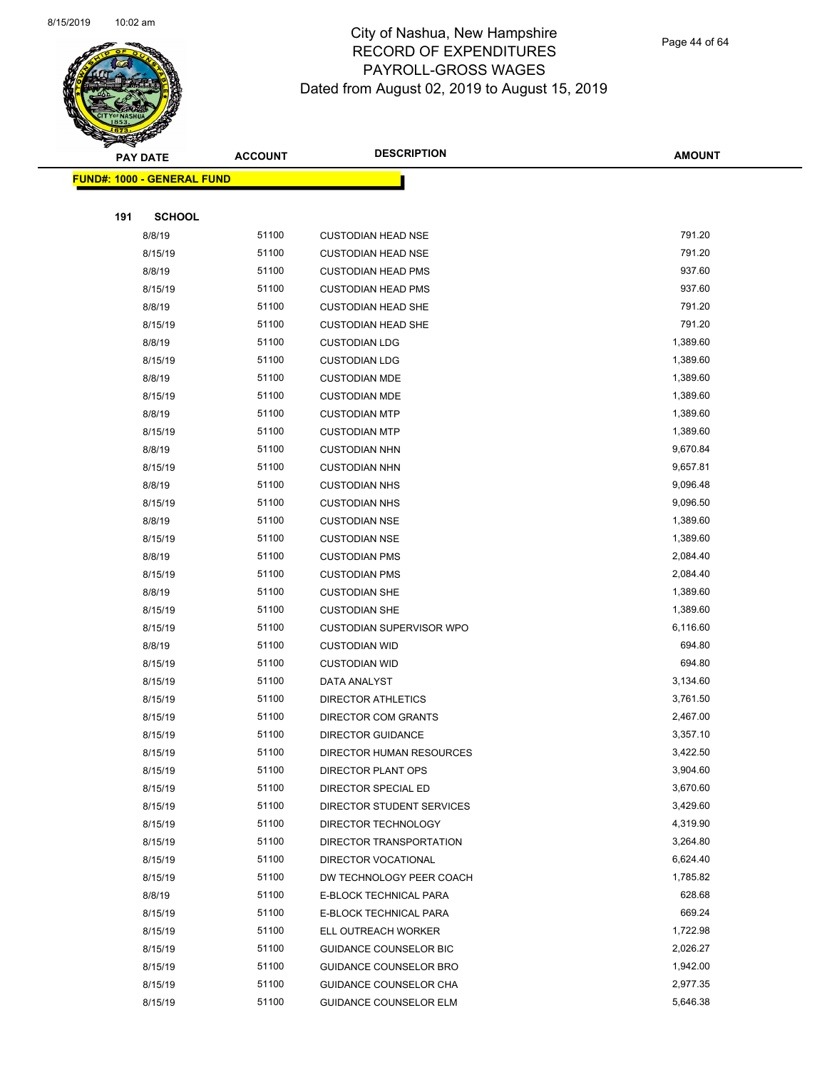# City of Nashua, New Hampshire
## RECORD OF EXPENDITURES
## PAYROLL-GROSS WAGES
## Dated from August 02, 2019 to August 15, 2019

| PAY DATE | ACCOUNT | DESCRIPTION | AMOUNT |
|---|---|---|---|
| **FUND#: 1000 - GENERAL FUND** | | | |
| **191 SCHOOL** | | | |
| 8/8/19 | 51100 | CUSTODIAN HEAD NSE | 791.20 |
| 8/15/19 | 51100 | CUSTODIAN HEAD NSE | 791.20 |
| 8/8/19 | 51100 | CUSTODIAN HEAD PMS | 937.60 |
| 8/15/19 | 51100 | CUSTODIAN HEAD PMS | 937.60 |
| 8/8/19 | 51100 | CUSTODIAN HEAD SHE | 791.20 |
| 8/15/19 | 51100 | CUSTODIAN HEAD SHE | 791.20 |
| 8/8/19 | 51100 | CUSTODIAN LDG | 1,389.60 |
| 8/15/19 | 51100 | CUSTODIAN LDG | 1,389.60 |
| 8/8/19 | 51100 | CUSTODIAN MDE | 1,389.60 |
| 8/15/19 | 51100 | CUSTODIAN MDE | 1,389.60 |
| 8/8/19 | 51100 | CUSTODIAN MTP | 1,389.60 |
| 8/15/19 | 51100 | CUSTODIAN MTP | 1,389.60 |
| 8/8/19 | 51100 | CUSTODIAN NHN | 9,670.84 |
| 8/15/19 | 51100 | CUSTODIAN NHN | 9,657.81 |
| 8/8/19 | 51100 | CUSTODIAN NHS | 9,096.48 |
| 8/15/19 | 51100 | CUSTODIAN NHS | 9,096.50 |
| 8/8/19 | 51100 | CUSTODIAN NSE | 1,389.60 |
| 8/15/19 | 51100 | CUSTODIAN NSE | 1,389.60 |
| 8/8/19 | 51100 | CUSTODIAN PMS | 2,084.40 |
| 8/15/19 | 51100 | CUSTODIAN PMS | 2,084.40 |
| 8/8/19 | 51100 | CUSTODIAN SHE | 1,389.60 |
| 8/15/19 | 51100 | CUSTODIAN SHE | 1,389.60 |
| 8/15/19 | 51100 | CUSTODIAN SUPERVISOR WPO | 6,116.60 |
| 8/8/19 | 51100 | CUSTODIAN WID | 694.80 |
| 8/15/19 | 51100 | CUSTODIAN WID | 694.80 |
| 8/15/19 | 51100 | DATA ANALYST | 3,134.60 |
| 8/15/19 | 51100 | DIRECTOR ATHLETICS | 3,761.50 |
| 8/15/19 | 51100 | DIRECTOR COM GRANTS | 2,467.00 |
| 8/15/19 | 51100 | DIRECTOR GUIDANCE | 3,357.10 |
| 8/15/19 | 51100 | DIRECTOR HUMAN RESOURCES | 3,422.50 |
| 8/15/19 | 51100 | DIRECTOR PLANT OPS | 3,904.60 |
| 8/15/19 | 51100 | DIRECTOR SPECIAL ED | 3,670.60 |
| 8/15/19 | 51100 | DIRECTOR STUDENT SERVICES | 3,429.60 |
| 8/15/19 | 51100 | DIRECTOR TECHNOLOGY | 4,319.90 |
| 8/15/19 | 51100 | DIRECTOR TRANSPORTATION | 3,264.80 |
| 8/15/19 | 51100 | DIRECTOR VOCATIONAL | 6,624.40 |
| 8/15/19 | 51100 | DW TECHNOLOGY PEER COACH | 1,785.82 |
| 8/8/19 | 51100 | E-BLOCK TECHNICAL PARA | 628.68 |
| 8/15/19 | 51100 | E-BLOCK TECHNICAL PARA | 669.24 |
| 8/15/19 | 51100 | ELL OUTREACH WORKER | 1,722.98 |
| 8/15/19 | 51100 | GUIDANCE COUNSELOR BIC | 2,026.27 |
| 8/15/19 | 51100 | GUIDANCE COUNSELOR BRO | 1,942.00 |
| 8/15/19 | 51100 | GUIDANCE COUNSELOR CHA | 2,977.35 |
| 8/15/19 | 51100 | GUIDANCE COUNSELOR ELM | 5,646.38 |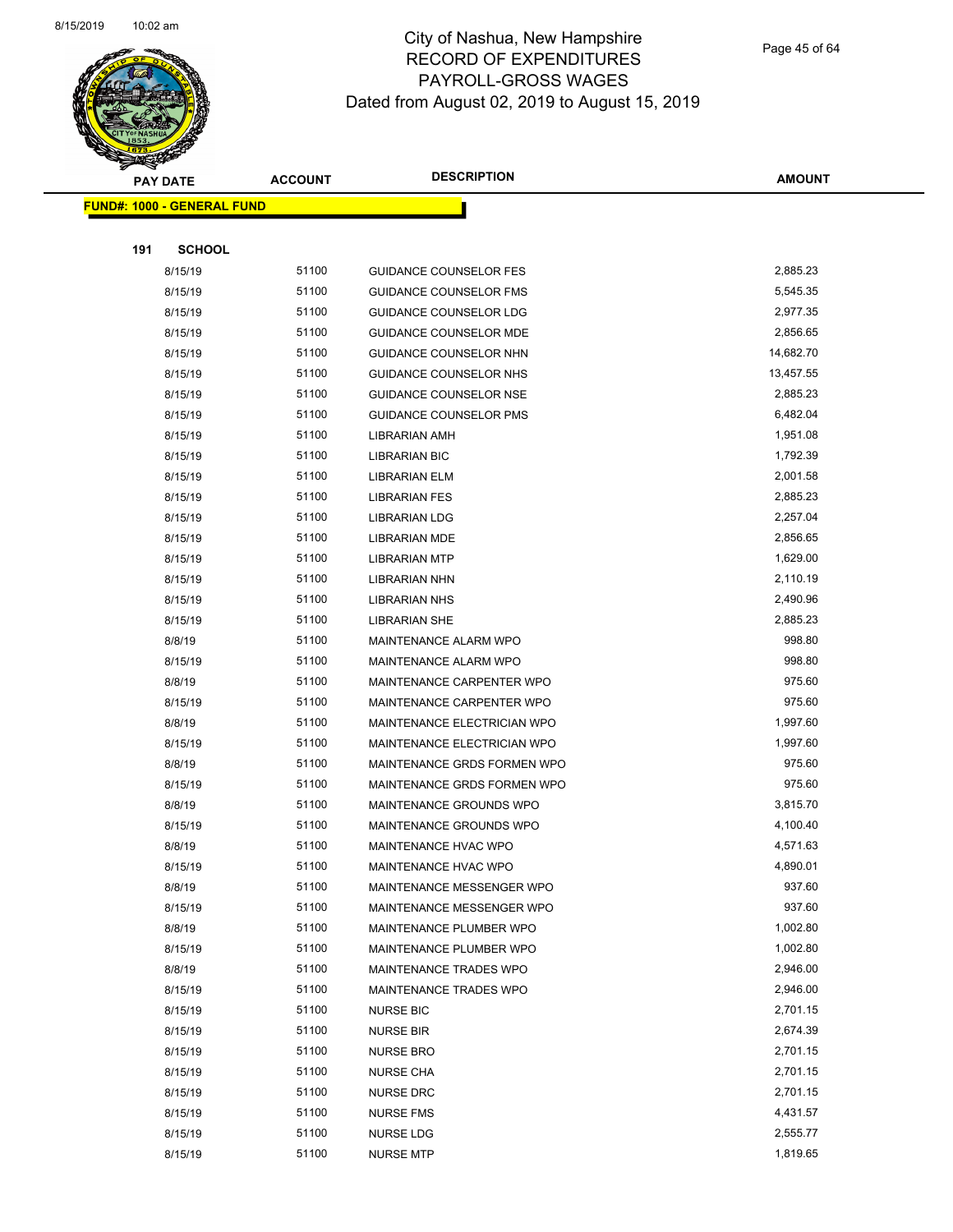# City of Nashua, New Hampshire
# RECORD OF EXPENDITURES
# PAYROLL-GROSS WAGES
# Dated from August 02, 2019 to August 15, 2019

| PAY DATE | ACCOUNT | DESCRIPTION | AMOUNT |
|---|---|---|---|
| **FUND#: 1000 - GENERAL FUND** | | | |
| **191 SCHOOL** | | | |
| 8/15/19 | 51100 | GUIDANCE COUNSELOR FES | 2,885.23 |
| 8/15/19 | 51100 | GUIDANCE COUNSELOR FMS | 5,545.35 |
| 8/15/19 | 51100 | GUIDANCE COUNSELOR LDG | 2,977.35 |
| 8/15/19 | 51100 | GUIDANCE COUNSELOR MDE | 2,856.65 |
| 8/15/19 | 51100 | GUIDANCE COUNSELOR NHN | 14,682.70 |
| 8/15/19 | 51100 | GUIDANCE COUNSELOR NHS | 13,457.55 |
| 8/15/19 | 51100 | GUIDANCE COUNSELOR NSE | 2,885.23 |
| 8/15/19 | 51100 | GUIDANCE COUNSELOR PMS | 6,482.04 |
| 8/15/19 | 51100 | LIBRARIAN AMH | 1,951.08 |
| 8/15/19 | 51100 | LIBRARIAN BIC | 1,792.39 |
| 8/15/19 | 51100 | LIBRARIAN ELM | 2,001.58 |
| 8/15/19 | 51100 | LIBRARIAN FES | 2,885.23 |
| 8/15/19 | 51100 | LIBRARIAN LDG | 2,257.04 |
| 8/15/19 | 51100 | LIBRARIAN MDE | 2,856.65 |
| 8/15/19 | 51100 | LIBRARIAN MTP | 1,629.00 |
| 8/15/19 | 51100 | LIBRARIAN NHN | 2,110.19 |
| 8/15/19 | 51100 | LIBRARIAN NHS | 2,490.96 |
| 8/15/19 | 51100 | LIBRARIAN SHE | 2,885.23 |
| 8/8/19 | 51100 | MAINTENANCE ALARM WPO | 998.80 |
| 8/15/19 | 51100 | MAINTENANCE ALARM WPO | 998.80 |
| 8/8/19 | 51100 | MAINTENANCE CARPENTER WPO | 975.60 |
| 8/15/19 | 51100 | MAINTENANCE CARPENTER WPO | 975.60 |
| 8/8/19 | 51100 | MAINTENANCE ELECTRICIAN WPO | 1,997.60 |
| 8/15/19 | 51100 | MAINTENANCE ELECTRICIAN WPO | 1,997.60 |
| 8/8/19 | 51100 | MAINTENANCE GRDS FORMEN WPO | 975.60 |
| 8/15/19 | 51100 | MAINTENANCE GRDS FORMEN WPO | 975.60 |
| 8/8/19 | 51100 | MAINTENANCE GROUNDS WPO | 3,815.70 |
| 8/15/19 | 51100 | MAINTENANCE GROUNDS WPO | 4,100.40 |
| 8/8/19 | 51100 | MAINTENANCE HVAC WPO | 4,571.63 |
| 8/15/19 | 51100 | MAINTENANCE HVAC WPO | 4,890.01 |
| 8/8/19 | 51100 | MAINTENANCE MESSENGER WPO | 937.60 |
| 8/15/19 | 51100 | MAINTENANCE MESSENGER WPO | 937.60 |
| 8/8/19 | 51100 | MAINTENANCE PLUMBER WPO | 1,002.80 |
| 8/15/19 | 51100 | MAINTENANCE PLUMBER WPO | 1,002.80 |
| 8/8/19 | 51100 | MAINTENANCE TRADES WPO | 2,946.00 |
| 8/15/19 | 51100 | MAINTENANCE TRADES WPO | 2,946.00 |
| 8/15/19 | 51100 | NURSE BIC | 2,701.15 |
| 8/15/19 | 51100 | NURSE BIR | 2,674.39 |
| 8/15/19 | 51100 | NURSE BRO | 2,701.15 |
| 8/15/19 | 51100 | NURSE CHA | 2,701.15 |
| 8/15/19 | 51100 | NURSE DRC | 2,701.15 |
| 8/15/19 | 51100 | NURSE FMS | 4,431.57 |
| 8/15/19 | 51100 | NURSE LDG | 2,555.77 |
| 8/15/19 | 51100 | NURSE MTP | 1,819.65 |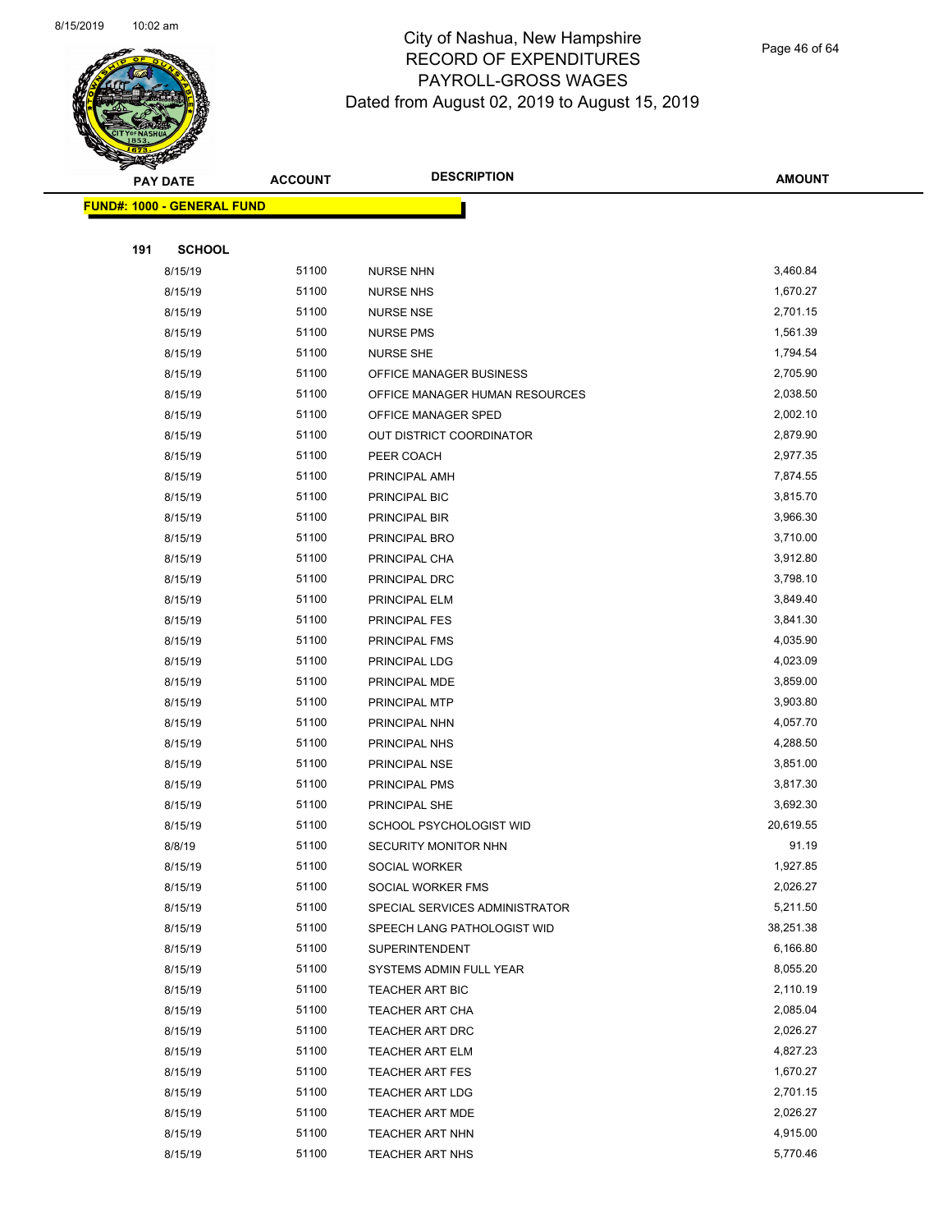# City of Nashua, New Hampshire
## RECORD OF EXPENDITURES
## PAYROLL-GROSS WAGES
### Dated from August 02, 2019 to August 15, 2019

| PAY DATE | ACCOUNT | DESCRIPTION | AMOUNT |
|---|---|---|---|

**FUND#: 1000 - GENERAL FUND**

**191 SCHOOL**

| PAY DATE | ACCOUNT | DESCRIPTION | AMOUNT |
|---|---|---|---|
| 8/15/19 | 51100 | NURSE NHN | 3,460.84 |
| 8/15/19 | 51100 | NURSE NHS | 1,670.27 |
| 8/15/19 | 51100 | NURSE NSE | 2,701.15 |
| 8/15/19 | 51100 | NURSE PMS | 1,561.39 |
| 8/15/19 | 51100 | NURSE SHE | 1,794.54 |
| 8/15/19 | 51100 | OFFICE MANAGER BUSINESS | 2,705.90 |
| 8/15/19 | 51100 | OFFICE MANAGER HUMAN RESOURCES | 2,038.50 |
| 8/15/19 | 51100 | OFFICE MANAGER SPED | 2,002.10 |
| 8/15/19 | 51100 | OUT DISTRICT COORDINATOR | 2,879.90 |
| 8/15/19 | 51100 | PEER COACH | 2,977.35 |
| 8/15/19 | 51100 | PRINCIPAL AMH | 7,874.55 |
| 8/15/19 | 51100 | PRINCIPAL BIC | 3,815.70 |
| 8/15/19 | 51100 | PRINCIPAL BIR | 3,966.30 |
| 8/15/19 | 51100 | PRINCIPAL BRO | 3,710.00 |
| 8/15/19 | 51100 | PRINCIPAL CHA | 3,912.80 |
| 8/15/19 | 51100 | PRINCIPAL DRC | 3,798.10 |
| 8/15/19 | 51100 | PRINCIPAL ELM | 3,849.40 |
| 8/15/19 | 51100 | PRINCIPAL FES | 3,841.30 |
| 8/15/19 | 51100 | PRINCIPAL FMS | 4,035.90 |
| 8/15/19 | 51100 | PRINCIPAL LDG | 4,023.09 |
| 8/15/19 | 51100 | PRINCIPAL MDE | 3,859.00 |
| 8/15/19 | 51100 | PRINCIPAL MTP | 3,903.80 |
| 8/15/19 | 51100 | PRINCIPAL NHN | 4,057.70 |
| 8/15/19 | 51100 | PRINCIPAL NHS | 4,288.50 |
| 8/15/19 | 51100 | PRINCIPAL NSE | 3,851.00 |
| 8/15/19 | 51100 | PRINCIPAL PMS | 3,817.30 |
| 8/15/19 | 51100 | PRINCIPAL SHE | 3,692.30 |
| 8/15/19 | 51100 | SCHOOL PSYCHOLOGIST WID | 20,619.55 |
| 8/8/19 | 51100 | SECURITY MONITOR NHN | 91.19 |
| 8/15/19 | 51100 | SOCIAL WORKER | 1,927.85 |
| 8/15/19 | 51100 | SOCIAL WORKER FMS | 2,026.27 |
| 8/15/19 | 51100 | SPECIAL SERVICES ADMINISTRATOR | 5,211.50 |
| 8/15/19 | 51100 | SPEECH LANG PATHOLOGIST WID | 38,251.38 |
| 8/15/19 | 51100 | SUPERINTENDENT | 6,166.80 |
| 8/15/19 | 51100 | SYSTEMS ADMIN FULL YEAR | 8,055.20 |
| 8/15/19 | 51100 | TEACHER ART BIC | 2,110.19 |
| 8/15/19 | 51100 | TEACHER ART CHA | 2,085.04 |
| 8/15/19 | 51100 | TEACHER ART DRC | 2,026.27 |
| 8/15/19 | 51100 | TEACHER ART ELM | 4,827.23 |
| 8/15/19 | 51100 | TEACHER ART FES | 1,670.27 |
| 8/15/19 | 51100 | TEACHER ART LDG | 2,701.15 |
| 8/15/19 | 51100 | TEACHER ART MDE | 2,026.27 |
| 8/15/19 | 51100 | TEACHER ART NHN | 4,915.00 |
| 8/15/19 | 51100 | TEACHER ART NHS | 5,770.46 |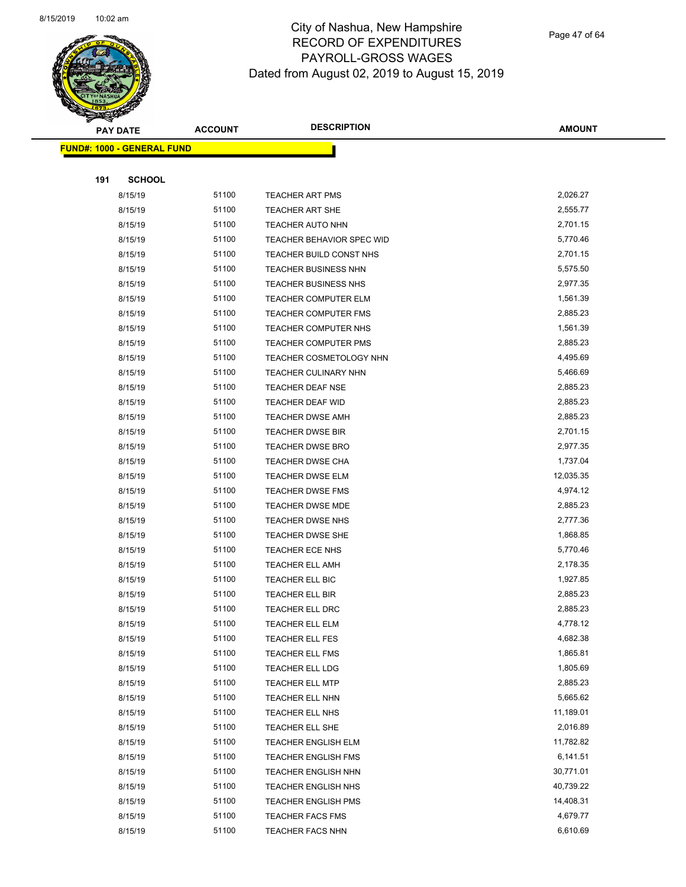# City of Nashua, New Hampshire
## RECORD OF EXPENDITURES
## PAYROLL-GROSS WAGES
### Dated from August 02, 2019 to August 15, 2019

**FUND#: 1000 - GENERAL FUND**

**191 SCHOOL**

| PAY DATE | ACCOUNT | DESCRIPTION | AMOUNT |
|---|---|---|---|
| 8/15/19 | 51100 | TEACHER ART PMS | 2,026.27 |
| 8/15/19 | 51100 | TEACHER ART SHE | 2,555.77 |
| 8/15/19 | 51100 | TEACHER AUTO NHN | 2,701.15 |
| 8/15/19 | 51100 | TEACHER BEHAVIOR SPEC WID | 5,770.46 |
| 8/15/19 | 51100 | TEACHER BUILD CONST NHS | 2,701.15 |
| 8/15/19 | 51100 | TEACHER BUSINESS NHN | 5,575.50 |
| 8/15/19 | 51100 | TEACHER BUSINESS NHS | 2,977.35 |
| 8/15/19 | 51100 | TEACHER COMPUTER ELM | 1,561.39 |
| 8/15/19 | 51100 | TEACHER COMPUTER FMS | 2,885.23 |
| 8/15/19 | 51100 | TEACHER COMPUTER NHS | 1,561.39 |
| 8/15/19 | 51100 | TEACHER COMPUTER PMS | 2,885.23 |
| 8/15/19 | 51100 | TEACHER COSMETOLOGY NHN | 4,495.69 |
| 8/15/19 | 51100 | TEACHER CULINARY NHN | 5,466.69 |
| 8/15/19 | 51100 | TEACHER DEAF NSE | 2,885.23 |
| 8/15/19 | 51100 | TEACHER DEAF WID | 2,885.23 |
| 8/15/19 | 51100 | TEACHER DWSE AMH | 2,885.23 |
| 8/15/19 | 51100 | TEACHER DWSE BIR | 2,701.15 |
| 8/15/19 | 51100 | TEACHER DWSE BRO | 2,977.35 |
| 8/15/19 | 51100 | TEACHER DWSE CHA | 1,737.04 |
| 8/15/19 | 51100 | TEACHER DWSE ELM | 12,035.35 |
| 8/15/19 | 51100 | TEACHER DWSE FMS | 4,974.12 |
| 8/15/19 | 51100 | TEACHER DWSE MDE | 2,885.23 |
| 8/15/19 | 51100 | TEACHER DWSE NHS | 2,777.36 |
| 8/15/19 | 51100 | TEACHER DWSE SHE | 1,868.85 |
| 8/15/19 | 51100 | TEACHER ECE NHS | 5,770.46 |
| 8/15/19 | 51100 | TEACHER ELL AMH | 2,178.35 |
| 8/15/19 | 51100 | TEACHER ELL BIC | 1,927.85 |
| 8/15/19 | 51100 | TEACHER ELL BIR | 2,885.23 |
| 8/15/19 | 51100 | TEACHER ELL DRC | 2,885.23 |
| 8/15/19 | 51100 | TEACHER ELL ELM | 4,778.12 |
| 8/15/19 | 51100 | TEACHER ELL FES | 4,682.38 |
| 8/15/19 | 51100 | TEACHER ELL FMS | 1,865.81 |
| 8/15/19 | 51100 | TEACHER ELL LDG | 1,805.69 |
| 8/15/19 | 51100 | TEACHER ELL MTP | 2,885.23 |
| 8/15/19 | 51100 | TEACHER ELL NHN | 5,665.62 |
| 8/15/19 | 51100 | TEACHER ELL NHS | 11,189.01 |
| 8/15/19 | 51100 | TEACHER ELL SHE | 2,016.89 |
| 8/15/19 | 51100 | TEACHER ENGLISH ELM | 11,782.82 |
| 8/15/19 | 51100 | TEACHER ENGLISH FMS | 6,141.51 |
| 8/15/19 | 51100 | TEACHER ENGLISH NHN | 30,771.01 |
| 8/15/19 | 51100 | TEACHER ENGLISH NHS | 40,739.22 |
| 8/15/19 | 51100 | TEACHER ENGLISH PMS | 14,408.31 |
| 8/15/19 | 51100 | TEACHER FACS FMS | 4,679.77 |
| 8/15/19 | 51100 | TEACHER FACS NHN | 6,610.69 |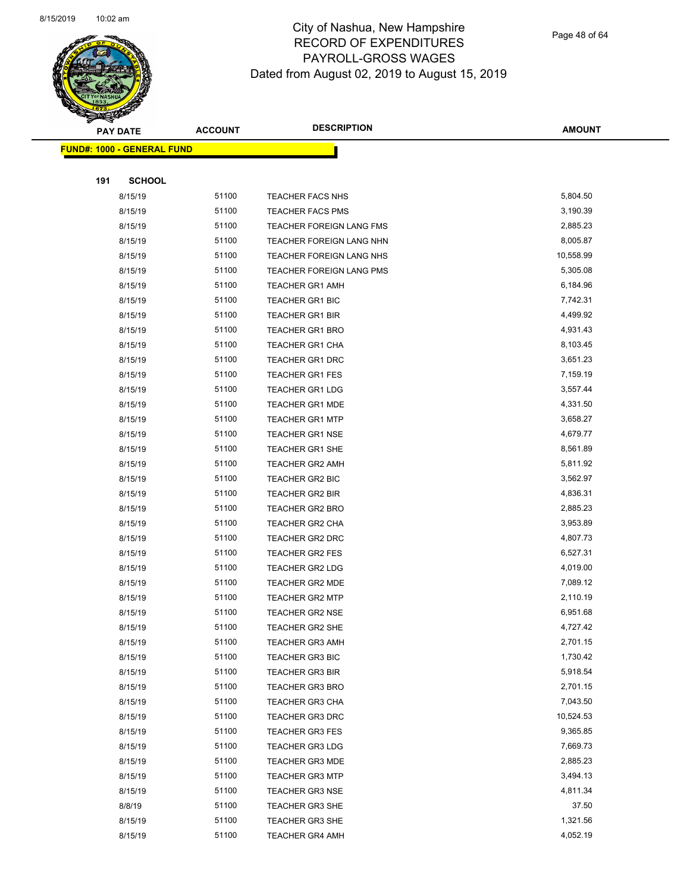# City of Nashua, New Hampshire
## RECORD OF EXPENDITURES
## PAYROLL-GROSS WAGES
## Dated from August 02, 2019 to August 15, 2019

| PAY DATE | ACCOUNT | DESCRIPTION | AMOUNT |
|---|---|---|---|

**FUND#: 1000 - GENERAL FUND**

**191 SCHOOL**

| PAY DATE | ACCOUNT | DESCRIPTION | AMOUNT |
|---|---|---|---|
| 8/15/19 | 51100 | TEACHER FACS NHS | 5,804.50 |
| 8/15/19 | 51100 | TEACHER FACS PMS | 3,190.39 |
| 8/15/19 | 51100 | TEACHER FOREIGN LANG FMS | 2,885.23 |
| 8/15/19 | 51100 | TEACHER FOREIGN LANG NHN | 8,005.87 |
| 8/15/19 | 51100 | TEACHER FOREIGN LANG NHS | 10,558.99 |
| 8/15/19 | 51100 | TEACHER FOREIGN LANG PMS | 5,305.08 |
| 8/15/19 | 51100 | TEACHER GR1 AMH | 6,184.96 |
| 8/15/19 | 51100 | TEACHER GR1 BIC | 7,742.31 |
| 8/15/19 | 51100 | TEACHER GR1 BIR | 4,499.92 |
| 8/15/19 | 51100 | TEACHER GR1 BRO | 4,931.43 |
| 8/15/19 | 51100 | TEACHER GR1 CHA | 8,103.45 |
| 8/15/19 | 51100 | TEACHER GR1 DRC | 3,651.23 |
| 8/15/19 | 51100 | TEACHER GR1 FES | 7,159.19 |
| 8/15/19 | 51100 | TEACHER GR1 LDG | 3,557.44 |
| 8/15/19 | 51100 | TEACHER GR1 MDE | 4,331.50 |
| 8/15/19 | 51100 | TEACHER GR1 MTP | 3,658.27 |
| 8/15/19 | 51100 | TEACHER GR1 NSE | 4,679.77 |
| 8/15/19 | 51100 | TEACHER GR1 SHE | 8,561.89 |
| 8/15/19 | 51100 | TEACHER GR2 AMH | 5,811.92 |
| 8/15/19 | 51100 | TEACHER GR2 BIC | 3,562.97 |
| 8/15/19 | 51100 | TEACHER GR2 BIR | 4,836.31 |
| 8/15/19 | 51100 | TEACHER GR2 BRO | 2,885.23 |
| 8/15/19 | 51100 | TEACHER GR2 CHA | 3,953.89 |
| 8/15/19 | 51100 | TEACHER GR2 DRC | 4,807.73 |
| 8/15/19 | 51100 | TEACHER GR2 FES | 6,527.31 |
| 8/15/19 | 51100 | TEACHER GR2 LDG | 4,019.00 |
| 8/15/19 | 51100 | TEACHER GR2 MDE | 7,089.12 |
| 8/15/19 | 51100 | TEACHER GR2 MTP | 2,110.19 |
| 8/15/19 | 51100 | TEACHER GR2 NSE | 6,951.68 |
| 8/15/19 | 51100 | TEACHER GR2 SHE | 4,727.42 |
| 8/15/19 | 51100 | TEACHER GR3 AMH | 2,701.15 |
| 8/15/19 | 51100 | TEACHER GR3 BIC | 1,730.42 |
| 8/15/19 | 51100 | TEACHER GR3 BIR | 5,918.54 |
| 8/15/19 | 51100 | TEACHER GR3 BRO | 2,701.15 |
| 8/15/19 | 51100 | TEACHER GR3 CHA | 7,043.50 |
| 8/15/19 | 51100 | TEACHER GR3 DRC | 10,524.53 |
| 8/15/19 | 51100 | TEACHER GR3 FES | 9,365.85 |
| 8/15/19 | 51100 | TEACHER GR3 LDG | 7,669.73 |
| 8/15/19 | 51100 | TEACHER GR3 MDE | 2,885.23 |
| 8/15/19 | 51100 | TEACHER GR3 MTP | 3,494.13 |
| 8/15/19 | 51100 | TEACHER GR3 NSE | 4,811.34 |
| 8/8/19 | 51100 | TEACHER GR3 SHE | 37.50 |
| 8/15/19 | 51100 | TEACHER GR3 SHE | 1,321.56 |
| 8/15/19 | 51100 | TEACHER GR4 AMH | 4,052.19 |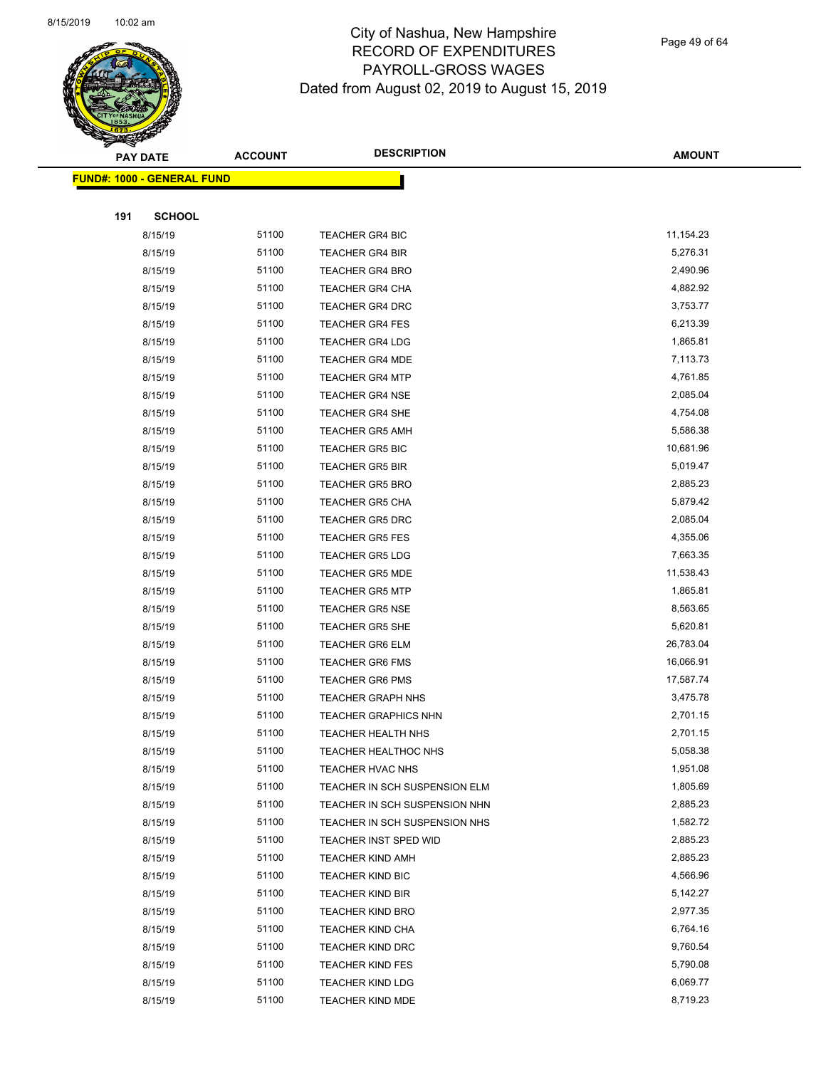# City of Nashua, New Hampshire
## RECORD OF EXPENDITURES
## PAYROLL-GROSS WAGES
## Dated from August 02, 2019 to August 15, 2019

| PAY DATE | ACCOUNT | DESCRIPTION | AMOUNT |
|---|---|---|---|

**FUND#: 1000 - GENERAL FUND**

**191 SCHOOL**

| PAY DATE | ACCOUNT | DESCRIPTION | AMOUNT |
|---|---|---|---|
| 8/15/19 | 51100 | TEACHER GR4 BIC | 11,154.23 |
| 8/15/19 | 51100 | TEACHER GR4 BIR | 5,276.31 |
| 8/15/19 | 51100 | TEACHER GR4 BRO | 2,490.96 |
| 8/15/19 | 51100 | TEACHER GR4 CHA | 4,882.92 |
| 8/15/19 | 51100 | TEACHER GR4 DRC | 3,753.77 |
| 8/15/19 | 51100 | TEACHER GR4 FES | 6,213.39 |
| 8/15/19 | 51100 | TEACHER GR4 LDG | 1,865.81 |
| 8/15/19 | 51100 | TEACHER GR4 MDE | 7,113.73 |
| 8/15/19 | 51100 | TEACHER GR4 MTP | 4,761.85 |
| 8/15/19 | 51100 | TEACHER GR4 NSE | 2,085.04 |
| 8/15/19 | 51100 | TEACHER GR4 SHE | 4,754.08 |
| 8/15/19 | 51100 | TEACHER GR5 AMH | 5,586.38 |
| 8/15/19 | 51100 | TEACHER GR5 BIC | 10,681.96 |
| 8/15/19 | 51100 | TEACHER GR5 BIR | 5,019.47 |
| 8/15/19 | 51100 | TEACHER GR5 BRO | 2,885.23 |
| 8/15/19 | 51100 | TEACHER GR5 CHA | 5,879.42 |
| 8/15/19 | 51100 | TEACHER GR5 DRC | 2,085.04 |
| 8/15/19 | 51100 | TEACHER GR5 FES | 4,355.06 |
| 8/15/19 | 51100 | TEACHER GR5 LDG | 7,663.35 |
| 8/15/19 | 51100 | TEACHER GR5 MDE | 11,538.43 |
| 8/15/19 | 51100 | TEACHER GR5 MTP | 1,865.81 |
| 8/15/19 | 51100 | TEACHER GR5 NSE | 8,563.65 |
| 8/15/19 | 51100 | TEACHER GR5 SHE | 5,620.81 |
| 8/15/19 | 51100 | TEACHER GR6 ELM | 26,783.04 |
| 8/15/19 | 51100 | TEACHER GR6 FMS | 16,066.91 |
| 8/15/19 | 51100 | TEACHER GR6 PMS | 17,587.74 |
| 8/15/19 | 51100 | TEACHER GRAPH NHS | 3,475.78 |
| 8/15/19 | 51100 | TEACHER GRAPHICS NHN | 2,701.15 |
| 8/15/19 | 51100 | TEACHER HEALTH NHS | 2,701.15 |
| 8/15/19 | 51100 | TEACHER HEALTHOC NHS | 5,058.38 |
| 8/15/19 | 51100 | TEACHER HVAC NHS | 1,951.08 |
| 8/15/19 | 51100 | TEACHER IN SCH SUSPENSION ELM | 1,805.69 |
| 8/15/19 | 51100 | TEACHER IN SCH SUSPENSION NHN | 2,885.23 |
| 8/15/19 | 51100 | TEACHER IN SCH SUSPENSION NHS | 1,582.72 |
| 8/15/19 | 51100 | TEACHER INST SPED WID | 2,885.23 |
| 8/15/19 | 51100 | TEACHER KIND AMH | 2,885.23 |
| 8/15/19 | 51100 | TEACHER KIND BIC | 4,566.96 |
| 8/15/19 | 51100 | TEACHER KIND BIR | 5,142.27 |
| 8/15/19 | 51100 | TEACHER KIND BRO | 2,977.35 |
| 8/15/19 | 51100 | TEACHER KIND CHA | 6,764.16 |
| 8/15/19 | 51100 | TEACHER KIND DRC | 9,760.54 |
| 8/15/19 | 51100 | TEACHER KIND FES | 5,790.08 |
| 8/15/19 | 51100 | TEACHER KIND LDG | 6,069.77 |
| 8/15/19 | 51100 | TEACHER KIND MDE | 8,719.23 |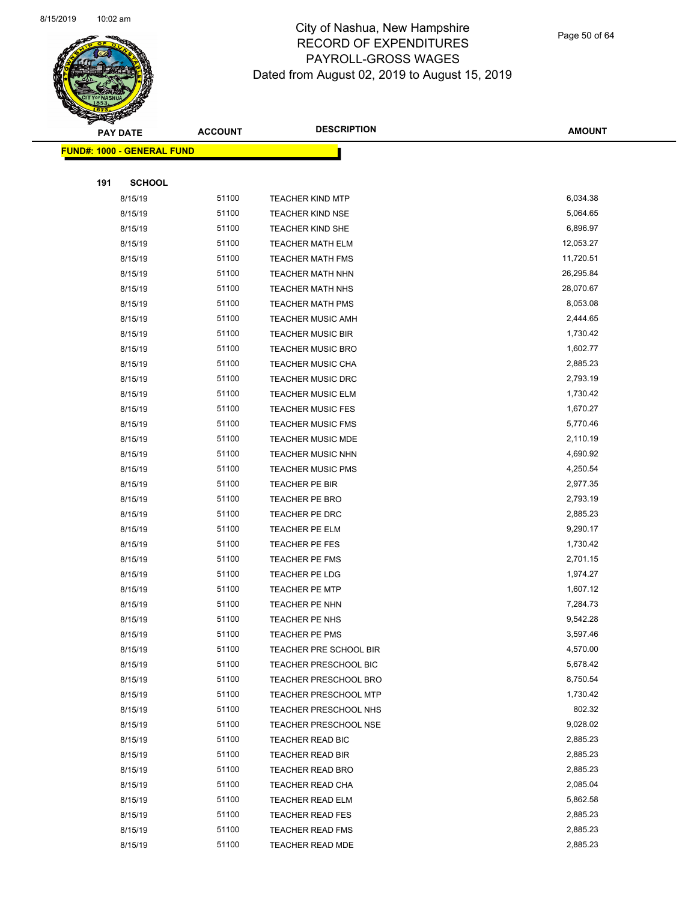# City of Nashua, New Hampshire
# RECORD OF EXPENDITURES
# PAYROLL-GROSS WAGES
# Dated from August 02, 2019 to August 15, 2019

| PAY DATE | ACCOUNT | DESCRIPTION | AMOUNT |
|---|---|---|---|

**FUND#: 1000 - GENERAL FUND**

**191 SCHOOL**

| PAY DATE | ACCOUNT | DESCRIPTION | AMOUNT |
|---|---|---|---|
| 8/15/19 | 51100 | TEACHER KIND MTP | 6,034.38 |
| 8/15/19 | 51100 | TEACHER KIND NSE | 5,064.65 |
| 8/15/19 | 51100 | TEACHER KIND SHE | 6,896.97 |
| 8/15/19 | 51100 | TEACHER MATH ELM | 12,053.27 |
| 8/15/19 | 51100 | TEACHER MATH FMS | 11,720.51 |
| 8/15/19 | 51100 | TEACHER MATH NHN | 26,295.84 |
| 8/15/19 | 51100 | TEACHER MATH NHS | 28,070.67 |
| 8/15/19 | 51100 | TEACHER MATH PMS | 8,053.08 |
| 8/15/19 | 51100 | TEACHER MUSIC AMH | 2,444.65 |
| 8/15/19 | 51100 | TEACHER MUSIC BIR | 1,730.42 |
| 8/15/19 | 51100 | TEACHER MUSIC BRO | 1,602.77 |
| 8/15/19 | 51100 | TEACHER MUSIC CHA | 2,885.23 |
| 8/15/19 | 51100 | TEACHER MUSIC DRC | 2,793.19 |
| 8/15/19 | 51100 | TEACHER MUSIC ELM | 1,730.42 |
| 8/15/19 | 51100 | TEACHER MUSIC FES | 1,670.27 |
| 8/15/19 | 51100 | TEACHER MUSIC FMS | 5,770.46 |
| 8/15/19 | 51100 | TEACHER MUSIC MDE | 2,110.19 |
| 8/15/19 | 51100 | TEACHER MUSIC NHN | 4,690.92 |
| 8/15/19 | 51100 | TEACHER MUSIC PMS | 4,250.54 |
| 8/15/19 | 51100 | TEACHER PE BIR | 2,977.35 |
| 8/15/19 | 51100 | TEACHER PE BRO | 2,793.19 |
| 8/15/19 | 51100 | TEACHER PE DRC | 2,885.23 |
| 8/15/19 | 51100 | TEACHER PE ELM | 9,290.17 |
| 8/15/19 | 51100 | TEACHER PE FES | 1,730.42 |
| 8/15/19 | 51100 | TEACHER PE FMS | 2,701.15 |
| 8/15/19 | 51100 | TEACHER PE LDG | 1,974.27 |
| 8/15/19 | 51100 | TEACHER PE MTP | 1,607.12 |
| 8/15/19 | 51100 | TEACHER PE NHN | 7,284.73 |
| 8/15/19 | 51100 | TEACHER PE NHS | 9,542.28 |
| 8/15/19 | 51100 | TEACHER PE PMS | 3,597.46 |
| 8/15/19 | 51100 | TEACHER PRE SCHOOL BIR | 4,570.00 |
| 8/15/19 | 51100 | TEACHER PRESCHOOL BIC | 5,678.42 |
| 8/15/19 | 51100 | TEACHER PRESCHOOL BRO | 8,750.54 |
| 8/15/19 | 51100 | TEACHER PRESCHOOL MTP | 1,730.42 |
| 8/15/19 | 51100 | TEACHER PRESCHOOL NHS | 802.32 |
| 8/15/19 | 51100 | TEACHER PRESCHOOL NSE | 9,028.02 |
| 8/15/19 | 51100 | TEACHER READ BIC | 2,885.23 |
| 8/15/19 | 51100 | TEACHER READ BIR | 2,885.23 |
| 8/15/19 | 51100 | TEACHER READ BRO | 2,885.23 |
| 8/15/19 | 51100 | TEACHER READ CHA | 2,085.04 |
| 8/15/19 | 51100 | TEACHER READ ELM | 5,862.58 |
| 8/15/19 | 51100 | TEACHER READ FES | 2,885.23 |
| 8/15/19 | 51100 | TEACHER READ FMS | 2,885.23 |
| 8/15/19 | 51100 | TEACHER READ MDE | 2,885.23 |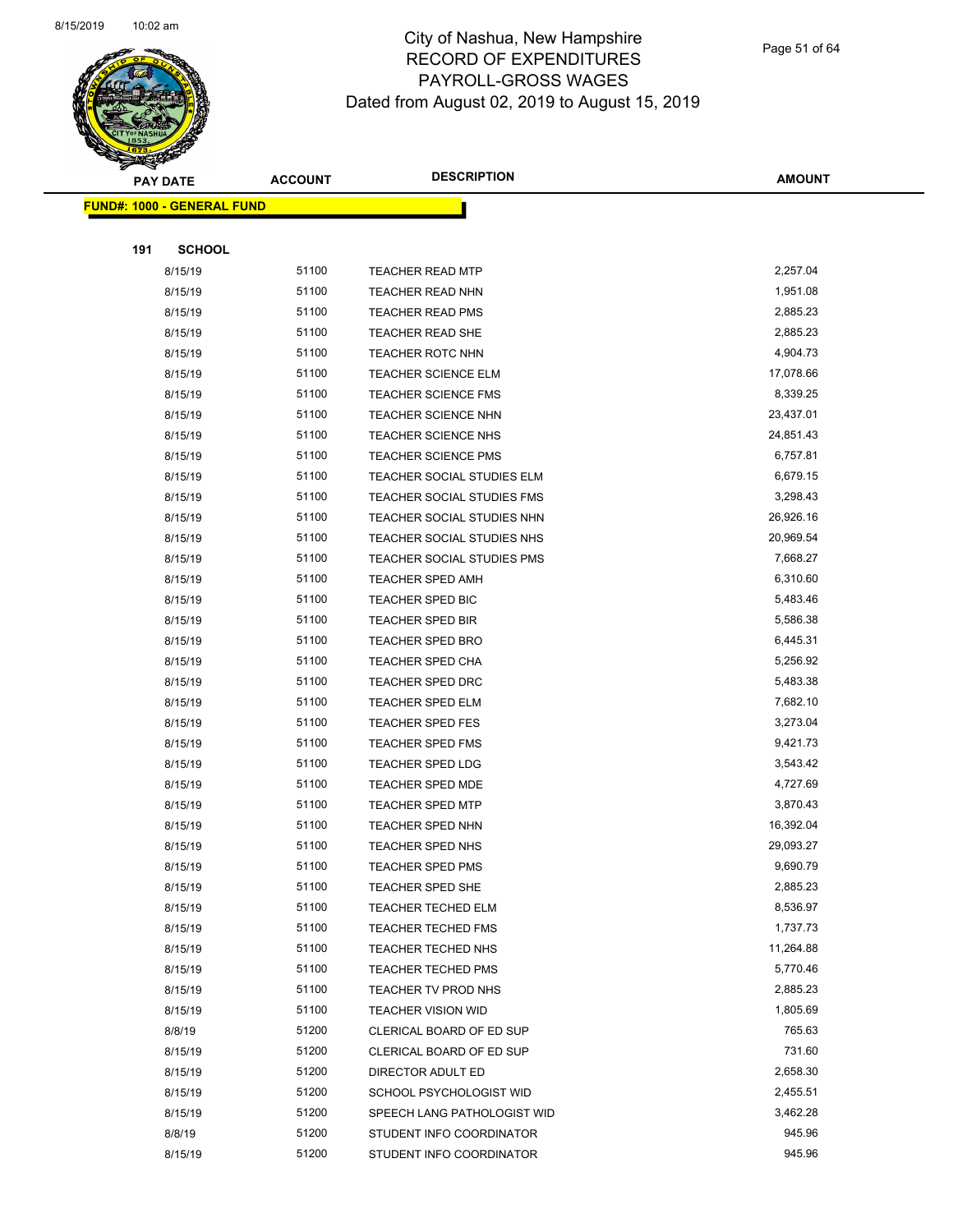# City of Nashua, New Hampshire
## RECORD OF EXPENDITURES
## PAYROLL-GROSS WAGES
## Dated from August 02, 2019 to August 15, 2019

**FUND#: 1000 - GENERAL FUND**

**191 SCHOOL**

| PAY DATE | ACCOUNT | DESCRIPTION | AMOUNT |
|---|---|---|---|
| 8/15/19 | 51100 | TEACHER READ MTP | 2,257.04 |
| 8/15/19 | 51100 | TEACHER READ NHN | 1,951.08 |
| 8/15/19 | 51100 | TEACHER READ PMS | 2,885.23 |
| 8/15/19 | 51100 | TEACHER READ SHE | 2,885.23 |
| 8/15/19 | 51100 | TEACHER ROTC NHN | 4,904.73 |
| 8/15/19 | 51100 | TEACHER SCIENCE ELM | 17,078.66 |
| 8/15/19 | 51100 | TEACHER SCIENCE FMS | 8,339.25 |
| 8/15/19 | 51100 | TEACHER SCIENCE NHN | 23,437.01 |
| 8/15/19 | 51100 | TEACHER SCIENCE NHS | 24,851.43 |
| 8/15/19 | 51100 | TEACHER SCIENCE PMS | 6,757.81 |
| 8/15/19 | 51100 | TEACHER SOCIAL STUDIES ELM | 6,679.15 |
| 8/15/19 | 51100 | TEACHER SOCIAL STUDIES FMS | 3,298.43 |
| 8/15/19 | 51100 | TEACHER SOCIAL STUDIES NHN | 26,926.16 |
| 8/15/19 | 51100 | TEACHER SOCIAL STUDIES NHS | 20,969.54 |
| 8/15/19 | 51100 | TEACHER SOCIAL STUDIES PMS | 7,668.27 |
| 8/15/19 | 51100 | TEACHER SPED AMH | 6,310.60 |
| 8/15/19 | 51100 | TEACHER SPED BIC | 5,483.46 |
| 8/15/19 | 51100 | TEACHER SPED BIR | 5,586.38 |
| 8/15/19 | 51100 | TEACHER SPED BRO | 6,445.31 |
| 8/15/19 | 51100 | TEACHER SPED CHA | 5,256.92 |
| 8/15/19 | 51100 | TEACHER SPED DRC | 5,483.38 |
| 8/15/19 | 51100 | TEACHER SPED ELM | 7,682.10 |
| 8/15/19 | 51100 | TEACHER SPED FES | 3,273.04 |
| 8/15/19 | 51100 | TEACHER SPED FMS | 9,421.73 |
| 8/15/19 | 51100 | TEACHER SPED LDG | 3,543.42 |
| 8/15/19 | 51100 | TEACHER SPED MDE | 4,727.69 |
| 8/15/19 | 51100 | TEACHER SPED MTP | 3,870.43 |
| 8/15/19 | 51100 | TEACHER SPED NHN | 16,392.04 |
| 8/15/19 | 51100 | TEACHER SPED NHS | 29,093.27 |
| 8/15/19 | 51100 | TEACHER SPED PMS | 9,690.79 |
| 8/15/19 | 51100 | TEACHER SPED SHE | 2,885.23 |
| 8/15/19 | 51100 | TEACHER TECHED ELM | 8,536.97 |
| 8/15/19 | 51100 | TEACHER TECHED FMS | 1,737.73 |
| 8/15/19 | 51100 | TEACHER TECHED NHS | 11,264.88 |
| 8/15/19 | 51100 | TEACHER TECHED PMS | 5,770.46 |
| 8/15/19 | 51100 | TEACHER TV PROD NHS | 2,885.23 |
| 8/15/19 | 51100 | TEACHER VISION WID | 1,805.69 |
| 8/8/19 | 51200 | CLERICAL BOARD OF ED SUP | 765.63 |
| 8/15/19 | 51200 | CLERICAL BOARD OF ED SUP | 731.60 |
| 8/15/19 | 51200 | DIRECTOR ADULT ED | 2,658.30 |
| 8/15/19 | 51200 | SCHOOL PSYCHOLOGIST WID | 2,455.51 |
| 8/15/19 | 51200 | SPEECH LANG PATHOLOGIST WID | 3,462.28 |
| 8/8/19 | 51200 | STUDENT INFO COORDINATOR | 945.96 |
| 8/15/19 | 51200 | STUDENT INFO COORDINATOR | 945.96 |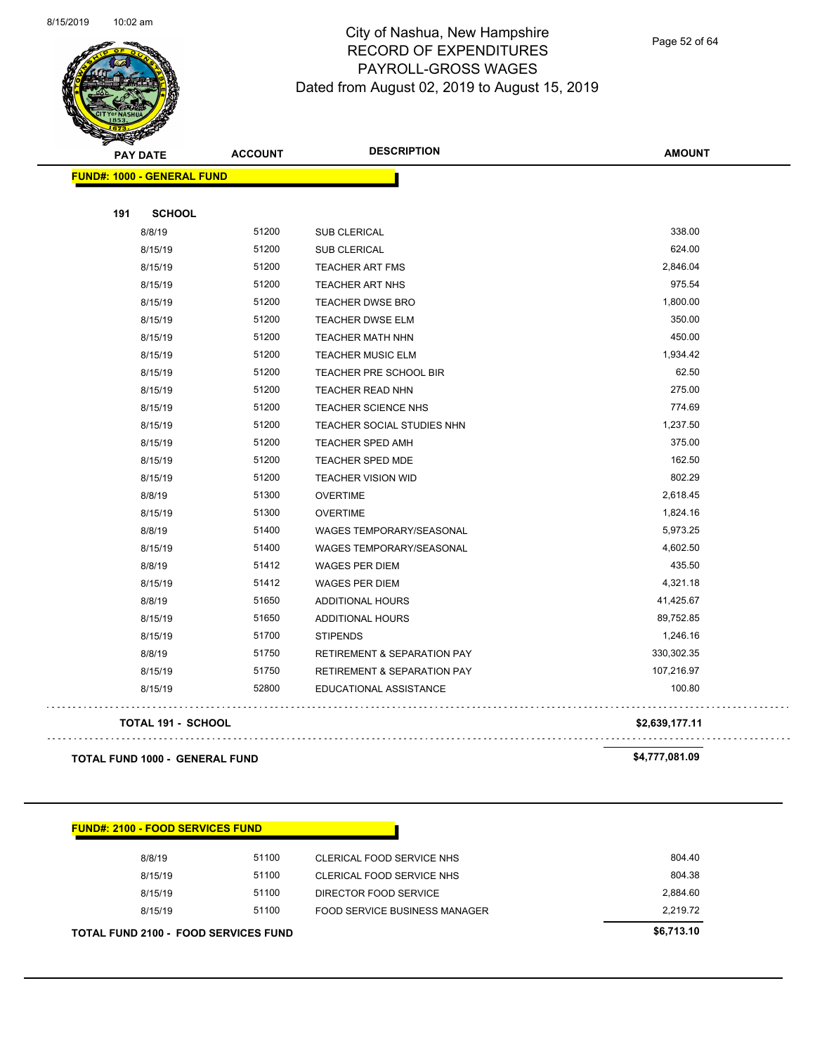# City of Nashua, New Hampshire
## RECORD OF EXPENDITURES
## PAYROLL-GROSS WAGES
## Dated from August 02, 2019 to August 15, 2019

| PAY DATE | ACCOUNT | DESCRIPTION | AMOUNT |
|---|---|---|---|
| **FUND#: 1000 - GENERAL FUND** | | | |
| **191 SCHOOL** | | | |
| 8/8/19 | 51200 | SUB CLERICAL | 338.00 |
| 8/15/19 | 51200 | SUB CLERICAL | 624.00 |
| 8/15/19 | 51200 | TEACHER ART FMS | 2,846.04 |
| 8/15/19 | 51200 | TEACHER ART NHS | 975.54 |
| 8/15/19 | 51200 | TEACHER DWSE BRO | 1,800.00 |
| 8/15/19 | 51200 | TEACHER DWSE ELM | 350.00 |
| 8/15/19 | 51200 | TEACHER MATH NHN | 450.00 |
| 8/15/19 | 51200 | TEACHER MUSIC ELM | 1,934.42 |
| 8/15/19 | 51200 | TEACHER PRE SCHOOL BIR | 62.50 |
| 8/15/19 | 51200 | TEACHER READ NHN | 275.00 |
| 8/15/19 | 51200 | TEACHER SCIENCE NHS | 774.69 |
| 8/15/19 | 51200 | TEACHER SOCIAL STUDIES NHN | 1,237.50 |
| 8/15/19 | 51200 | TEACHER SPED AMH | 375.00 |
| 8/15/19 | 51200 | TEACHER SPED MDE | 162.50 |
| 8/15/19 | 51200 | TEACHER VISION WID | 802.29 |
| 8/8/19 | 51300 | OVERTIME | 2,618.45 |
| 8/15/19 | 51300 | OVERTIME | 1,824.16 |
| 8/8/19 | 51400 | WAGES TEMPORARY/SEASONAL | 5,973.25 |
| 8/15/19 | 51400 | WAGES TEMPORARY/SEASONAL | 4,602.50 |
| 8/8/19 | 51412 | WAGES PER DIEM | 435.50 |
| 8/15/19 | 51412 | WAGES PER DIEM | 4,321.18 |
| 8/8/19 | 51650 | ADDITIONAL HOURS | 41,425.67 |
| 8/15/19 | 51650 | ADDITIONAL HOURS | 89,752.85 |
| 8/15/19 | 51700 | STIPENDS | 1,246.16 |
| 8/8/19 | 51750 | RETIREMENT & SEPARATION PAY | 330,302.35 |
| 8/15/19 | 51750 | RETIREMENT & SEPARATION PAY | 107,216.97 |
| 8/15/19 | 52800 | EDUCATIONAL ASSISTANCE | 100.80 |
| **TOTAL 191 - SCHOOL** | | | **$2,639,177.11** |
| **TOTAL FUND 1000 - GENERAL FUND** | | | **$4,777,081.09** |

| PAY DATE | ACCOUNT | DESCRIPTION | AMOUNT |
|---|---|---|---|
| **FUND#: 2100 - FOOD SERVICES FUND** | | | |
| 8/8/19 | 51100 | CLERICAL FOOD SERVICE NHS | 804.40 |
| 8/15/19 | 51100 | CLERICAL FOOD SERVICE NHS | 804.38 |
| 8/15/19 | 51100 | DIRECTOR FOOD SERVICE | 2,884.60 |
| 8/15/19 | 51100 | FOOD SERVICE BUSINESS MANAGER | 2,219.72 |
| **TOTAL FUND 2100 - FOOD SERVICES FUND** | | | **$6,713.10** |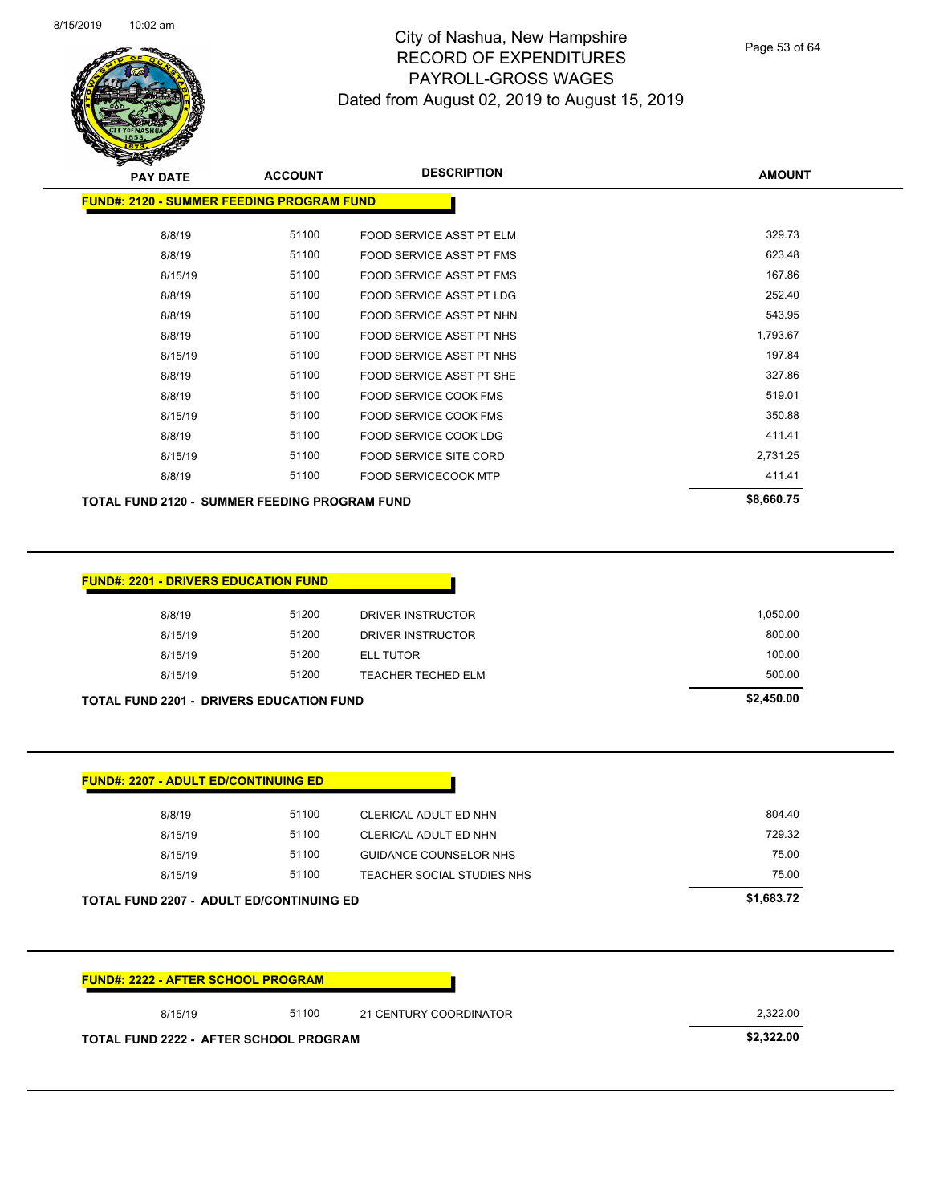# City of Nashua, New Hampshire
# RECORD OF EXPENDITURES
# PAYROLL-GROSS WAGES
# Dated from August 02, 2019 to August 15, 2019

| PAY DATE | ACCOUNT | DESCRIPTION | AMOUNT |
|---|---|---|---|
| **FUND#: 2120 - SUMMER FEEDING PROGRAM FUND** | | | |
| 8/8/19 | 51100 | FOOD SERVICE ASST PT ELM | 329.73 |
| 8/8/19 | 51100 | FOOD SERVICE ASST PT FMS | 623.48 |
| 8/15/19 | 51100 | FOOD SERVICE ASST PT FMS | 167.86 |
| 8/8/19 | 51100 | FOOD SERVICE ASST PT LDG | 252.40 |
| 8/8/19 | 51100 | FOOD SERVICE ASST PT NHN | 543.95 |
| 8/8/19 | 51100 | FOOD SERVICE ASST PT NHS | 1,793.67 |
| 8/15/19 | 51100 | FOOD SERVICE ASST PT NHS | 197.84 |
| 8/8/19 | 51100 | FOOD SERVICE ASST PT SHE | 327.86 |
| 8/8/19 | 51100 | FOOD SERVICE COOK FMS | 519.01 |
| 8/15/19 | 51100 | FOOD SERVICE COOK FMS | 350.88 |
| 8/8/19 | 51100 | FOOD SERVICE COOK LDG | 411.41 |
| 8/15/19 | 51100 | FOOD SERVICE SITE CORD | 2,731.25 |
| 8/8/19 | 51100 | FOOD SERVICECOOK MTP | 411.41 |
| **TOTAL FUND 2120 - SUMMER FEEDING PROGRAM FUND** | | | **$8,660.75** |

| PAY DATE | ACCOUNT | DESCRIPTION | AMOUNT |
|---|---|---|---|
| **FUND#: 2201 - DRIVERS EDUCATION FUND** | | | |
| 8/8/19 | 51200 | DRIVER INSTRUCTOR | 1,050.00 |
| 8/15/19 | 51200 | DRIVER INSTRUCTOR | 800.00 |
| 8/15/19 | 51200 | ELL TUTOR | 100.00 |
| 8/15/19 | 51200 | TEACHER TECHED ELM | 500.00 |
| **TOTAL FUND 2201 - DRIVERS EDUCATION FUND** | | | **$2,450.00** |

| PAY DATE | ACCOUNT | DESCRIPTION | AMOUNT |
|---|---|---|---|
| **FUND#: 2207 - ADULT ED/CONTINUING ED** | | | |
| 8/8/19 | 51100 | CLERICAL ADULT ED NHN | 804.40 |
| 8/15/19 | 51100 | CLERICAL ADULT ED NHN | 729.32 |
| 8/15/19 | 51100 | GUIDANCE COUNSELOR NHS | 75.00 |
| 8/15/19 | 51100 | TEACHER SOCIAL STUDIES NHS | 75.00 |
| **TOTAL FUND 2207 - ADULT ED/CONTINUING ED** | | | **$1,683.72** |

| PAY DATE | ACCOUNT | DESCRIPTION | AMOUNT |
|---|---|---|---|
| **FUND#: 2222 - AFTER SCHOOL PROGRAM** | | | |
| 8/15/19 | 51100 | 21 CENTURY COORDINATOR | 2,322.00 |
| **TOTAL FUND 2222 - AFTER SCHOOL PROGRAM** | | | **$2,322.00** |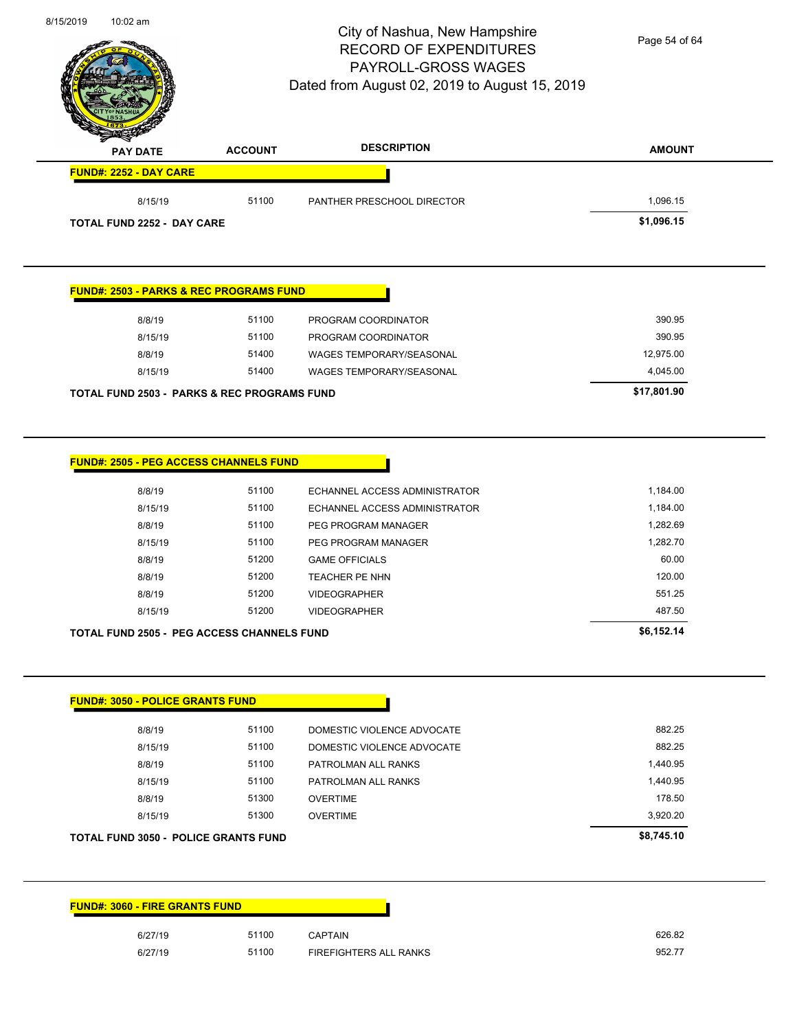# City of Nashua, New Hampshire
## RECORD OF EXPENDITURES
## PAYROLL-GROSS WAGES
## Dated from August 02, 2019 to August 15, 2019

| PAY DATE | ACCOUNT | DESCRIPTION | AMOUNT |
|---|---|---|---|

**FUND#: 2252 - DAY CARE**

| PAY DATE | ACCOUNT | DESCRIPTION | AMOUNT |
|---|---|---|---|
| 8/15/19 | 51100 | PANTHER PRESCHOOL DIRECTOR | 1,096.15 |
| **TOTAL FUND 2252 - DAY CARE** | | | **$1,096.15** |

**FUND#: 2503 - PARKS & REC PROGRAMS FUND**

| PAY DATE | ACCOUNT | DESCRIPTION | AMOUNT |
|---|---|---|---|
| 8/8/19 | 51100 | PROGRAM COORDINATOR | 390.95 |
| 8/15/19 | 51100 | PROGRAM COORDINATOR | 390.95 |
| 8/8/19 | 51400 | WAGES TEMPORARY/SEASONAL | 12,975.00 |
| 8/15/19 | 51400 | WAGES TEMPORARY/SEASONAL | 4,045.00 |
| **TOTAL FUND 2503 - PARKS & REC PROGRAMS FUND** | | | **$17,801.90** |

**FUND#: 2505 - PEG ACCESS CHANNELS FUND**

| PAY DATE | ACCOUNT | DESCRIPTION | AMOUNT |
|---|---|---|---|
| 8/8/19 | 51100 | ECHANNEL ACCESS ADMINISTRATOR | 1,184.00 |
| 8/15/19 | 51100 | ECHANNEL ACCESS ADMINISTRATOR | 1,184.00 |
| 8/8/19 | 51100 | PEG PROGRAM MANAGER | 1,282.69 |
| 8/15/19 | 51100 | PEG PROGRAM MANAGER | 1,282.70 |
| 8/8/19 | 51200 | GAME OFFICIALS | 60.00 |
| 8/8/19 | 51200 | TEACHER PE NHN | 120.00 |
| 8/8/19 | 51200 | VIDEOGRAPHER | 551.25 |
| 8/15/19 | 51200 | VIDEOGRAPHER | 487.50 |
| **TOTAL FUND 2505 - PEG ACCESS CHANNELS FUND** | | | **$6,152.14** |

**FUND#: 3050 - POLICE GRANTS FUND**

| PAY DATE | ACCOUNT | DESCRIPTION | AMOUNT |
|---|---|---|---|
| 8/8/19 | 51100 | DOMESTIC VIOLENCE ADVOCATE | 882.25 |
| 8/15/19 | 51100 | DOMESTIC VIOLENCE ADVOCATE | 882.25 |
| 8/8/19 | 51100 | PATROLMAN ALL RANKS | 1,440.95 |
| 8/15/19 | 51100 | PATROLMAN ALL RANKS | 1,440.95 |
| 8/8/19 | 51300 | OVERTIME | 178.50 |
| 8/15/19 | 51300 | OVERTIME | 3,920.20 |
| **TOTAL FUND 3050 - POLICE GRANTS FUND** | | | **$8,745.10** |

**FUND#: 3060 - FIRE GRANTS FUND**

| PAY DATE | ACCOUNT | DESCRIPTION | AMOUNT |
|---|---|---|---|
| 6/27/19 | 51100 | CAPTAIN | 626.82 |
| 6/27/19 | 51100 | FIREFIGHTERS ALL RANKS | 952.77 |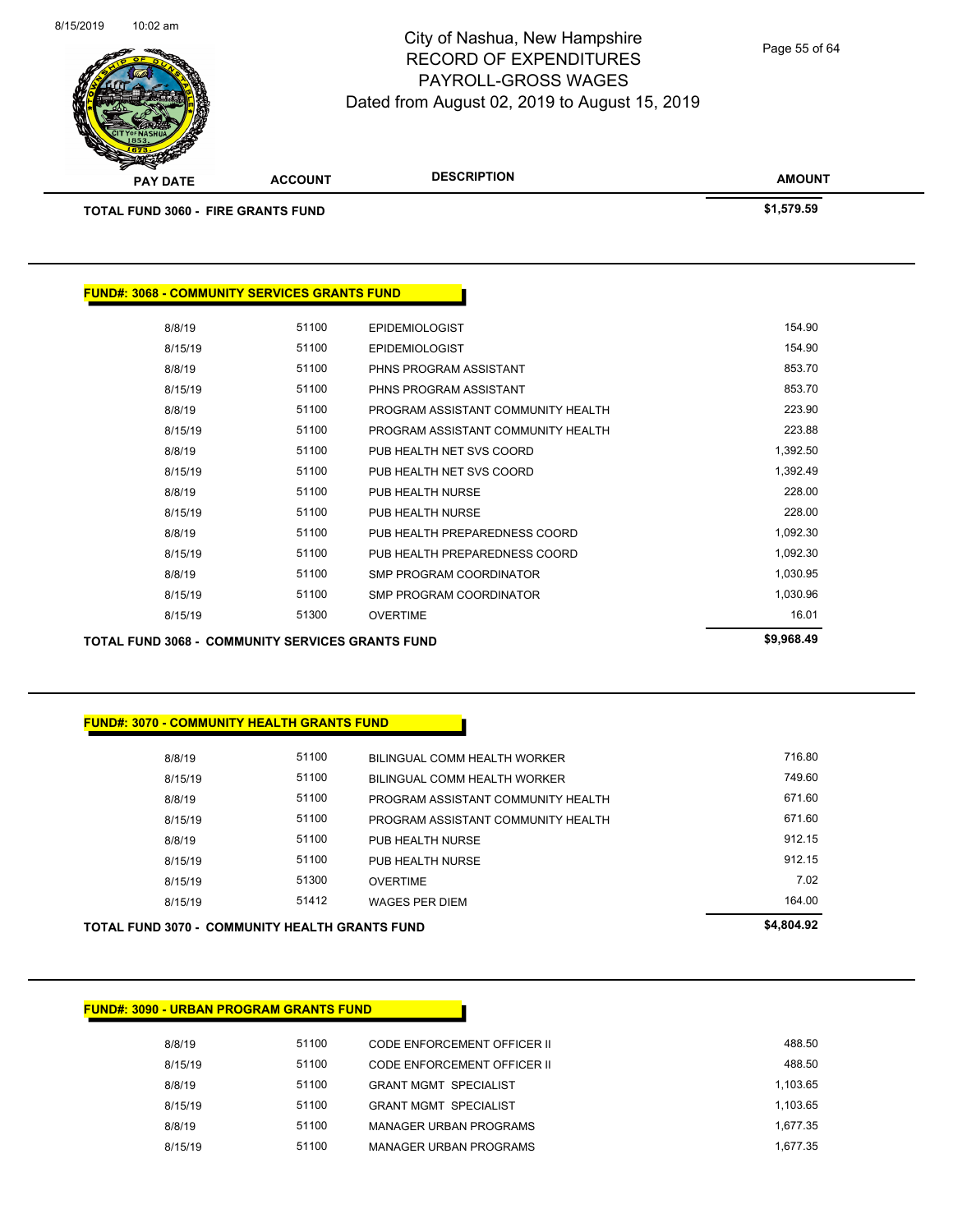| PAY DATE | ACCOUNT | DESCRIPTION | AMOUNT |
|---|---|---|---|
| **TOTAL FUND 3060 - FIRE GRANTS FUND** | | | **$1,579.59** |

**FUND#: 3068 - COMMUNITY SERVICES GRANTS FUND**

| PAY DATE | ACCOUNT | DESCRIPTION | AMOUNT |
|---|---|---|---|
| 8/8/19 | 51100 | EPIDEMIOLOGIST | 154.90 |
| 8/15/19 | 51100 | EPIDEMIOLOGIST | 154.90 |
| 8/8/19 | 51100 | PHNS PROGRAM ASSISTANT | 853.70 |
| 8/15/19 | 51100 | PHNS PROGRAM ASSISTANT | 853.70 |
| 8/8/19 | 51100 | PROGRAM ASSISTANT COMMUNITY HEALTH | 223.90 |
| 8/15/19 | 51100 | PROGRAM ASSISTANT COMMUNITY HEALTH | 223.88 |
| 8/8/19 | 51100 | PUB HEALTH NET SVS COORD | 1,392.50 |
| 8/15/19 | 51100 | PUB HEALTH NET SVS COORD | 1,392.49 |
| 8/8/19 | 51100 | PUB HEALTH NURSE | 228.00 |
| 8/15/19 | 51100 | PUB HEALTH NURSE | 228.00 |
| 8/8/19 | 51100 | PUB HEALTH PREPAREDNESS COORD | 1,092.30 |
| 8/15/19 | 51100 | PUB HEALTH PREPAREDNESS COORD | 1,092.30 |
| 8/8/19 | 51100 | SMP PROGRAM COORDINATOR | 1,030.95 |
| 8/15/19 | 51100 | SMP PROGRAM COORDINATOR | 1,030.96 |
| 8/15/19 | 51300 | OVERTIME | 16.01 |
| **TOTAL FUND 3068 - COMMUNITY SERVICES GRANTS FUND** | | | **$9,968.49** |

**FUND#: 3070 - COMMUNITY HEALTH GRANTS FUND**

| PAY DATE | ACCOUNT | DESCRIPTION | AMOUNT |
|---|---|---|---|
| 8/8/19 | 51100 | BILINGUAL COMM HEALTH WORKER | 716.80 |
| 8/15/19 | 51100 | BILINGUAL COMM HEALTH WORKER | 749.60 |
| 8/8/19 | 51100 | PROGRAM ASSISTANT COMMUNITY HEALTH | 671.60 |
| 8/15/19 | 51100 | PROGRAM ASSISTANT COMMUNITY HEALTH | 671.60 |
| 8/8/19 | 51100 | PUB HEALTH NURSE | 912.15 |
| 8/15/19 | 51100 | PUB HEALTH NURSE | 912.15 |
| 8/15/19 | 51300 | OVERTIME | 7.02 |
| 8/15/19 | 51412 | WAGES PER DIEM | 164.00 |
| **TOTAL FUND 3070 - COMMUNITY HEALTH GRANTS FUND** | | | **$4,804.92** |

**FUND#: 3090 - URBAN PROGRAM GRANTS FUND**

| PAY DATE | ACCOUNT | DESCRIPTION | AMOUNT |
|---|---|---|---|
| 8/8/19 | 51100 | CODE ENFORCEMENT OFFICER II | 488.50 |
| 8/15/19 | 51100 | CODE ENFORCEMENT OFFICER II | 488.50 |
| 8/8/19 | 51100 | GRANT MGMT SPECIALIST | 1,103.65 |
| 8/15/19 | 51100 | GRANT MGMT SPECIALIST | 1,103.65 |
| 8/8/19 | 51100 | MANAGER URBAN PROGRAMS | 1,677.35 |
| 8/15/19 | 51100 | MANAGER URBAN PROGRAMS | 1,677.35 |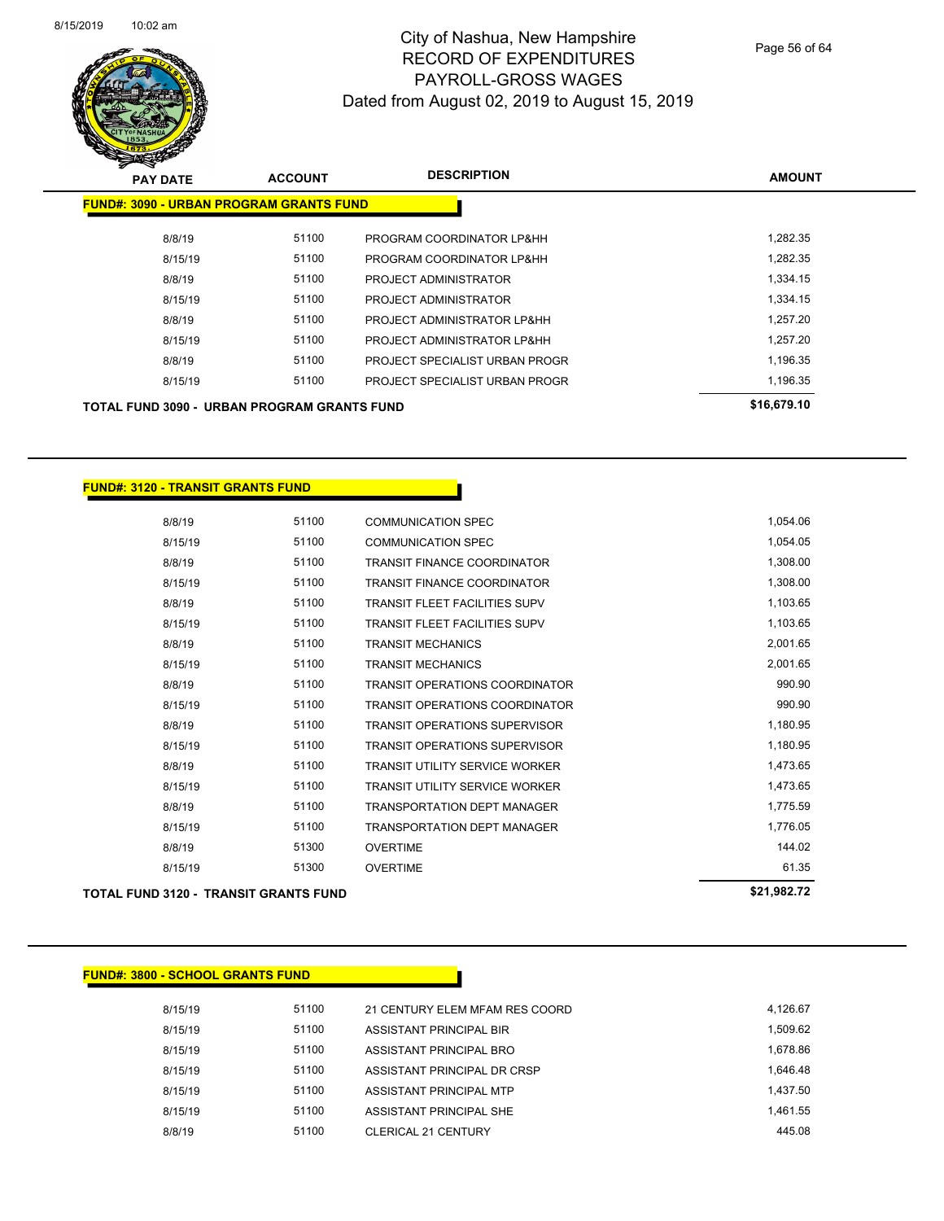# City of Nashua, New Hampshire
## RECORD OF EXPENDITURES
## PAYROLL-GROSS WAGES
## Dated from August 02, 2019 to August 15, 2019

| PAY DATE | ACCOUNT | DESCRIPTION | AMOUNT |
|---|---|---|---|
| **FUND#: 3090 - URBAN PROGRAM GRANTS FUND** | | | |
| 8/8/19 | 51100 | PROGRAM COORDINATOR LP&HH | 1,282.35 |
| 8/15/19 | 51100 | PROGRAM COORDINATOR LP&HH | 1,282.35 |
| 8/8/19 | 51100 | PROJECT ADMINISTRATOR | 1,334.15 |
| 8/15/19 | 51100 | PROJECT ADMINISTRATOR | 1,334.15 |
| 8/8/19 | 51100 | PROJECT ADMINISTRATOR LP&HH | 1,257.20 |
| 8/15/19 | 51100 | PROJECT ADMINISTRATOR LP&HH | 1,257.20 |
| 8/8/19 | 51100 | PROJECT SPECIALIST URBAN PROGR | 1,196.35 |
| 8/15/19 | 51100 | PROJECT SPECIALIST URBAN PROGR | 1,196.35 |
| **TOTAL FUND 3090 - URBAN PROGRAM GRANTS FUND** | | | **$16,679.10** |

| PAY DATE | ACCOUNT | DESCRIPTION | AMOUNT |
|---|---|---|---|
| **FUND#: 3120 - TRANSIT GRANTS FUND** | | | |
| 8/8/19 | 51100 | COMMUNICATION SPEC | 1,054.06 |
| 8/15/19 | 51100 | COMMUNICATION SPEC | 1,054.05 |
| 8/8/19 | 51100 | TRANSIT FINANCE COORDINATOR | 1,308.00 |
| 8/15/19 | 51100 | TRANSIT FINANCE COORDINATOR | 1,308.00 |
| 8/8/19 | 51100 | TRANSIT FLEET FACILITIES SUPV | 1,103.65 |
| 8/15/19 | 51100 | TRANSIT FLEET FACILITIES SUPV | 1,103.65 |
| 8/8/19 | 51100 | TRANSIT MECHANICS | 2,001.65 |
| 8/15/19 | 51100 | TRANSIT MECHANICS | 2,001.65 |
| 8/8/19 | 51100 | TRANSIT OPERATIONS COORDINATOR | 990.90 |
| 8/15/19 | 51100 | TRANSIT OPERATIONS COORDINATOR | 990.90 |
| 8/8/19 | 51100 | TRANSIT OPERATIONS SUPERVISOR | 1,180.95 |
| 8/15/19 | 51100 | TRANSIT OPERATIONS SUPERVISOR | 1,180.95 |
| 8/8/19 | 51100 | TRANSIT UTILITY SERVICE WORKER | 1,473.65 |
| 8/15/19 | 51100 | TRANSIT UTILITY SERVICE WORKER | 1,473.65 |
| 8/8/19 | 51100 | TRANSPORTATION DEPT MANAGER | 1,775.59 |
| 8/15/19 | 51100 | TRANSPORTATION DEPT MANAGER | 1,776.05 |
| 8/8/19 | 51300 | OVERTIME | 144.02 |
| 8/15/19 | 51300 | OVERTIME | 61.35 |
| **TOTAL FUND 3120 - TRANSIT GRANTS FUND** | | | **$21,982.72** |

| PAY DATE | ACCOUNT | DESCRIPTION | AMOUNT |
|---|---|---|---|
| **FUND#: 3800 - SCHOOL GRANTS FUND** | | | |
| 8/15/19 | 51100 | 21 CENTURY ELEM MFAM RES COORD | 4,126.67 |
| 8/15/19 | 51100 | ASSISTANT PRINCIPAL BIR | 1,509.62 |
| 8/15/19 | 51100 | ASSISTANT PRINCIPAL BRO | 1,678.86 |
| 8/15/19 | 51100 | ASSISTANT PRINCIPAL DR CRSP | 1,646.48 |
| 8/15/19 | 51100 | ASSISTANT PRINCIPAL MTP | 1,437.50 |
| 8/15/19 | 51100 | ASSISTANT PRINCIPAL SHE | 1,461.55 |
| 8/8/19 | 51100 | CLERICAL 21 CENTURY | 445.08 |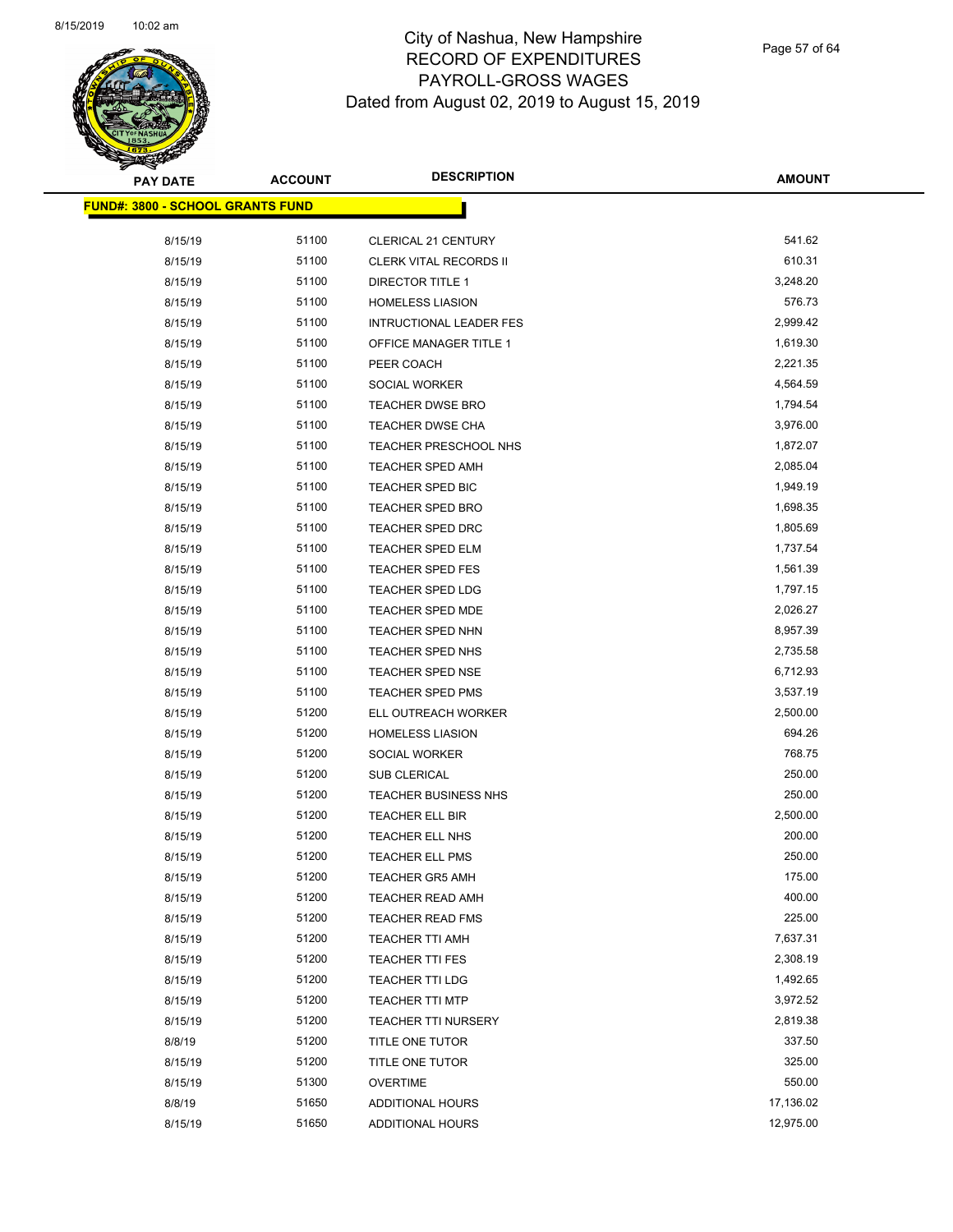# City of Nashua, New Hampshire
## RECORD OF EXPENDITURES
## PAYROLL-GROSS WAGES
## Dated from August 02, 2019 to August 15, 2019

| PAY DATE | ACCOUNT | DESCRIPTION | AMOUNT |
|---|---|---|---|
| **FUND#: 3800 - SCHOOL GRANTS FUND** | | | |
| 8/15/19 | 51100 | CLERICAL 21 CENTURY | 541.62 |
| 8/15/19 | 51100 | CLERK VITAL RECORDS II | 610.31 |
| 8/15/19 | 51100 | DIRECTOR TITLE 1 | 3,248.20 |
| 8/15/19 | 51100 | HOMELESS LIASION | 576.73 |
| 8/15/19 | 51100 | INTRUCTIONAL LEADER FES | 2,999.42 |
| 8/15/19 | 51100 | OFFICE MANAGER TITLE 1 | 1,619.30 |
| 8/15/19 | 51100 | PEER COACH | 2,221.35 |
| 8/15/19 | 51100 | SOCIAL WORKER | 4,564.59 |
| 8/15/19 | 51100 | TEACHER DWSE BRO | 1,794.54 |
| 8/15/19 | 51100 | TEACHER DWSE CHA | 3,976.00 |
| 8/15/19 | 51100 | TEACHER PRESCHOOL NHS | 1,872.07 |
| 8/15/19 | 51100 | TEACHER SPED AMH | 2,085.04 |
| 8/15/19 | 51100 | TEACHER SPED BIC | 1,949.19 |
| 8/15/19 | 51100 | TEACHER SPED BRO | 1,698.35 |
| 8/15/19 | 51100 | TEACHER SPED DRC | 1,805.69 |
| 8/15/19 | 51100 | TEACHER SPED ELM | 1,737.54 |
| 8/15/19 | 51100 | TEACHER SPED FES | 1,561.39 |
| 8/15/19 | 51100 | TEACHER SPED LDG | 1,797.15 |
| 8/15/19 | 51100 | TEACHER SPED MDE | 2,026.27 |
| 8/15/19 | 51100 | TEACHER SPED NHN | 8,957.39 |
| 8/15/19 | 51100 | TEACHER SPED NHS | 2,735.58 |
| 8/15/19 | 51100 | TEACHER SPED NSE | 6,712.93 |
| 8/15/19 | 51100 | TEACHER SPED PMS | 3,537.19 |
| 8/15/19 | 51200 | ELL OUTREACH WORKER | 2,500.00 |
| 8/15/19 | 51200 | HOMELESS LIASION | 694.26 |
| 8/15/19 | 51200 | SOCIAL WORKER | 768.75 |
| 8/15/19 | 51200 | SUB CLERICAL | 250.00 |
| 8/15/19 | 51200 | TEACHER BUSINESS NHS | 250.00 |
| 8/15/19 | 51200 | TEACHER ELL BIR | 2,500.00 |
| 8/15/19 | 51200 | TEACHER ELL NHS | 200.00 |
| 8/15/19 | 51200 | TEACHER ELL PMS | 250.00 |
| 8/15/19 | 51200 | TEACHER GR5 AMH | 175.00 |
| 8/15/19 | 51200 | TEACHER READ AMH | 400.00 |
| 8/15/19 | 51200 | TEACHER READ FMS | 225.00 |
| 8/15/19 | 51200 | TEACHER TTI AMH | 7,637.31 |
| 8/15/19 | 51200 | TEACHER TTI FES | 2,308.19 |
| 8/15/19 | 51200 | TEACHER TTI LDG | 1,492.65 |
| 8/15/19 | 51200 | TEACHER TTI MTP | 3,972.52 |
| 8/15/19 | 51200 | TEACHER TTI NURSERY | 2,819.38 |
| 8/8/19 | 51200 | TITLE ONE TUTOR | 337.50 |
| 8/15/19 | 51200 | TITLE ONE TUTOR | 325.00 |
| 8/15/19 | 51300 | OVERTIME | 550.00 |
| 8/8/19 | 51650 | ADDITIONAL HOURS | 17,136.02 |
| 8/15/19 | 51650 | ADDITIONAL HOURS | 12,975.00 |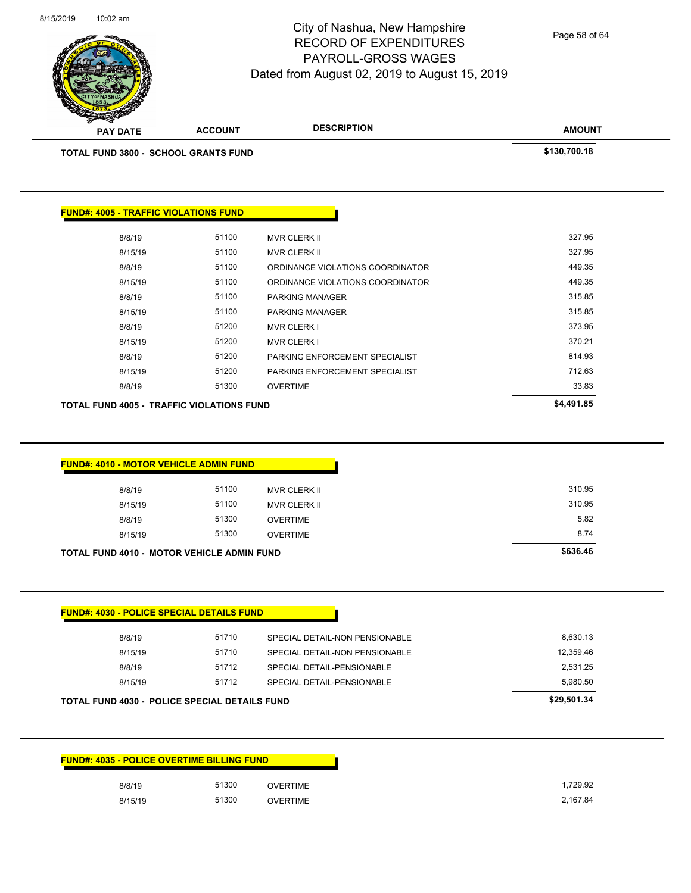# City of Nashua, New Hampshire
## RECORD OF EXPENDITURES
## PAYROLL-GROSS WAGES
### Dated from August 02, 2019 to August 15, 2019

| PAY DATE | ACCOUNT | DESCRIPTION | AMOUNT |
|---|---|---|---|
| **TOTAL FUND 3800 - SCHOOL GRANTS FUND** | | | **$130,700.18** |

**FUND#: 4005 - TRAFFIC VIOLATIONS FUND**

| PAY DATE | ACCOUNT | DESCRIPTION | AMOUNT |
|---|---|---|---|
| 8/8/19 | 51100 | MVR CLERK II | 327.95 |
| 8/15/19 | 51100 | MVR CLERK II | 327.95 |
| 8/8/19 | 51100 | ORDINANCE VIOLATIONS COORDINATOR | 449.35 |
| 8/15/19 | 51100 | ORDINANCE VIOLATIONS COORDINATOR | 449.35 |
| 8/8/19 | 51100 | PARKING MANAGER | 315.85 |
| 8/15/19 | 51100 | PARKING MANAGER | 315.85 |
| 8/8/19 | 51200 | MVR CLERK I | 373.95 |
| 8/15/19 | 51200 | MVR CLERK I | 370.21 |
| 8/8/19 | 51200 | PARKING ENFORCEMENT SPECIALIST | 814.93 |
| 8/15/19 | 51200 | PARKING ENFORCEMENT SPECIALIST | 712.63 |
| 8/8/19 | 51300 | OVERTIME | 33.83 |
| **TOTAL FUND 4005 - TRAFFIC VIOLATIONS FUND** | | | **$4,491.85** |

**FUND#: 4010 - MOTOR VEHICLE ADMIN FUND**

| PAY DATE | ACCOUNT | DESCRIPTION | AMOUNT |
|---|---|---|---|
| 8/8/19 | 51100 | MVR CLERK II | 310.95 |
| 8/15/19 | 51100 | MVR CLERK II | 310.95 |
| 8/8/19 | 51300 | OVERTIME | 5.82 |
| 8/15/19 | 51300 | OVERTIME | 8.74 |
| **TOTAL FUND 4010 - MOTOR VEHICLE ADMIN FUND** | | | **$636.46** |

**FUND#: 4030 - POLICE SPECIAL DETAILS FUND**

| PAY DATE | ACCOUNT | DESCRIPTION | AMOUNT |
|---|---|---|---|
| 8/8/19 | 51710 | SPECIAL DETAIL-NON PENSIONABLE | 8,630.13 |
| 8/15/19 | 51710 | SPECIAL DETAIL-NON PENSIONABLE | 12,359.46 |
| 8/8/19 | 51712 | SPECIAL DETAIL-PENSIONABLE | 2,531.25 |
| 8/15/19 | 51712 | SPECIAL DETAIL-PENSIONABLE | 5,980.50 |
| **TOTAL FUND 4030 - POLICE SPECIAL DETAILS FUND** | | | **$29,501.34** |

**FUND#: 4035 - POLICE OVERTIME BILLING FUND**

| PAY DATE | ACCOUNT | DESCRIPTION | AMOUNT |
|---|---|---|---|
| 8/8/19 | 51300 | OVERTIME | 1,729.92 |
| 8/15/19 | 51300 | OVERTIME | 2,167.84 |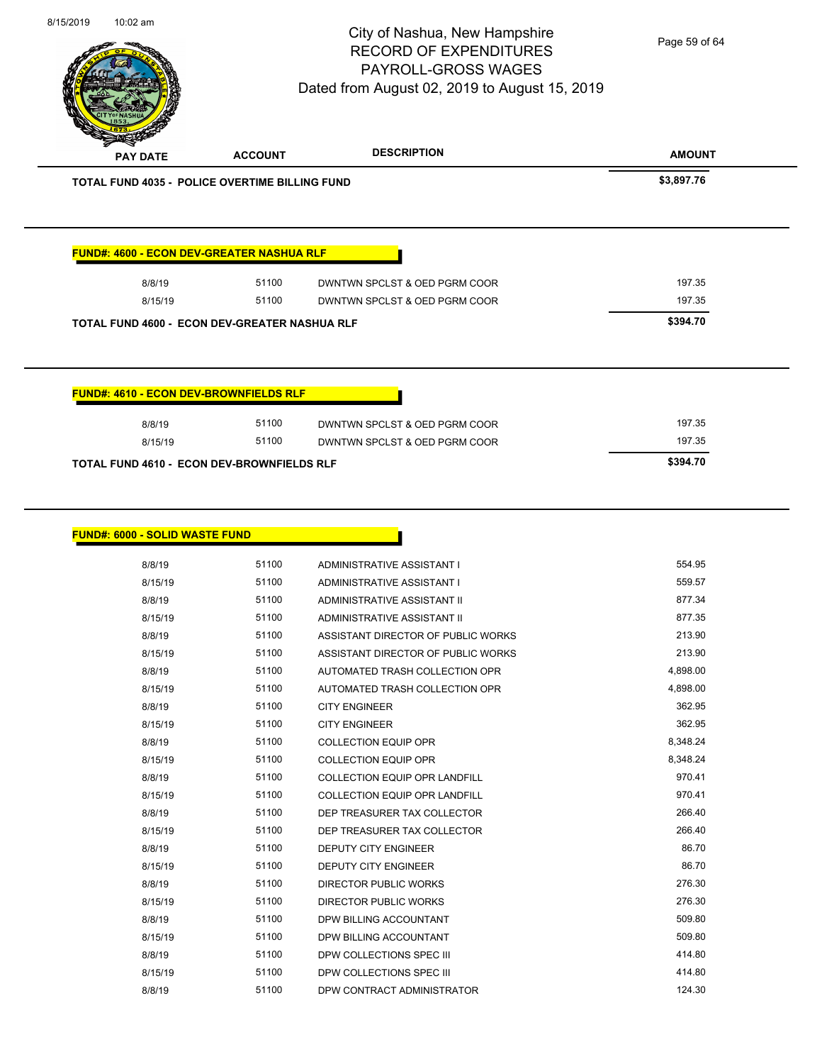# City of Nashua, New Hampshire
## RECORD OF EXPENDITURES
## PAYROLL-GROSS WAGES
### Dated from August 02, 2019 to August 15, 2019

| PAY DATE | ACCOUNT | DESCRIPTION | AMOUNT |
|---|---|---|---|
| **TOTAL FUND 4035 - POLICE OVERTIME BILLING FUND** | | | **$3,897.76** |

**FUND#: 4600 - ECON DEV-GREATER NASHUA RLF**

| PAY DATE | ACCOUNT | DESCRIPTION | AMOUNT |
|---|---|---|---|
| 8/8/19 | 51100 | DWNTWN SPCLST & OED PGRM COOR | 197.35 |
| 8/15/19 | 51100 | DWNTWN SPCLST & OED PGRM COOR | 197.35 |
| **TOTAL FUND 4600 - ECON DEV-GREATER NASHUA RLF** | | | **$394.70** |

**FUND#: 4610 - ECON DEV-BROWNFIELDS RLF**

| PAY DATE | ACCOUNT | DESCRIPTION | AMOUNT |
|---|---|---|---|
| 8/8/19 | 51100 | DWNTWN SPCLST & OED PGRM COOR | 197.35 |
| 8/15/19 | 51100 | DWNTWN SPCLST & OED PGRM COOR | 197.35 |
| **TOTAL FUND 4610 - ECON DEV-BROWNFIELDS RLF** | | | **$394.70** |

**FUND#: 6000 - SOLID WASTE FUND**

| PAY DATE | ACCOUNT | DESCRIPTION | AMOUNT |
|---|---|---|---|
| 8/8/19 | 51100 | ADMINISTRATIVE ASSISTANT I | 554.95 |
| 8/15/19 | 51100 | ADMINISTRATIVE ASSISTANT I | 559.57 |
| 8/8/19 | 51100 | ADMINISTRATIVE ASSISTANT II | 877.34 |
| 8/15/19 | 51100 | ADMINISTRATIVE ASSISTANT II | 877.35 |
| 8/8/19 | 51100 | ASSISTANT DIRECTOR OF PUBLIC WORKS | 213.90 |
| 8/15/19 | 51100 | ASSISTANT DIRECTOR OF PUBLIC WORKS | 213.90 |
| 8/8/19 | 51100 | AUTOMATED TRASH COLLECTION OPR | 4,898.00 |
| 8/15/19 | 51100 | AUTOMATED TRASH COLLECTION OPR | 4,898.00 |
| 8/8/19 | 51100 | CITY ENGINEER | 362.95 |
| 8/15/19 | 51100 | CITY ENGINEER | 362.95 |
| 8/8/19 | 51100 | COLLECTION EQUIP OPR | 8,348.24 |
| 8/15/19 | 51100 | COLLECTION EQUIP OPR | 8,348.24 |
| 8/8/19 | 51100 | COLLECTION EQUIP OPR LANDFILL | 970.41 |
| 8/15/19 | 51100 | COLLECTION EQUIP OPR LANDFILL | 970.41 |
| 8/8/19 | 51100 | DEP TREASURER TAX COLLECTOR | 266.40 |
| 8/15/19 | 51100 | DEP TREASURER TAX COLLECTOR | 266.40 |
| 8/8/19 | 51100 | DEPUTY CITY ENGINEER | 86.70 |
| 8/15/19 | 51100 | DEPUTY CITY ENGINEER | 86.70 |
| 8/8/19 | 51100 | DIRECTOR PUBLIC WORKS | 276.30 |
| 8/15/19 | 51100 | DIRECTOR PUBLIC WORKS | 276.30 |
| 8/8/19 | 51100 | DPW BILLING ACCOUNTANT | 509.80 |
| 8/15/19 | 51100 | DPW BILLING ACCOUNTANT | 509.80 |
| 8/8/19 | 51100 | DPW COLLECTIONS SPEC III | 414.80 |
| 8/15/19 | 51100 | DPW COLLECTIONS SPEC III | 414.80 |
| 8/8/19 | 51100 | DPW CONTRACT ADMINISTRATOR | 124.30 |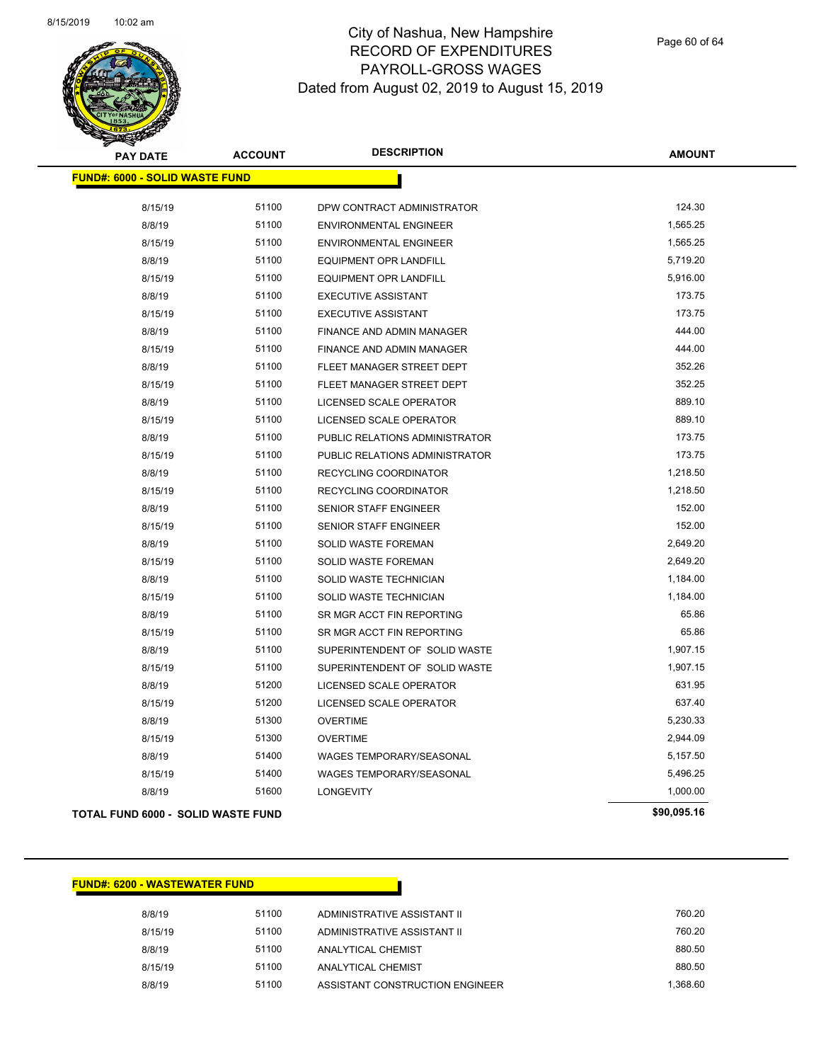# City of Nashua, New Hampshire
## RECORD OF EXPENDITURES
## PAYROLL-GROSS WAGES
## Dated from August 02, 2019 to August 15, 2019

### FUND#: 6000 - SOLID WASTE FUND

| PAY DATE | ACCOUNT | DESCRIPTION | AMOUNT |
|---|---|---|---|
| 8/15/19 | 51100 | DPW CONTRACT ADMINISTRATOR | 124.30 |
| 8/8/19 | 51100 | ENVIRONMENTAL ENGINEER | 1,565.25 |
| 8/15/19 | 51100 | ENVIRONMENTAL ENGINEER | 1,565.25 |
| 8/8/19 | 51100 | EQUIPMENT OPR LANDFILL | 5,719.20 |
| 8/15/19 | 51100 | EQUIPMENT OPR LANDFILL | 5,916.00 |
| 8/8/19 | 51100 | EXECUTIVE ASSISTANT | 173.75 |
| 8/15/19 | 51100 | EXECUTIVE ASSISTANT | 173.75 |
| 8/8/19 | 51100 | FINANCE AND ADMIN MANAGER | 444.00 |
| 8/15/19 | 51100 | FINANCE AND ADMIN MANAGER | 444.00 |
| 8/8/19 | 51100 | FLEET MANAGER STREET DEPT | 352.26 |
| 8/15/19 | 51100 | FLEET MANAGER STREET DEPT | 352.25 |
| 8/8/19 | 51100 | LICENSED SCALE OPERATOR | 889.10 |
| 8/15/19 | 51100 | LICENSED SCALE OPERATOR | 889.10 |
| 8/8/19 | 51100 | PUBLIC RELATIONS ADMINISTRATOR | 173.75 |
| 8/15/19 | 51100 | PUBLIC RELATIONS ADMINISTRATOR | 173.75 |
| 8/8/19 | 51100 | RECYCLING COORDINATOR | 1,218.50 |
| 8/15/19 | 51100 | RECYCLING COORDINATOR | 1,218.50 |
| 8/8/19 | 51100 | SENIOR STAFF ENGINEER | 152.00 |
| 8/15/19 | 51100 | SENIOR STAFF ENGINEER | 152.00 |
| 8/8/19 | 51100 | SOLID WASTE FOREMAN | 2,649.20 |
| 8/15/19 | 51100 | SOLID WASTE FOREMAN | 2,649.20 |
| 8/8/19 | 51100 | SOLID WASTE TECHNICIAN | 1,184.00 |
| 8/15/19 | 51100 | SOLID WASTE TECHNICIAN | 1,184.00 |
| 8/8/19 | 51100 | SR MGR ACCT FIN REPORTING | 65.86 |
| 8/15/19 | 51100 | SR MGR ACCT FIN REPORTING | 65.86 |
| 8/8/19 | 51100 | SUPERINTENDENT OF SOLID WASTE | 1,907.15 |
| 8/15/19 | 51100 | SUPERINTENDENT OF SOLID WASTE | 1,907.15 |
| 8/8/19 | 51200 | LICENSED SCALE OPERATOR | 631.95 |
| 8/15/19 | 51200 | LICENSED SCALE OPERATOR | 637.40 |
| 8/8/19 | 51300 | OVERTIME | 5,230.33 |
| 8/15/19 | 51300 | OVERTIME | 2,944.09 |
| 8/8/19 | 51400 | WAGES TEMPORARY/SEASONAL | 5,157.50 |
| 8/15/19 | 51400 | WAGES TEMPORARY/SEASONAL | 5,496.25 |
| 8/8/19 | 51600 | LONGEVITY | 1,000.00 |

**TOTAL FUND 6000 - SOLID WASTE FUND** **$90,095.16**

### FUND#: 6200 - WASTEWATER FUND

| PAY DATE | ACCOUNT | DESCRIPTION | AMOUNT |
|---|---|---|---|
| 8/8/19 | 51100 | ADMINISTRATIVE ASSISTANT II | 760.20 |
| 8/15/19 | 51100 | ADMINISTRATIVE ASSISTANT II | 760.20 |
| 8/8/19 | 51100 | ANALYTICAL CHEMIST | 880.50 |
| 8/15/19 | 51100 | ANALYTICAL CHEMIST | 880.50 |
| 8/8/19 | 51100 | ASSISTANT CONSTRUCTION ENGINEER | 1,368.60 |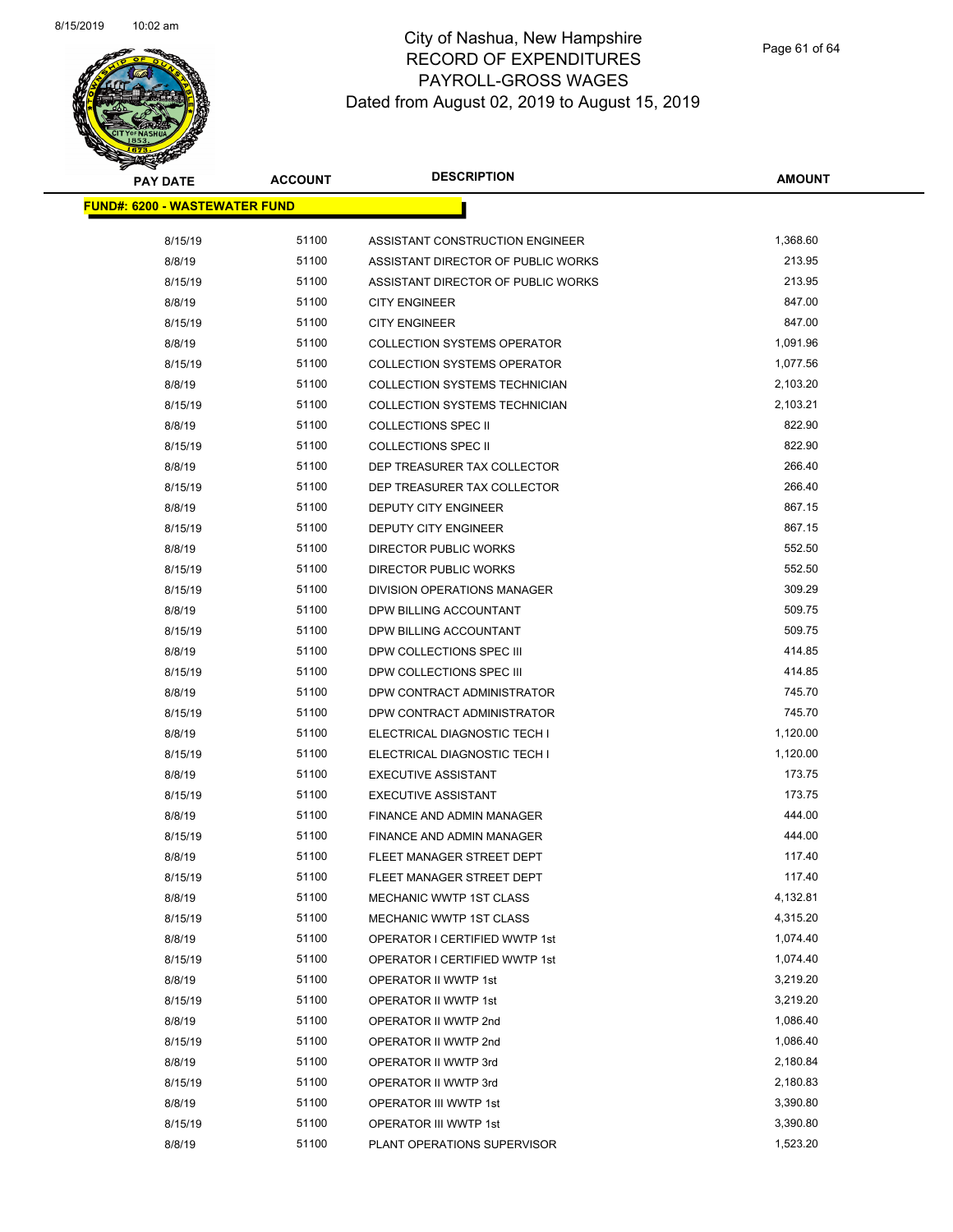# City of Nashua, New Hampshire
## RECORD OF EXPENDITURES
## PAYROLL-GROSS WAGES
## Dated from August 02, 2019 to August 15, 2019

**FUND#: 6200 - WASTEWATER FUND**

| PAY DATE | ACCOUNT | DESCRIPTION | AMOUNT |
|---|---|---|---|
| 8/15/19 | 51100 | ASSISTANT CONSTRUCTION ENGINEER | 1,368.60 |
| 8/8/19 | 51100 | ASSISTANT DIRECTOR OF PUBLIC WORKS | 213.95 |
| 8/15/19 | 51100 | ASSISTANT DIRECTOR OF PUBLIC WORKS | 213.95 |
| 8/8/19 | 51100 | CITY ENGINEER | 847.00 |
| 8/15/19 | 51100 | CITY ENGINEER | 847.00 |
| 8/8/19 | 51100 | COLLECTION SYSTEMS OPERATOR | 1,091.96 |
| 8/15/19 | 51100 | COLLECTION SYSTEMS OPERATOR | 1,077.56 |
| 8/8/19 | 51100 | COLLECTION SYSTEMS TECHNICIAN | 2,103.20 |
| 8/15/19 | 51100 | COLLECTION SYSTEMS TECHNICIAN | 2,103.21 |
| 8/8/19 | 51100 | COLLECTIONS SPEC II | 822.90 |
| 8/15/19 | 51100 | COLLECTIONS SPEC II | 822.90 |
| 8/8/19 | 51100 | DEP TREASURER TAX COLLECTOR | 266.40 |
| 8/15/19 | 51100 | DEP TREASURER TAX COLLECTOR | 266.40 |
| 8/8/19 | 51100 | DEPUTY CITY ENGINEER | 867.15 |
| 8/15/19 | 51100 | DEPUTY CITY ENGINEER | 867.15 |
| 8/8/19 | 51100 | DIRECTOR PUBLIC WORKS | 552.50 |
| 8/15/19 | 51100 | DIRECTOR PUBLIC WORKS | 552.50 |
| 8/15/19 | 51100 | DIVISION OPERATIONS MANAGER | 309.29 |
| 8/8/19 | 51100 | DPW BILLING ACCOUNTANT | 509.75 |
| 8/15/19 | 51100 | DPW BILLING ACCOUNTANT | 509.75 |
| 8/8/19 | 51100 | DPW COLLECTIONS SPEC III | 414.85 |
| 8/15/19 | 51100 | DPW COLLECTIONS SPEC III | 414.85 |
| 8/8/19 | 51100 | DPW CONTRACT ADMINISTRATOR | 745.70 |
| 8/15/19 | 51100 | DPW CONTRACT ADMINISTRATOR | 745.70 |
| 8/8/19 | 51100 | ELECTRICAL DIAGNOSTIC TECH I | 1,120.00 |
| 8/15/19 | 51100 | ELECTRICAL DIAGNOSTIC TECH I | 1,120.00 |
| 8/8/19 | 51100 | EXECUTIVE ASSISTANT | 173.75 |
| 8/15/19 | 51100 | EXECUTIVE ASSISTANT | 173.75 |
| 8/8/19 | 51100 | FINANCE AND ADMIN MANAGER | 444.00 |
| 8/15/19 | 51100 | FINANCE AND ADMIN MANAGER | 444.00 |
| 8/8/19 | 51100 | FLEET MANAGER STREET DEPT | 117.40 |
| 8/15/19 | 51100 | FLEET MANAGER STREET DEPT | 117.40 |
| 8/8/19 | 51100 | MECHANIC WWTP 1ST CLASS | 4,132.81 |
| 8/15/19 | 51100 | MECHANIC WWTP 1ST CLASS | 4,315.20 |
| 8/8/19 | 51100 | OPERATOR I CERTIFIED WWTP 1st | 1,074.40 |
| 8/15/19 | 51100 | OPERATOR I CERTIFIED WWTP 1st | 1,074.40 |
| 8/8/19 | 51100 | OPERATOR II WWTP 1st | 3,219.20 |
| 8/15/19 | 51100 | OPERATOR II WWTP 1st | 3,219.20 |
| 8/8/19 | 51100 | OPERATOR II WWTP 2nd | 1,086.40 |
| 8/15/19 | 51100 | OPERATOR II WWTP 2nd | 1,086.40 |
| 8/8/19 | 51100 | OPERATOR II WWTP 3rd | 2,180.84 |
| 8/15/19 | 51100 | OPERATOR II WWTP 3rd | 2,180.83 |
| 8/8/19 | 51100 | OPERATOR III WWTP 1st | 3,390.80 |
| 8/15/19 | 51100 | OPERATOR III WWTP 1st | 3,390.80 |
| 8/8/19 | 51100 | PLANT OPERATIONS SUPERVISOR | 1,523.20 |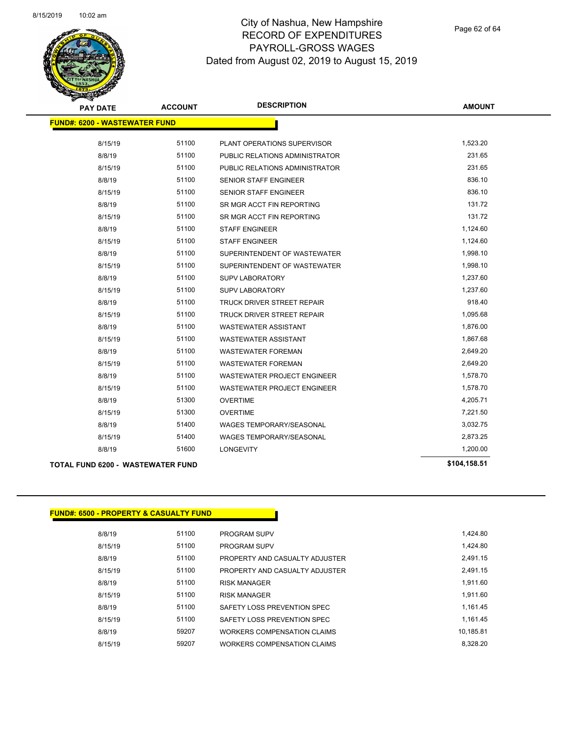# City of Nashua, New Hampshire
## RECORD OF EXPENDITURES
## PAYROLL-GROSS WAGES
## Dated from August 02, 2019 to August 15, 2019

**FUND#: 6200 - WASTEWATER FUND**

| PAY DATE | ACCOUNT | DESCRIPTION | AMOUNT |
|---|---|---|---|
| 8/15/19 | 51100 | PLANT OPERATIONS SUPERVISOR | 1,523.20 |
| 8/8/19 | 51100 | PUBLIC RELATIONS ADMINISTRATOR | 231.65 |
| 8/15/19 | 51100 | PUBLIC RELATIONS ADMINISTRATOR | 231.65 |
| 8/8/19 | 51100 | SENIOR STAFF ENGINEER | 836.10 |
| 8/15/19 | 51100 | SENIOR STAFF ENGINEER | 836.10 |
| 8/8/19 | 51100 | SR MGR ACCT FIN REPORTING | 131.72 |
| 8/15/19 | 51100 | SR MGR ACCT FIN REPORTING | 131.72 |
| 8/8/19 | 51100 | STAFF ENGINEER | 1,124.60 |
| 8/15/19 | 51100 | STAFF ENGINEER | 1,124.60 |
| 8/8/19 | 51100 | SUPERINTENDENT OF WASTEWATER | 1,998.10 |
| 8/15/19 | 51100 | SUPERINTENDENT OF WASTEWATER | 1,998.10 |
| 8/8/19 | 51100 | SUPV LABORATORY | 1,237.60 |
| 8/15/19 | 51100 | SUPV LABORATORY | 1,237.60 |
| 8/8/19 | 51100 | TRUCK DRIVER STREET REPAIR | 918.40 |
| 8/15/19 | 51100 | TRUCK DRIVER STREET REPAIR | 1,095.68 |
| 8/8/19 | 51100 | WASTEWATER ASSISTANT | 1,876.00 |
| 8/15/19 | 51100 | WASTEWATER ASSISTANT | 1,867.68 |
| 8/8/19 | 51100 | WASTEWATER FOREMAN | 2,649.20 |
| 8/15/19 | 51100 | WASTEWATER FOREMAN | 2,649.20 |
| 8/8/19 | 51100 | WASTEWATER PROJECT ENGINEER | 1,578.70 |
| 8/15/19 | 51100 | WASTEWATER PROJECT ENGINEER | 1,578.70 |
| 8/8/19 | 51300 | OVERTIME | 4,205.71 |
| 8/15/19 | 51300 | OVERTIME | 7,221.50 |
| 8/8/19 | 51400 | WAGES TEMPORARY/SEASONAL | 3,032.75 |
| 8/15/19 | 51400 | WAGES TEMPORARY/SEASONAL | 2,873.25 |
| 8/8/19 | 51600 | LONGEVITY | 1,200.00 |
| **TOTAL FUND 6200 - WASTEWATER FUND** | | | **$104,158.51** |

**FUND#: 6500 - PROPERTY & CASUALTY FUND**

| PAY DATE | ACCOUNT | DESCRIPTION | AMOUNT |
|---|---|---|---|
| 8/8/19 | 51100 | PROGRAM SUPV | 1,424.80 |
| 8/15/19 | 51100 | PROGRAM SUPV | 1,424.80 |
| 8/8/19 | 51100 | PROPERTY AND CASUALTY ADJUSTER | 2,491.15 |
| 8/15/19 | 51100 | PROPERTY AND CASUALTY ADJUSTER | 2,491.15 |
| 8/8/19 | 51100 | RISK MANAGER | 1,911.60 |
| 8/15/19 | 51100 | RISK MANAGER | 1,911.60 |
| 8/8/19 | 51100 | SAFETY LOSS PREVENTION SPEC | 1,161.45 |
| 8/15/19 | 51100 | SAFETY LOSS PREVENTION SPEC | 1,161.45 |
| 8/8/19 | 59207 | WORKERS COMPENSATION CLAIMS | 10,185.81 |
| 8/15/19 | 59207 | WORKERS COMPENSATION CLAIMS | 8,328.20 |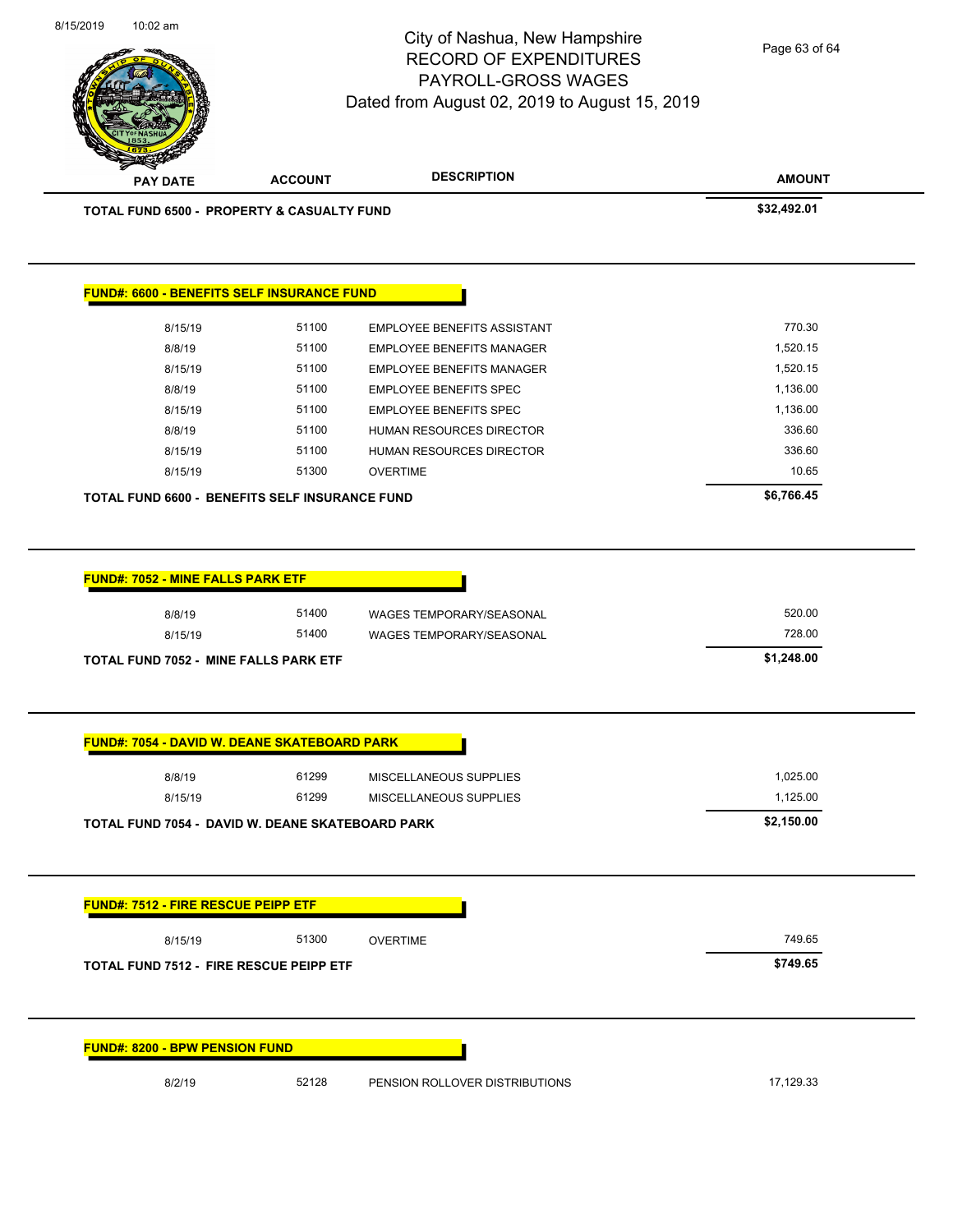| PAY DATE | ACCOUNT | DESCRIPTION | AMOUNT |
|---|---|---|---|
| **TOTAL FUND 6500 - PROPERTY & CASUALTY FUND** | | | **$32,492.01** |

**FUND#: 6600 - BENEFITS SELF INSURANCE FUND**

| PAY DATE | ACCOUNT | DESCRIPTION | AMOUNT |
|---|---|---|---|
| 8/15/19 | 51100 | EMPLOYEE BENEFITS ASSISTANT | 770.30 |
| 8/8/19 | 51100 | EMPLOYEE BENEFITS MANAGER | 1,520.15 |
| 8/15/19 | 51100 | EMPLOYEE BENEFITS MANAGER | 1,520.15 |
| 8/8/19 | 51100 | EMPLOYEE BENEFITS SPEC | 1,136.00 |
| 8/15/19 | 51100 | EMPLOYEE BENEFITS SPEC | 1,136.00 |
| 8/8/19 | 51100 | HUMAN RESOURCES DIRECTOR | 336.60 |
| 8/15/19 | 51100 | HUMAN RESOURCES DIRECTOR | 336.60 |
| 8/15/19 | 51300 | OVERTIME | 10.65 |
| **TOTAL FUND 6600 - BENEFITS SELF INSURANCE FUND** | | | **$6,766.45** |

**FUND#: 7052 - MINE FALLS PARK ETF**

| PAY DATE | ACCOUNT | DESCRIPTION | AMOUNT |
|---|---|---|---|
| 8/8/19 | 51400 | WAGES TEMPORARY/SEASONAL | 520.00 |
| 8/15/19 | 51400 | WAGES TEMPORARY/SEASONAL | 728.00 |
| **TOTAL FUND 7052 - MINE FALLS PARK ETF** | | | **$1,248.00** |

**FUND#: 7054 - DAVID W. DEANE SKATEBOARD PARK**

| PAY DATE | ACCOUNT | DESCRIPTION | AMOUNT |
|---|---|---|---|
| 8/8/19 | 61299 | MISCELLANEOUS SUPPLIES | 1,025.00 |
| 8/15/19 | 61299 | MISCELLANEOUS SUPPLIES | 1,125.00 |
| **TOTAL FUND 7054 - DAVID W. DEANE SKATEBOARD PARK** | | | **$2,150.00** |

**FUND#: 7512 - FIRE RESCUE PEIPP ETF**

| PAY DATE | ACCOUNT | DESCRIPTION | AMOUNT |
|---|---|---|---|
| 8/15/19 | 51300 | OVERTIME | 749.65 |
| **TOTAL FUND 7512 - FIRE RESCUE PEIPP ETF** | | | **$749.65** |

**FUND#: 8200 - BPW PENSION FUND**

| PAY DATE | ACCOUNT | DESCRIPTION | AMOUNT |
|---|---|---|---|
| 8/2/19 | 52128 | PENSION ROLLOVER DISTRIBUTIONS | 17,129.33 |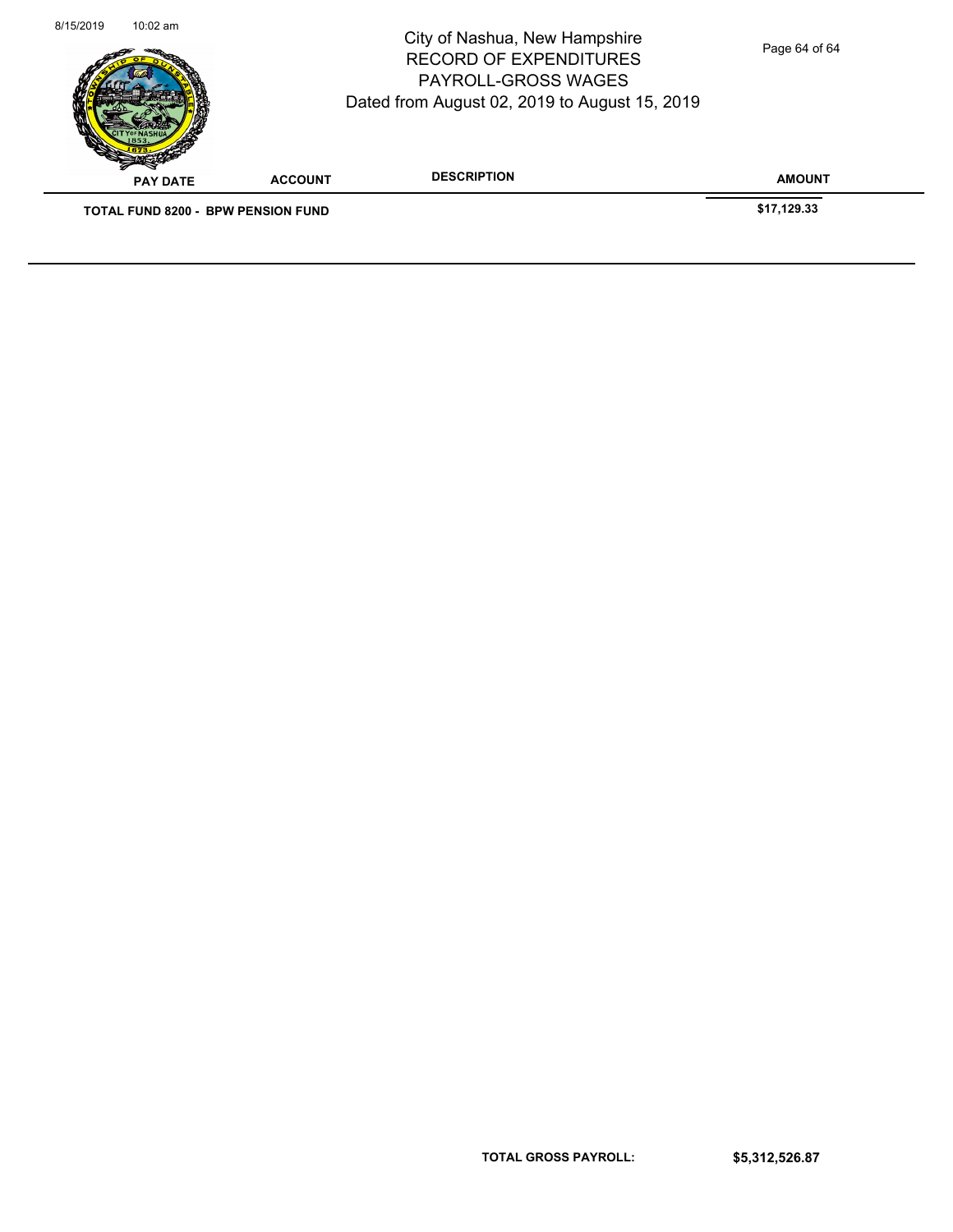| PAY DATE | ACCOUNT | DESCRIPTION | AMOUNT |
|---|---|---|---|
| **TOTAL FUND 8200 - BPW PENSION FUND** | | | **$17,129.33** |

**TOTAL GROSS PAYROLL: $5,312,526.87**